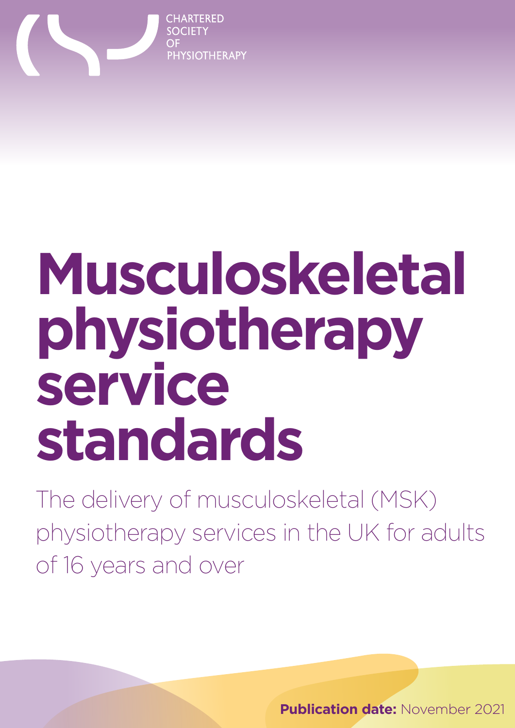CHARTERED SOCIETY OF PHYSIOTHERAPY

# Musculoskeletal physiotherapy service standards

The delivery of musculoskeletal (MSK) physiotherapy services in the UK for adults of 16 years and over

**Publication date:** November 2021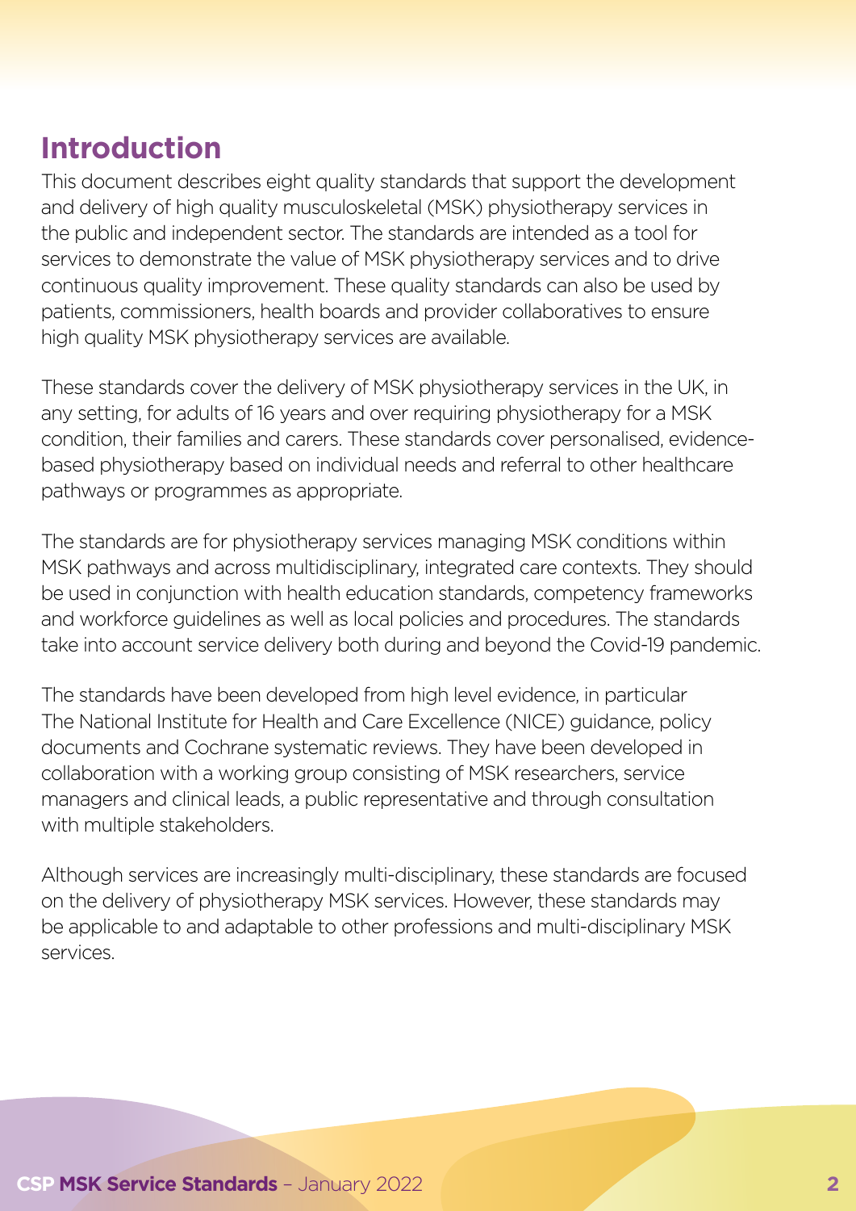## Introduction

This document describes eight quality standards that support the development and delivery of high quality musculoskeletal (MSK) physiotherapy services in the public and independent sector. The standards are intended as a tool for services to demonstrate the value of MSK physiotherapy services and to drive continuous quality improvement. These quality standards can also be used by patients, commissioners, health boards and provider collaboratives to ensure high quality MSK physiotherapy services are available.

These standards cover the delivery of MSK physiotherapy services in the UK, in any setting, for adults of 16 years and over requiring physiotherapy for a MSK condition, their families and carers. These standards cover personalised, evidence-based physiotherapy based on individual needs and referral to other healthcare pathways or programmes as appropriate.

The standards are for physiotherapy services managing MSK conditions within MSK pathways and across multidisciplinary, integrated care contexts. They should be used in conjunction with health education standards, competency frameworks and workforce guidelines as well as local policies and procedures. The standards take into account service delivery both during and beyond the Covid-19 pandemic.

The standards have been developed from high level evidence, in particular The National Institute for Health and Care Excellence (NICE) guidance, policy documents and Cochrane systematic reviews. They have been developed in collaboration with a working group consisting of MSK researchers, service managers and clinical leads, a public representative and through consultation with multiple stakeholders.

Although services are increasingly multi-disciplinary, these standards are focused on the delivery of physiotherapy MSK services. However, these standards may be applicable to and adaptable to other professions and multi-disciplinary MSK services.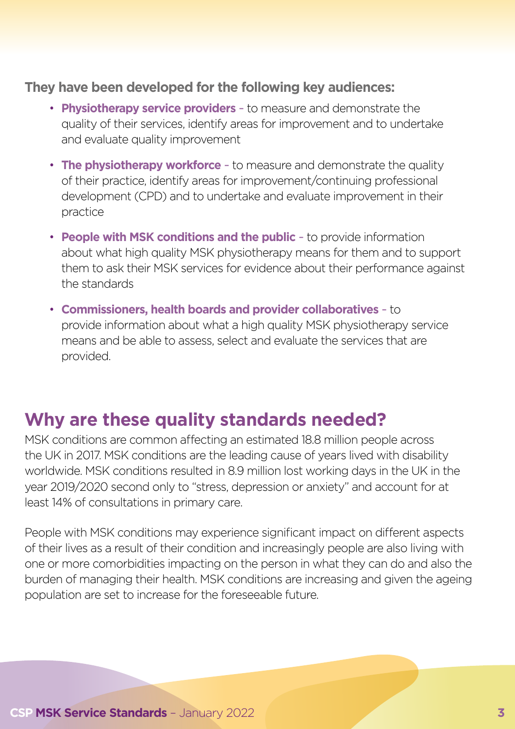**They have been developed for the following key audiences:**

- **Physiotherapy service providers** – to measure and demonstrate the quality of their services, identify areas for improvement and to undertake and evaluate quality improvement
- **The physiotherapy workforce** – to measure and demonstrate the quality of their practice, identify areas for improvement/continuing professional development (CPD) and to undertake and evaluate improvement in their practice
- **People with MSK conditions and the public** – to provide information about what high quality MSK physiotherapy means for them and to support them to ask their MSK services for evidence about their performance against the standards
- **Commissioners, health boards and provider collaboratives** – to provide information about what a high quality MSK physiotherapy service means and be able to assess, select and evaluate the services that are provided.

## Why are these quality standards needed?

MSK conditions are common affecting an estimated 18.8 million people across the UK in 2017. MSK conditions are the leading cause of years lived with disability worldwide. MSK conditions resulted in 8.9 million lost working days in the UK in the year 2019/2020 second only to "stress, depression or anxiety" and account for at least 14% of consultations in primary care.

People with MSK conditions may experience significant impact on different aspects of their lives as a result of their condition and increasingly people are also living with one or more comorbidities impacting on the person in what they can do and also the burden of managing their health. MSK conditions are increasing and given the ageing population are set to increase for the foreseeable future.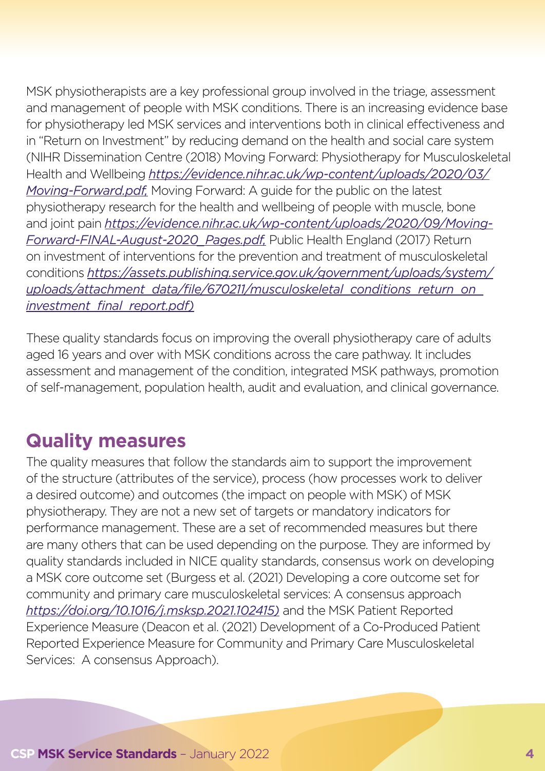MSK physiotherapists are a key professional group involved in the triage, assessment and management of people with MSK conditions. There is an increasing evidence base for physiotherapy led MSK services and interventions both in clinical effectiveness and in "Return on Investment" by reducing demand on the health and social care system (NIHR Dissemination Centre (2018) Moving Forward: Physiotherapy for Musculoskeletal Health and Wellbeing *https://evidence.nihr.ac.uk/wp-content/uploads/2020/03/Moving-Forward.pdf,* Moving Forward: A guide for the public on the latest physiotherapy research for the health and wellbeing of people with muscle, bone and joint pain *https://evidence.nihr.ac.uk/wp-content/uploads/2020/09/Moving-Forward-FINAL-August-2020_Pages.pdf,* Public Health England (2017) Return on investment of interventions for the prevention and treatment of musculoskeletal conditions *https://assets.publishing.service.gov.uk/government/uploads/system/uploads/attachment_data/file/670211/musculoskeletal_conditions_return_on_investment_final_report.pdf)*

These quality standards focus on improving the overall physiotherapy care of adults aged 16 years and over with MSK conditions across the care pathway. It includes assessment and management of the condition, integrated MSK pathways, promotion of self-management, population health, audit and evaluation, and clinical governance.

## Quality measures

The quality measures that follow the standards aim to support the improvement of the structure (attributes of the service), process (how processes work to deliver a desired outcome) and outcomes (the impact on people with MSK) of MSK physiotherapy. They are not a new set of targets or mandatory indicators for performance management. These are a set of recommended measures but there are many others that can be used depending on the purpose. They are informed by quality standards included in NICE quality standards, consensus work on developing a MSK core outcome set (Burgess et al. (2021) Developing a core outcome set for community and primary care musculoskeletal services: A consensus approach *https://doi.org/10.1016/j.msksp.2021.102415)* and the MSK Patient Reported Experience Measure (Deacon et al. (2021) Development of a Co-Produced Patient Reported Experience Measure for Community and Primary Care Musculoskeletal Services: A consensus Approach).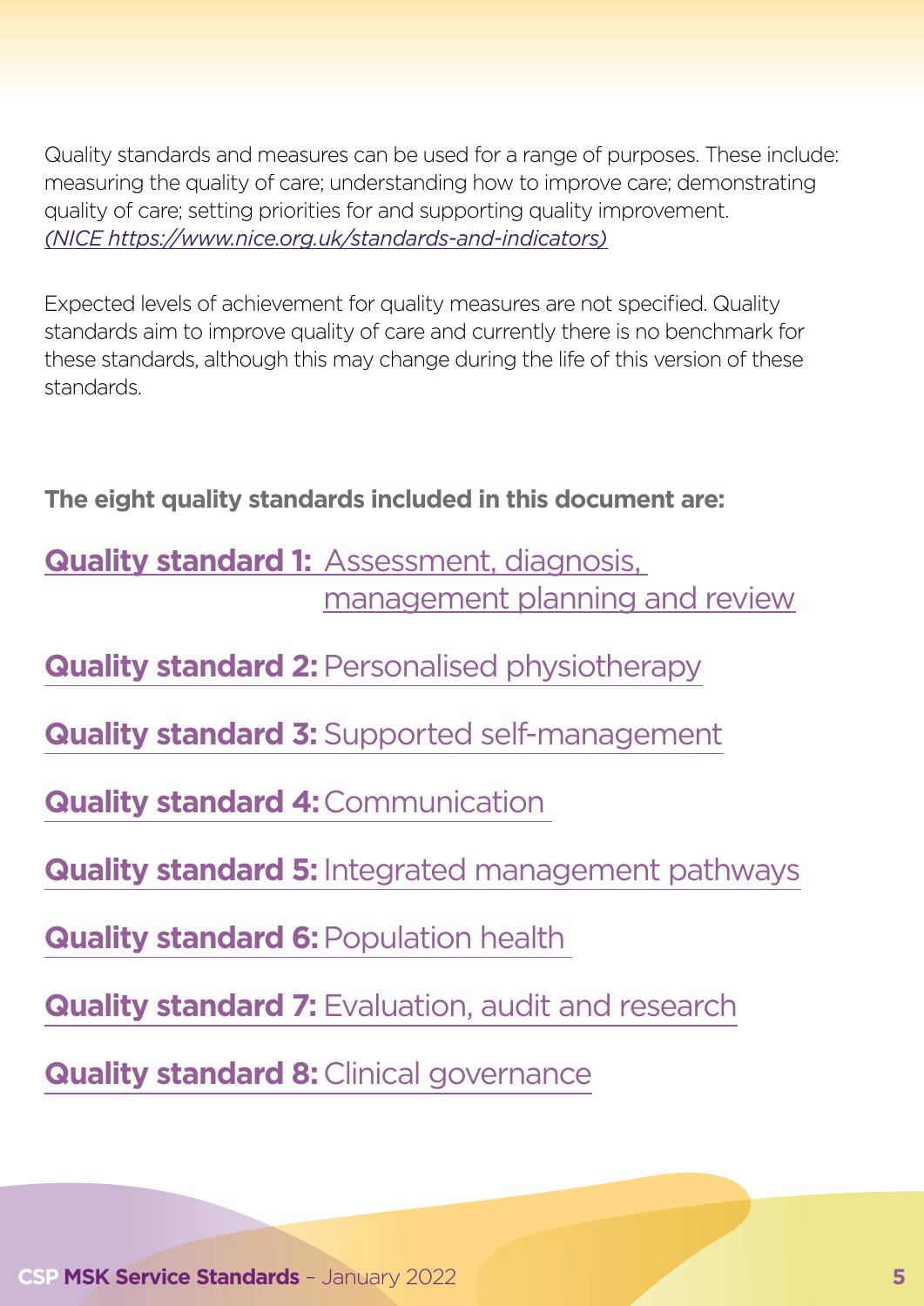Quality standards and measures can be used for a range of purposes. These include: measuring the quality of care; understanding how to improve care; demonstrating quality of care; setting priorities for and supporting quality improvement. *(NICE https://www.nice.org.uk/standards-and-indicators)*

Expected levels of achievement for quality measures are not specified. Quality standards aim to improve quality of care and currently there is no benchmark for these standards, although this may change during the life of this version of these standards.

**The eight quality standards included in this document are:**

**Quality standard 1:** Assessment, diagnosis, management planning and review

**Quality standard 2:** Personalised physiotherapy

**Quality standard 3:** Supported self-management

**Quality standard 4:** Communication

**Quality standard 5:** Integrated management pathways

**Quality standard 6:** Population health

**Quality standard 7:** Evaluation, audit and research

**Quality standard 8:** Clinical governance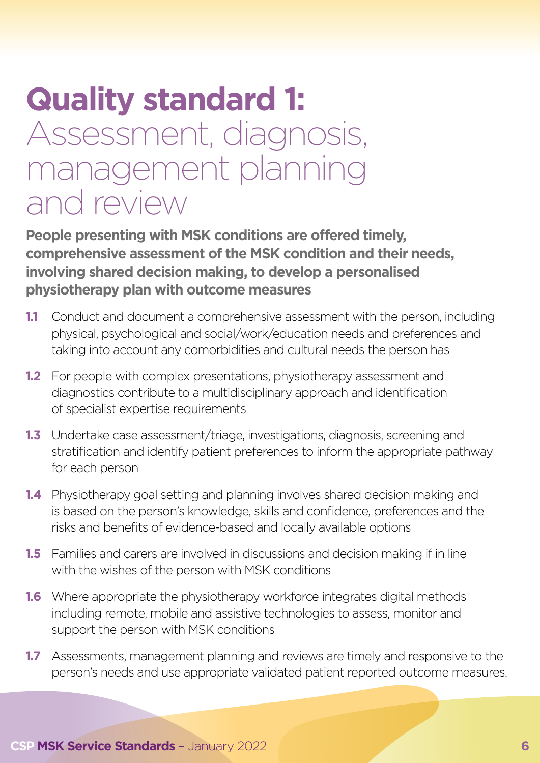# Quality standard 1: Assessment, diagnosis, management planning and review

**People presenting with MSK conditions are offered timely, comprehensive assessment of the MSK condition and their needs, involving shared decision making, to develop a personalised physiotherapy plan with outcome measures**

**1.1** Conduct and document a comprehensive assessment with the person, including physical, psychological and social/work/education needs and preferences and taking into account any comorbidities and cultural needs the person has

**1.2** For people with complex presentations, physiotherapy assessment and diagnostics contribute to a multidisciplinary approach and identification of specialist expertise requirements

**1.3** Undertake case assessment/triage, investigations, diagnosis, screening and stratification and identify patient preferences to inform the appropriate pathway for each person

**1.4** Physiotherapy goal setting and planning involves shared decision making and is based on the person's knowledge, skills and confidence, preferences and the risks and benefits of evidence-based and locally available options

**1.5** Families and carers are involved in discussions and decision making if in line with the wishes of the person with MSK conditions

**1.6** Where appropriate the physiotherapy workforce integrates digital methods including remote, mobile and assistive technologies to assess, monitor and support the person with MSK conditions

**1.7** Assessments, management planning and reviews are timely and responsive to the person's needs and use appropriate validated patient reported outcome measures.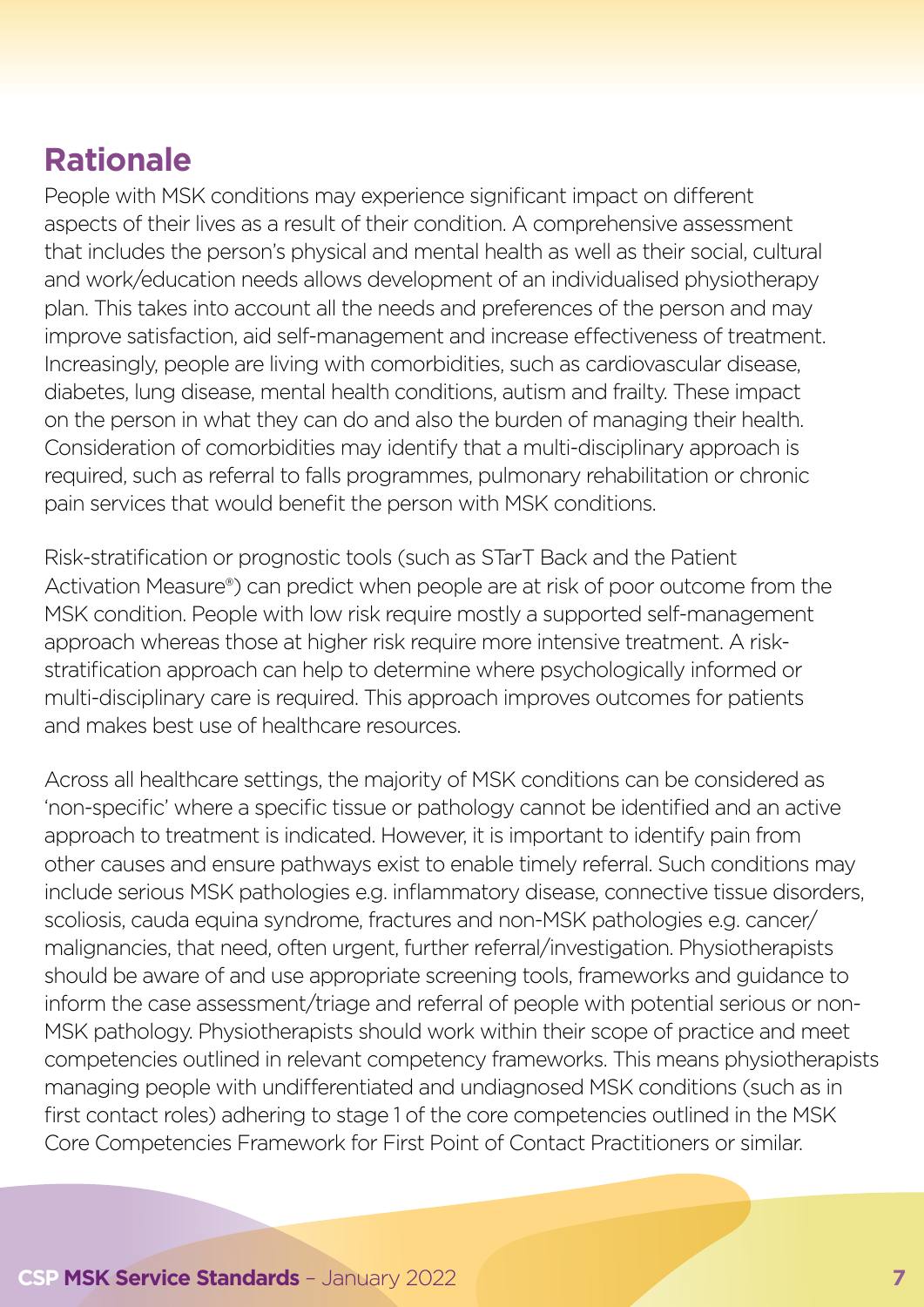## Rationale

People with MSK conditions may experience significant impact on different aspects of their lives as a result of their condition. A comprehensive assessment that includes the person's physical and mental health as well as their social, cultural and work/education needs allows development of an individualised physiotherapy plan. This takes into account all the needs and preferences of the person and may improve satisfaction, aid self-management and increase effectiveness of treatment. Increasingly, people are living with comorbidities, such as cardiovascular disease, diabetes, lung disease, mental health conditions, autism and frailty. These impact on the person in what they can do and also the burden of managing their health. Consideration of comorbidities may identify that a multi-disciplinary approach is required, such as referral to falls programmes, pulmonary rehabilitation or chronic pain services that would benefit the person with MSK conditions.

Risk-stratification or prognostic tools (such as STarT Back and the Patient Activation Measure®) can predict when people are at risk of poor outcome from the MSK condition. People with low risk require mostly a supported self-management approach whereas those at higher risk require more intensive treatment. A risk-stratification approach can help to determine where psychologically informed or multi-disciplinary care is required. This approach improves outcomes for patients and makes best use of healthcare resources.

Across all healthcare settings, the majority of MSK conditions can be considered as 'non-specific' where a specific tissue or pathology cannot be identified and an active approach to treatment is indicated. However, it is important to identify pain from other causes and ensure pathways exist to enable timely referral. Such conditions may include serious MSK pathologies e.g. inflammatory disease, connective tissue disorders, scoliosis, cauda equina syndrome, fractures and non-MSK pathologies e.g. cancer/malignancies, that need, often urgent, further referral/investigation. Physiotherapists should be aware of and use appropriate screening tools, frameworks and guidance to inform the case assessment/triage and referral of people with potential serious or non-MSK pathology. Physiotherapists should work within their scope of practice and meet competencies outlined in relevant competency frameworks. This means physiotherapists managing people with undifferentiated and undiagnosed MSK conditions (such as in first contact roles) adhering to stage 1 of the core competencies outlined in the MSK Core Competencies Framework for First Point of Contact Practitioners or similar.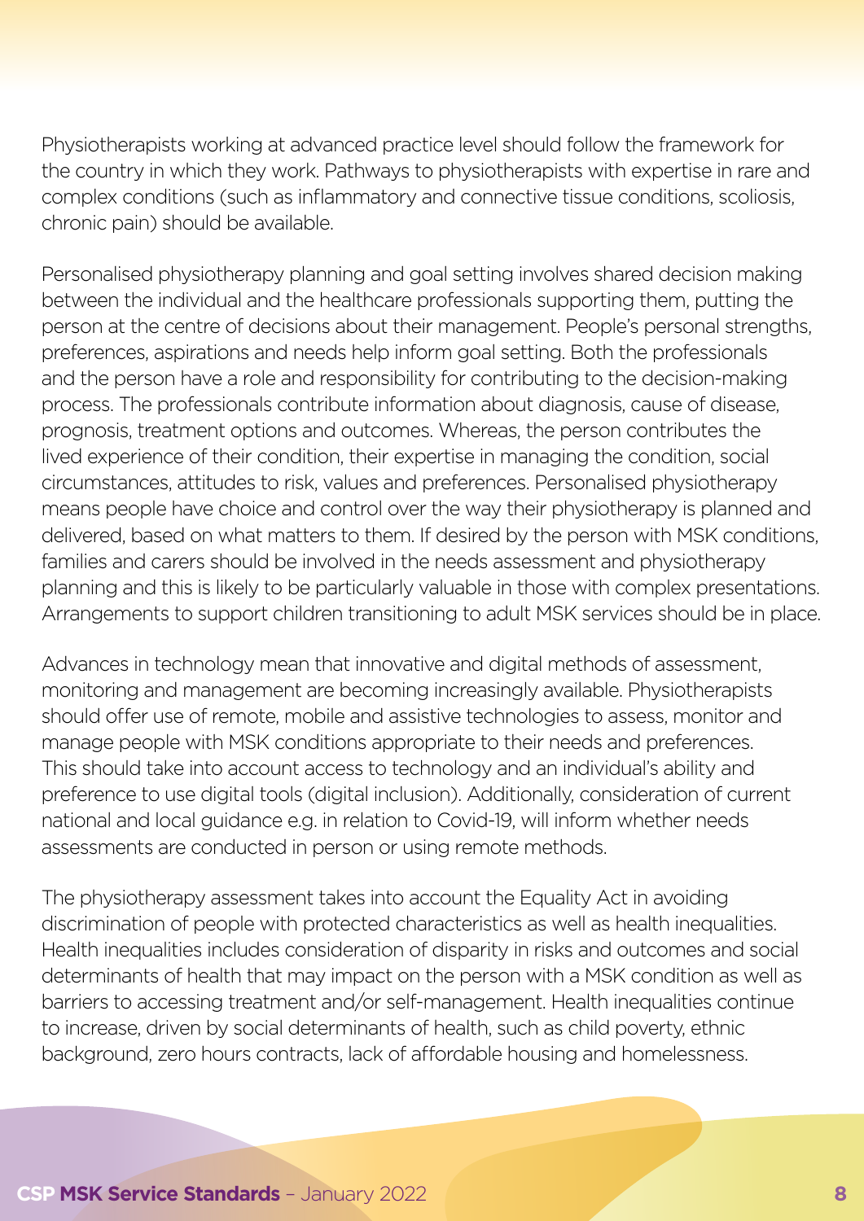Physiotherapists working at advanced practice level should follow the framework for the country in which they work. Pathways to physiotherapists with expertise in rare and complex conditions (such as inflammatory and connective tissue conditions, scoliosis, chronic pain) should be available.

Personalised physiotherapy planning and goal setting involves shared decision making between the individual and the healthcare professionals supporting them, putting the person at the centre of decisions about their management. People's personal strengths, preferences, aspirations and needs help inform goal setting. Both the professionals and the person have a role and responsibility for contributing to the decision-making process. The professionals contribute information about diagnosis, cause of disease, prognosis, treatment options and outcomes. Whereas, the person contributes the lived experience of their condition, their expertise in managing the condition, social circumstances, attitudes to risk, values and preferences. Personalised physiotherapy means people have choice and control over the way their physiotherapy is planned and delivered, based on what matters to them. If desired by the person with MSK conditions, families and carers should be involved in the needs assessment and physiotherapy planning and this is likely to be particularly valuable in those with complex presentations. Arrangements to support children transitioning to adult MSK services should be in place.

Advances in technology mean that innovative and digital methods of assessment, monitoring and management are becoming increasingly available. Physiotherapists should offer use of remote, mobile and assistive technologies to assess, monitor and manage people with MSK conditions appropriate to their needs and preferences. This should take into account access to technology and an individual's ability and preference to use digital tools (digital inclusion). Additionally, consideration of current national and local guidance e.g. in relation to Covid-19, will inform whether needs assessments are conducted in person or using remote methods.

The physiotherapy assessment takes into account the Equality Act in avoiding discrimination of people with protected characteristics as well as health inequalities. Health inequalities includes consideration of disparity in risks and outcomes and social determinants of health that may impact on the person with a MSK condition as well as barriers to accessing treatment and/or self-management. Health inequalities continue to increase, driven by social determinants of health, such as child poverty, ethnic background, zero hours contracts, lack of affordable housing and homelessness.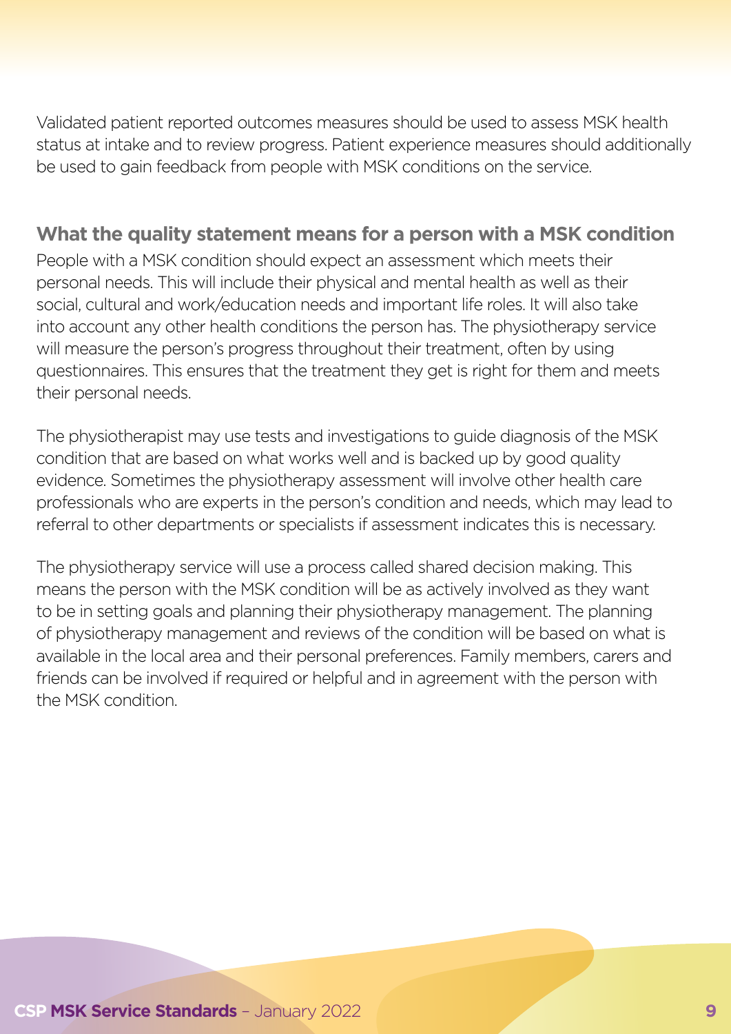Validated patient reported outcomes measures should be used to assess MSK health status at intake and to review progress. Patient experience measures should additionally be used to gain feedback from people with MSK conditions on the service.

### What the quality statement means for a person with a MSK condition

People with a MSK condition should expect an assessment which meets their personal needs. This will include their physical and mental health as well as their social, cultural and work/education needs and important life roles. It will also take into account any other health conditions the person has. The physiotherapy service will measure the person's progress throughout their treatment, often by using questionnaires. This ensures that the treatment they get is right for them and meets their personal needs.

The physiotherapist may use tests and investigations to guide diagnosis of the MSK condition that are based on what works well and is backed up by good quality evidence. Sometimes the physiotherapy assessment will involve other health care professionals who are experts in the person's condition and needs, which may lead to referral to other departments or specialists if assessment indicates this is necessary.

The physiotherapy service will use a process called shared decision making. This means the person with the MSK condition will be as actively involved as they want to be in setting goals and planning their physiotherapy management. The planning of physiotherapy management and reviews of the condition will be based on what is available in the local area and their personal preferences. Family members, carers and friends can be involved if required or helpful and in agreement with the person with the MSK condition.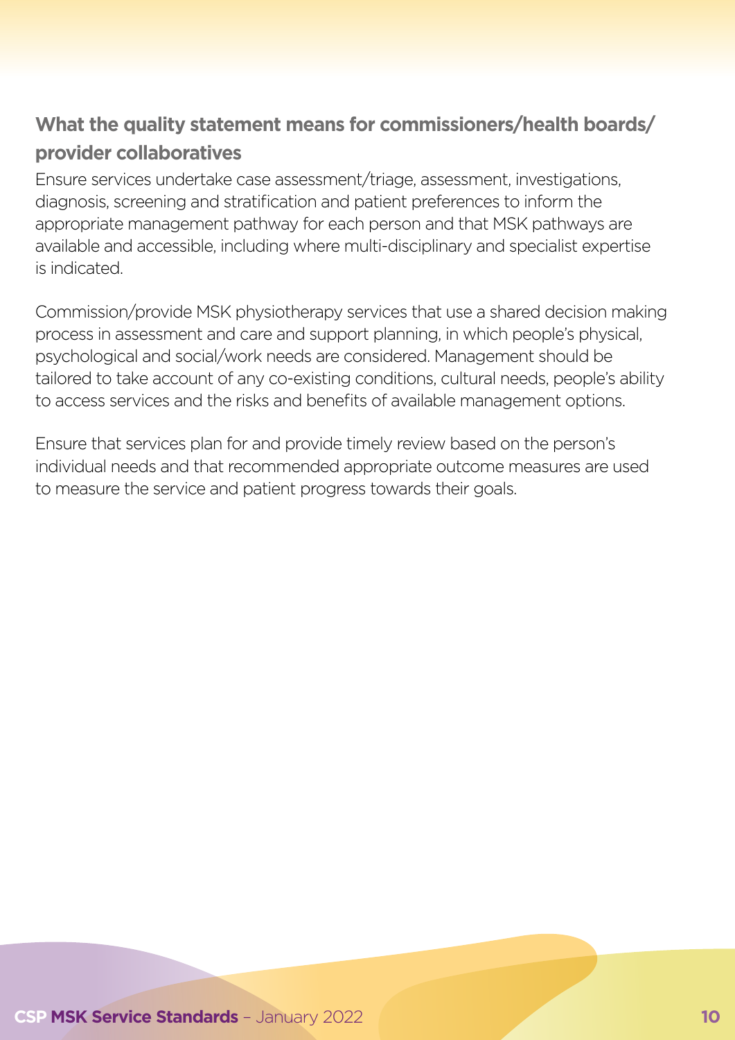### What the quality statement means for commissioners/health boards/provider collaboratives

Ensure services undertake case assessment/triage, assessment, investigations, diagnosis, screening and stratification and patient preferences to inform the appropriate management pathway for each person and that MSK pathways are available and accessible, including where multi-disciplinary and specialist expertise is indicated.

Commission/provide MSK physiotherapy services that use a shared decision making process in assessment and care and support planning, in which people's physical, psychological and social/work needs are considered. Management should be tailored to take account of any co-existing conditions, cultural needs, people's ability to access services and the risks and benefits of available management options.

Ensure that services plan for and provide timely review based on the person's individual needs and that recommended appropriate outcome measures are used to measure the service and patient progress towards their goals.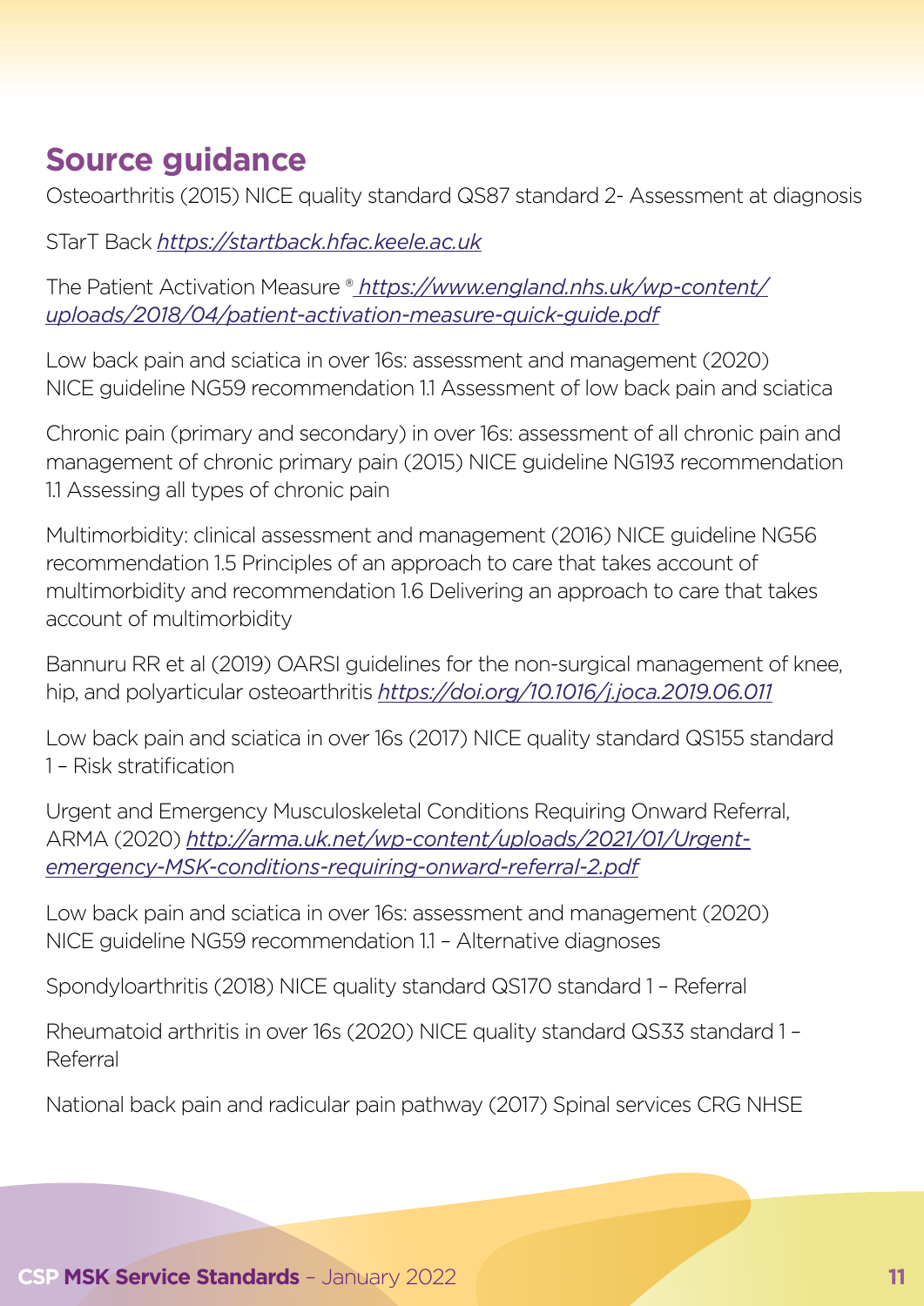## Source guidance

Osteoarthritis (2015) NICE quality standard QS87 standard 2- Assessment at diagnosis

STarT Back *https://startback.hfac.keele.ac.uk*

The Patient Activation Measure ® *https://www.england.nhs.uk/wp-content/uploads/2018/04/patient-activation-measure-quick-guide.pdf*

Low back pain and sciatica in over 16s: assessment and management (2020) NICE guideline NG59 recommendation 1.1 Assessment of low back pain and sciatica

Chronic pain (primary and secondary) in over 16s: assessment of all chronic pain and management of chronic primary pain (2015) NICE guideline NG193 recommendation 1.1 Assessing all types of chronic pain

Multimorbidity: clinical assessment and management (2016) NICE guideline NG56 recommendation 1.5 Principles of an approach to care that takes account of multimorbidity and recommendation 1.6 Delivering an approach to care that takes account of multimorbidity

Bannuru RR et al (2019) OARSI guidelines for the non-surgical management of knee, hip, and polyarticular osteoarthritis *https://doi.org/10.1016/j.joca.2019.06.011*

Low back pain and sciatica in over 16s (2017) NICE quality standard QS155 standard 1 – Risk stratification

Urgent and Emergency Musculoskeletal Conditions Requiring Onward Referral, ARMA (2020) *http://arma.uk.net/wp-content/uploads/2021/01/Urgent-emergency-MSK-conditions-requiring-onward-referral-2.pdf*

Low back pain and sciatica in over 16s: assessment and management (2020) NICE guideline NG59 recommendation 1.1 – Alternative diagnoses

Spondyloarthritis (2018) NICE quality standard QS170 standard 1 – Referral

Rheumatoid arthritis in over 16s (2020) NICE quality standard QS33 standard 1 – Referral

National back pain and radicular pain pathway (2017) Spinal services CRG NHSE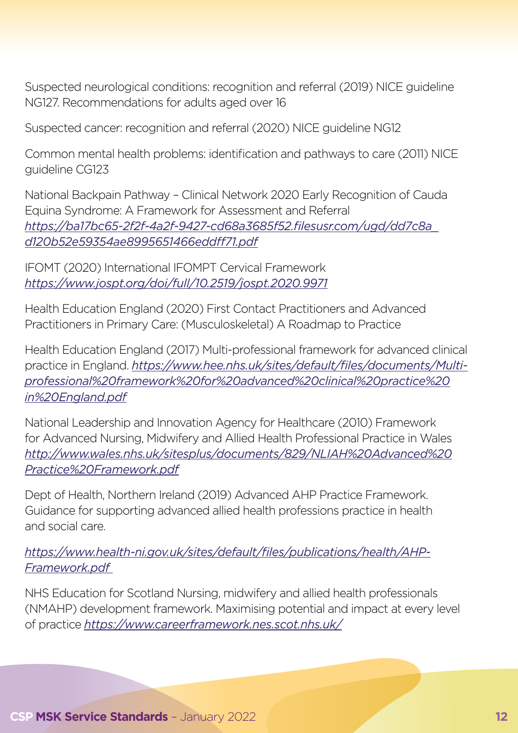Suspected neurological conditions: recognition and referral (2019) NICE guideline NG127. Recommendations for adults aged over 16

Suspected cancer: recognition and referral (2020) NICE guideline NG12

Common mental health problems: identification and pathways to care (2011) NICE guideline CG123

National Backpain Pathway – Clinical Network 2020 Early Recognition of Cauda Equina Syndrome: A Framework for Assessment and Referral *https://ba17bc65-2f2f-4a2f-9427-cd68a3685f52.filesusr.com/ugd/dd7c8a_d120b52e59354ae8995651466eddff71.pdf*

IFOMT (2020) International IFOMPT Cervical Framework *https://www.jospt.org/doi/full/10.2519/jospt.2020.9971*

Health Education England (2020) First Contact Practitioners and Advanced Practitioners in Primary Care: (Musculoskeletal) A Roadmap to Practice

Health Education England (2017) Multi-professional framework for advanced clinical practice in England. *https://www.hee.nhs.uk/sites/default/files/documents/Multi-professional%20framework%20for%20advanced%20clinical%20practice%20in%20England.pdf*

National Leadership and Innovation Agency for Healthcare (2010) Framework for Advanced Nursing, Midwifery and Allied Health Professional Practice in Wales *http://www.wales.nhs.uk/sitesplus/documents/829/NLIAH%20Advanced%20Practice%20Framework.pdf*

Dept of Health, Northern Ireland (2019) Advanced AHP Practice Framework. Guidance for supporting advanced allied health professions practice in health and social care.

*https://www.health-ni.gov.uk/sites/default/files/publications/health/AHP-Framework.pdf*

NHS Education for Scotland Nursing, midwifery and allied health professionals (NMAHP) development framework. Maximising potential and impact at every level of practice *https://www.careerframework.nes.scot.nhs.uk/*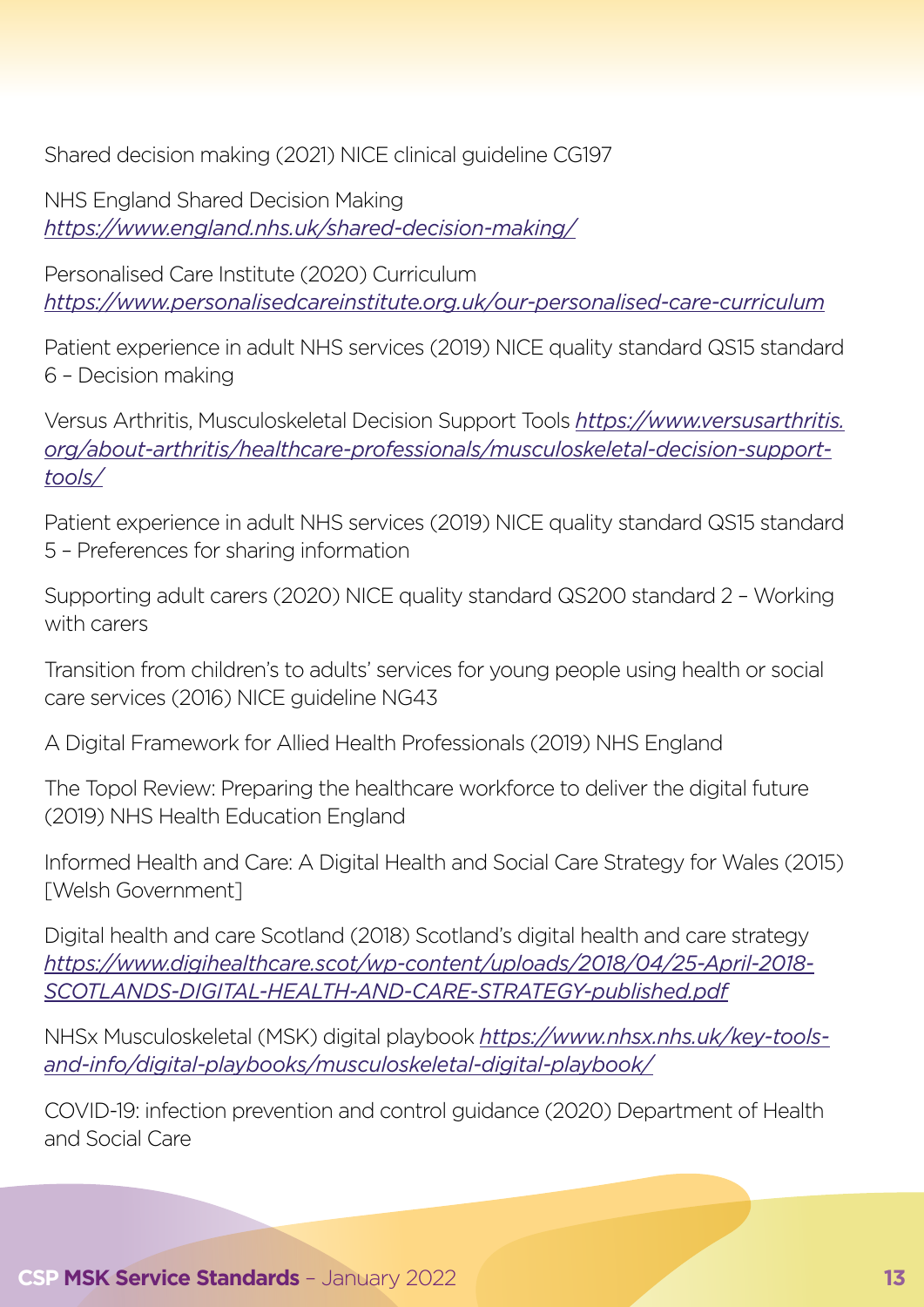Shared decision making (2021) NICE clinical guideline CG197

NHS England Shared Decision Making
*https://www.england.nhs.uk/shared-decision-making/*

Personalised Care Institute (2020) Curriculum
*https://www.personalisedcareinstitute.org.uk/our-personalised-care-curriculum*

Patient experience in adult NHS services (2019) NICE quality standard QS15 standard 6 – Decision making

Versus Arthritis, Musculoskeletal Decision Support Tools *https://www.versusarthritis.org/about-arthritis/healthcare-professionals/musculoskeletal-decision-support-tools/*

Patient experience in adult NHS services (2019) NICE quality standard QS15 standard 5 – Preferences for sharing information

Supporting adult carers (2020) NICE quality standard QS200 standard 2 – Working with carers

Transition from children's to adults' services for young people using health or social care services (2016) NICE guideline NG43

A Digital Framework for Allied Health Professionals (2019) NHS England

The Topol Review: Preparing the healthcare workforce to deliver the digital future (2019) NHS Health Education England

Informed Health and Care: A Digital Health and Social Care Strategy for Wales (2015) [Welsh Government]

Digital health and care Scotland (2018) Scotland's digital health and care strategy *https://www.digihealthcare.scot/wp-content/uploads/2018/04/25-April-2018-SCOTLANDS-DIGITAL-HEALTH-AND-CARE-STRATEGY-published.pdf*

NHSx Musculoskeletal (MSK) digital playbook *https://www.nhsx.nhs.uk/key-tools-and-info/digital-playbooks/musculoskeletal-digital-playbook/*

COVID-19: infection prevention and control guidance (2020) Department of Health and Social Care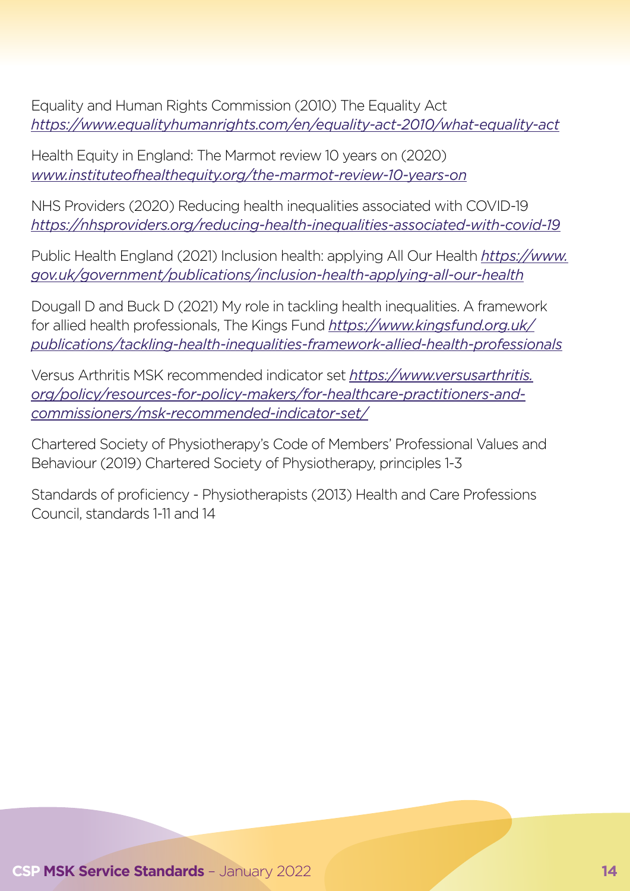Equality and Human Rights Commission (2010) The Equality Act *https://www.equalityhumanrights.com/en/equality-act-2010/what-equality-act*

Health Equity in England: The Marmot review 10 years on (2020) *www.instituteofhealthequity.org/the-marmot-review-10-years-on*

NHS Providers (2020) Reducing health inequalities associated with COVID-19 *https://nhsproviders.org/reducing-health-inequalities-associated-with-covid-19*

Public Health England (2021) Inclusion health: applying All Our Health *https://www.gov.uk/government/publications/inclusion-health-applying-all-our-health*

Dougall D and Buck D (2021) My role in tackling health inequalities. A framework for allied health professionals, The Kings Fund *https://www.kingsfund.org.uk/publications/tackling-health-inequalities-framework-allied-health-professionals*

Versus Arthritis MSK recommended indicator set *https://www.versusarthritis.org/policy/resources-for-policy-makers/for-healthcare-practitioners-and-commissioners/msk-recommended-indicator-set/*

Chartered Society of Physiotherapy's Code of Members' Professional Values and Behaviour (2019) Chartered Society of Physiotherapy, principles 1-3

Standards of proficiency - Physiotherapists (2013) Health and Care Professions Council, standards 1-11 and 14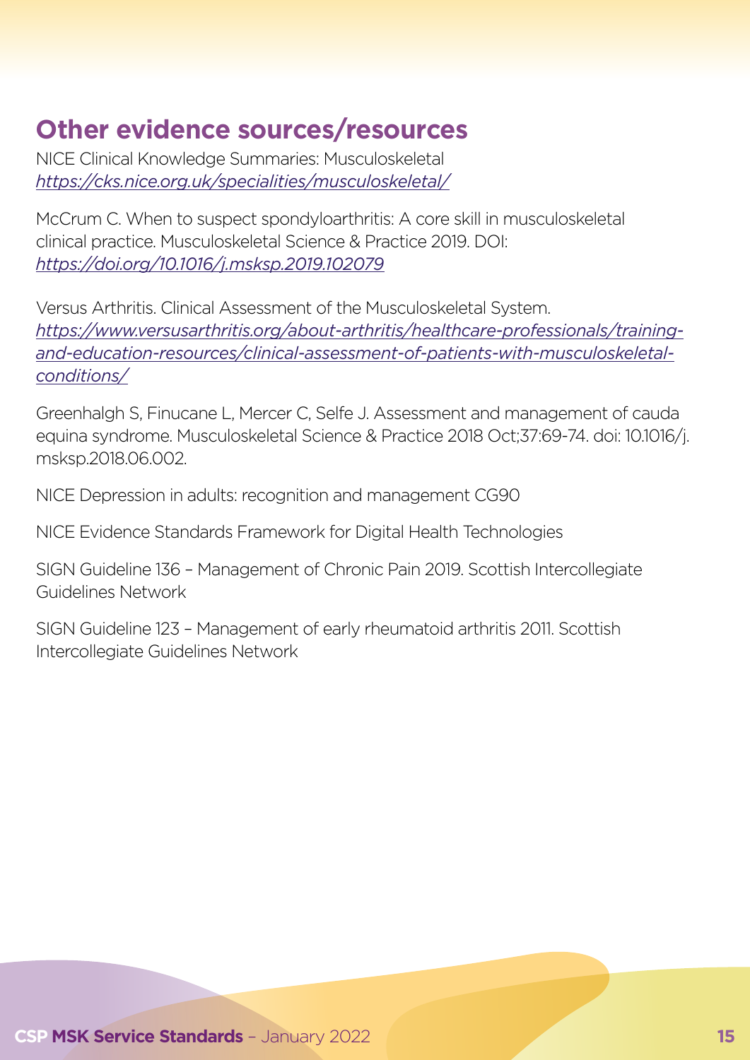## Other evidence sources/resources

NICE Clinical Knowledge Summaries: Musculoskeletal
*https://cks.nice.org.uk/specialities/musculoskeletal/*

McCrum C. When to suspect spondyloarthritis: A core skill in musculoskeletal clinical practice. Musculoskeletal Science & Practice 2019. DOI: *https://doi.org/10.1016/j.msksp.2019.102079*

Versus Arthritis. Clinical Assessment of the Musculoskeletal System.
*https://www.versusarthritis.org/about-arthritis/healthcare-professionals/training-and-education-resources/clinical-assessment-of-patients-with-musculoskeletal-conditions/*

Greenhalgh S, Finucane L, Mercer C, Selfe J. Assessment and management of cauda equina syndrome. Musculoskeletal Science & Practice 2018 Oct;37:69-74. doi: 10.1016/j.msksp.2018.06.002.

NICE Depression in adults: recognition and management CG90

NICE Evidence Standards Framework for Digital Health Technologies

SIGN Guideline 136 – Management of Chronic Pain 2019. Scottish Intercollegiate Guidelines Network

SIGN Guideline 123 – Management of early rheumatoid arthritis 2011. Scottish Intercollegiate Guidelines Network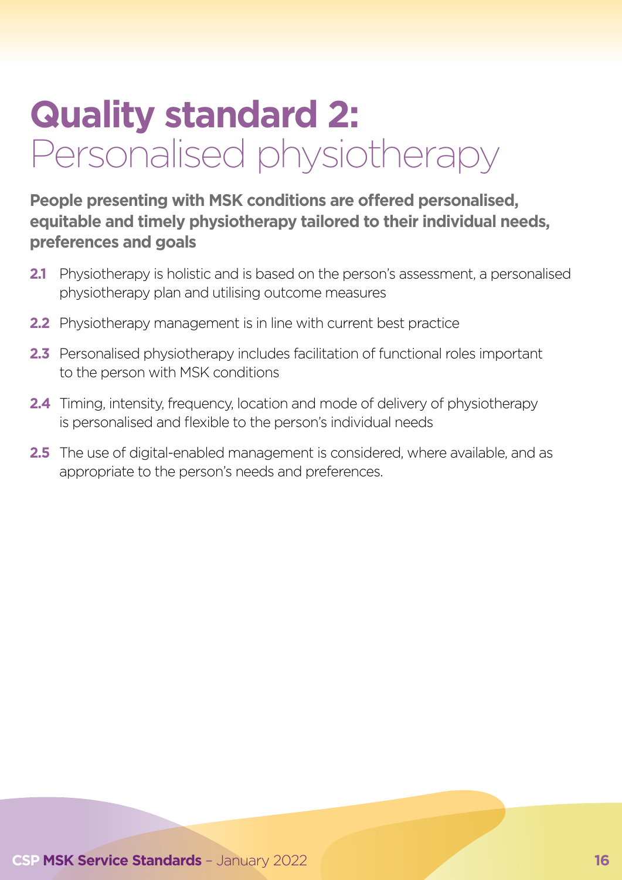# Quality standard 2: Personalised physiotherapy

**People presenting with MSK conditions are offered personalised, equitable and timely physiotherapy tailored to their individual needs, preferences and goals**

**2.1** Physiotherapy is holistic and is based on the person's assessment, a personalised physiotherapy plan and utilising outcome measures

**2.2** Physiotherapy management is in line with current best practice

**2.3** Personalised physiotherapy includes facilitation of functional roles important to the person with MSK conditions

**2.4** Timing, intensity, frequency, location and mode of delivery of physiotherapy is personalised and flexible to the person's individual needs

**2.5** The use of digital-enabled management is considered, where available, and as appropriate to the person's needs and preferences.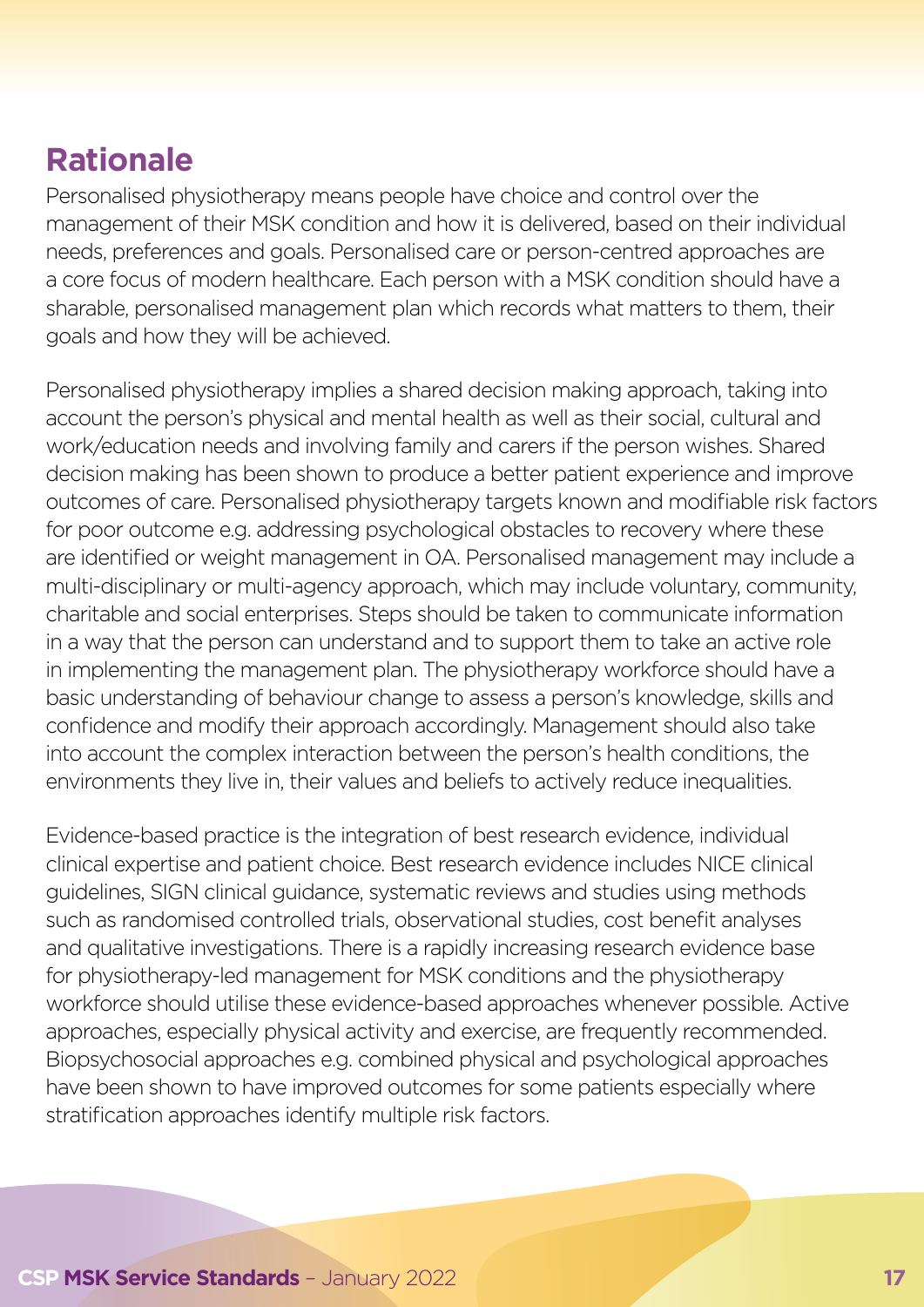## Rationale

Personalised physiotherapy means people have choice and control over the management of their MSK condition and how it is delivered, based on their individual needs, preferences and goals. Personalised care or person-centred approaches are a core focus of modern healthcare. Each person with a MSK condition should have a sharable, personalised management plan which records what matters to them, their goals and how they will be achieved.

Personalised physiotherapy implies a shared decision making approach, taking into account the person's physical and mental health as well as their social, cultural and work/education needs and involving family and carers if the person wishes. Shared decision making has been shown to produce a better patient experience and improve outcomes of care. Personalised physiotherapy targets known and modifiable risk factors for poor outcome e.g. addressing psychological obstacles to recovery where these are identified or weight management in OA. Personalised management may include a multi-disciplinary or multi-agency approach, which may include voluntary, community, charitable and social enterprises. Steps should be taken to communicate information in a way that the person can understand and to support them to take an active role in implementing the management plan. The physiotherapy workforce should have a basic understanding of behaviour change to assess a person's knowledge, skills and confidence and modify their approach accordingly. Management should also take into account the complex interaction between the person's health conditions, the environments they live in, their values and beliefs to actively reduce inequalities.

Evidence-based practice is the integration of best research evidence, individual clinical expertise and patient choice. Best research evidence includes NICE clinical guidelines, SIGN clinical guidance, systematic reviews and studies using methods such as randomised controlled trials, observational studies, cost benefit analyses and qualitative investigations. There is a rapidly increasing research evidence base for physiotherapy-led management for MSK conditions and the physiotherapy workforce should utilise these evidence-based approaches whenever possible. Active approaches, especially physical activity and exercise, are frequently recommended. Biopsychosocial approaches e.g. combined physical and psychological approaches have been shown to have improved outcomes for some patients especially where stratification approaches identify multiple risk factors.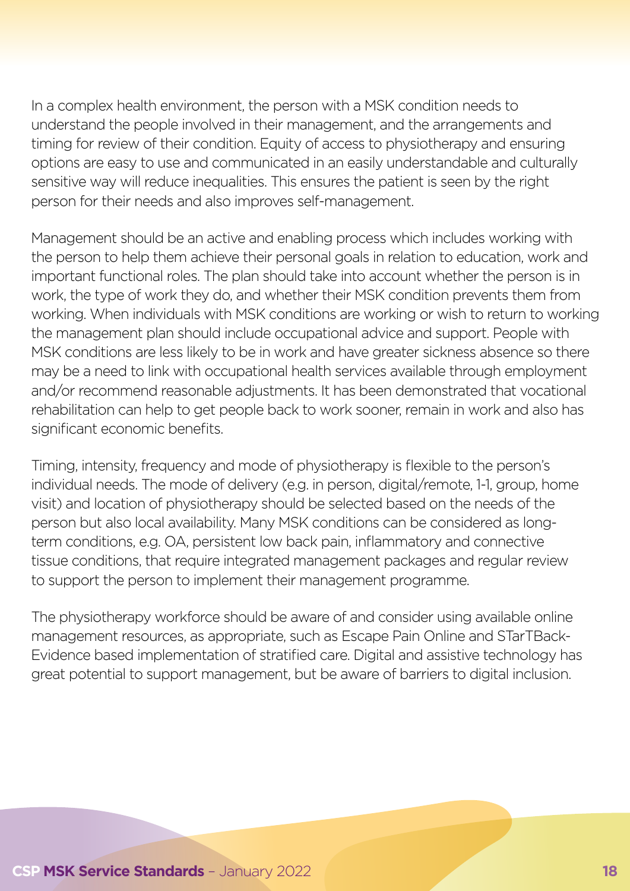In a complex health environment, the person with a MSK condition needs to understand the people involved in their management, and the arrangements and timing for review of their condition. Equity of access to physiotherapy and ensuring options are easy to use and communicated in an easily understandable and culturally sensitive way will reduce inequalities. This ensures the patient is seen by the right person for their needs and also improves self-management.

Management should be an active and enabling process which includes working with the person to help them achieve their personal goals in relation to education, work and important functional roles. The plan should take into account whether the person is in work, the type of work they do, and whether their MSK condition prevents them from working. When individuals with MSK conditions are working or wish to return to working the management plan should include occupational advice and support. People with MSK conditions are less likely to be in work and have greater sickness absence so there may be a need to link with occupational health services available through employment and/or recommend reasonable adjustments. It has been demonstrated that vocational rehabilitation can help to get people back to work sooner, remain in work and also has significant economic benefits.

Timing, intensity, frequency and mode of physiotherapy is flexible to the person's individual needs. The mode of delivery (e.g. in person, digital/remote, 1-1, group, home visit) and location of physiotherapy should be selected based on the needs of the person but also local availability. Many MSK conditions can be considered as long-term conditions, e.g. OA, persistent low back pain, inflammatory and connective tissue conditions, that require integrated management packages and regular review to support the person to implement their management programme.

The physiotherapy workforce should be aware of and consider using available online management resources, as appropriate, such as Escape Pain Online and STarTBack-Evidence based implementation of stratified care. Digital and assistive technology has great potential to support management, but be aware of barriers to digital inclusion.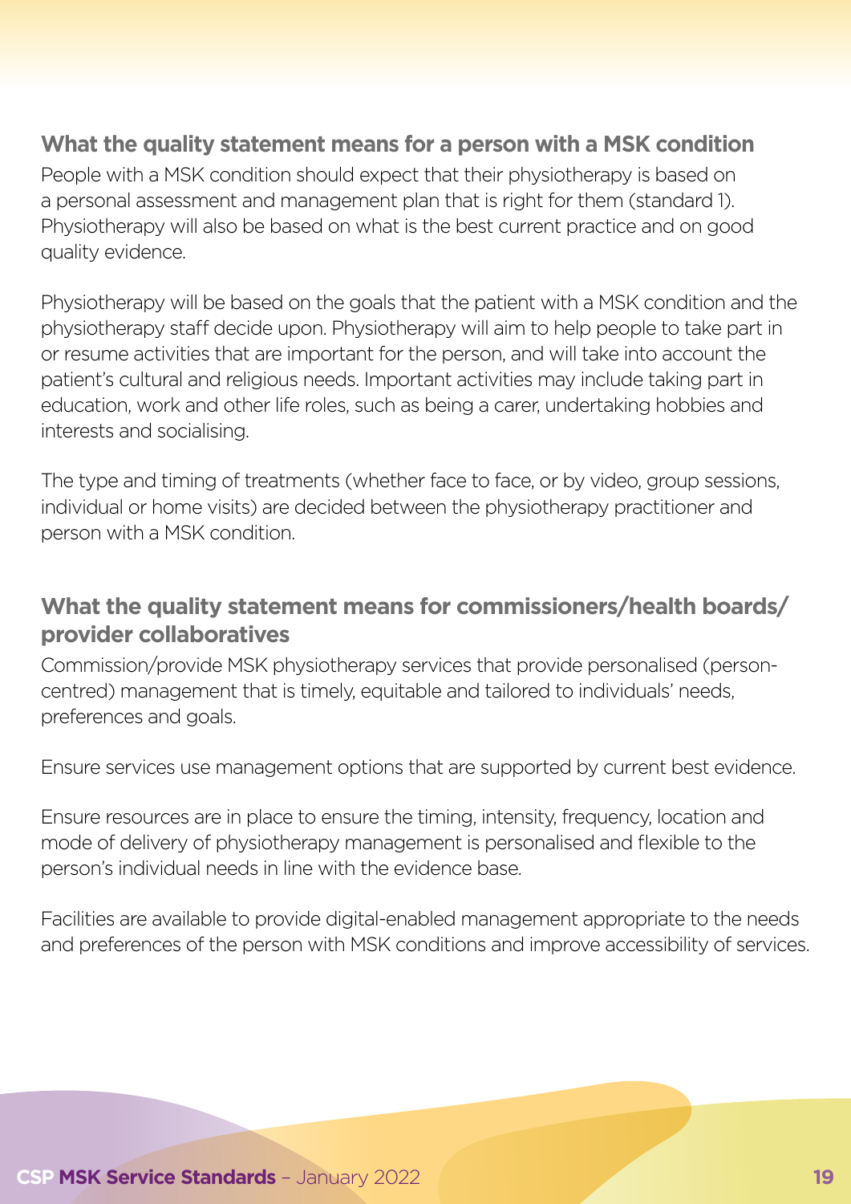### What the quality statement means for a person with a MSK condition

People with a MSK condition should expect that their physiotherapy is based on a personal assessment and management plan that is right for them (standard 1). Physiotherapy will also be based on what is the best current practice and on good quality evidence.

Physiotherapy will be based on the goals that the patient with a MSK condition and the physiotherapy staff decide upon. Physiotherapy will aim to help people to take part in or resume activities that are important for the person, and will take into account the patient's cultural and religious needs. Important activities may include taking part in education, work and other life roles, such as being a carer, undertaking hobbies and interests and socialising.

The type and timing of treatments (whether face to face, or by video, group sessions, individual or home visits) are decided between the physiotherapy practitioner and person with a MSK condition.

### What the quality statement means for commissioners/health boards/provider collaboratives

Commission/provide MSK physiotherapy services that provide personalised (person-centred) management that is timely, equitable and tailored to individuals' needs, preferences and goals.

Ensure services use management options that are supported by current best evidence.

Ensure resources are in place to ensure the timing, intensity, frequency, location and mode of delivery of physiotherapy management is personalised and flexible to the person's individual needs in line with the evidence base.

Facilities are available to provide digital-enabled management appropriate to the needs and preferences of the person with MSK conditions and improve accessibility of services.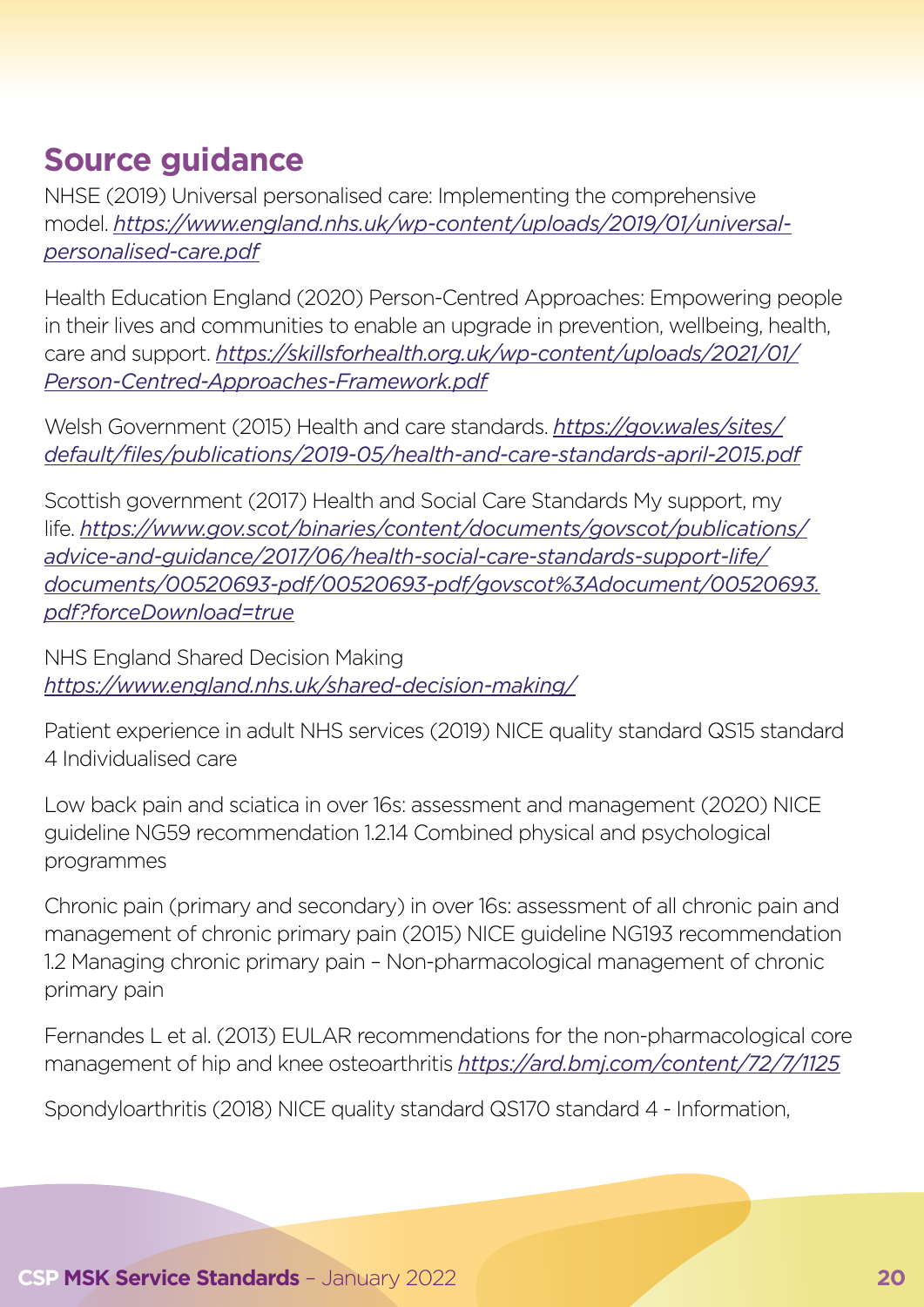## Source guidance

NHSE (2019) Universal personalised care: Implementing the comprehensive model. *https://www.england.nhs.uk/wp-content/uploads/2019/01/universal-personalised-care.pdf*

Health Education England (2020) Person-Centred Approaches: Empowering people in their lives and communities to enable an upgrade in prevention, wellbeing, health, care and support. *https://skillsforhealth.org.uk/wp-content/uploads/2021/01/Person-Centred-Approaches-Framework.pdf*

Welsh Government (2015) Health and care standards. *https://gov.wales/sites/default/files/publications/2019-05/health-and-care-standards-april-2015.pdf*

Scottish government (2017) Health and Social Care Standards My support, my life. *https://www.gov.scot/binaries/content/documents/govscot/publications/advice-and-guidance/2017/06/health-social-care-standards-support-life/documents/00520693-pdf/00520693-pdf/govscot%3Adocument/00520693.pdf?forceDownload=true*

NHS England Shared Decision Making
*https://www.england.nhs.uk/shared-decision-making/*

Patient experience in adult NHS services (2019) NICE quality standard QS15 standard 4 Individualised care

Low back pain and sciatica in over 16s: assessment and management (2020) NICE guideline NG59 recommendation 1.2.14 Combined physical and psychological programmes

Chronic pain (primary and secondary) in over 16s: assessment of all chronic pain and management of chronic primary pain (2015) NICE guideline NG193 recommendation 1.2 Managing chronic primary pain – Non-pharmacological management of chronic primary pain

Fernandes L et al. (2013) EULAR recommendations for the non-pharmacological core management of hip and knee osteoarthritis *https://ard.bmj.com/content/72/7/1125*

Spondyloarthritis (2018) NICE quality standard QS170 standard 4 - Information,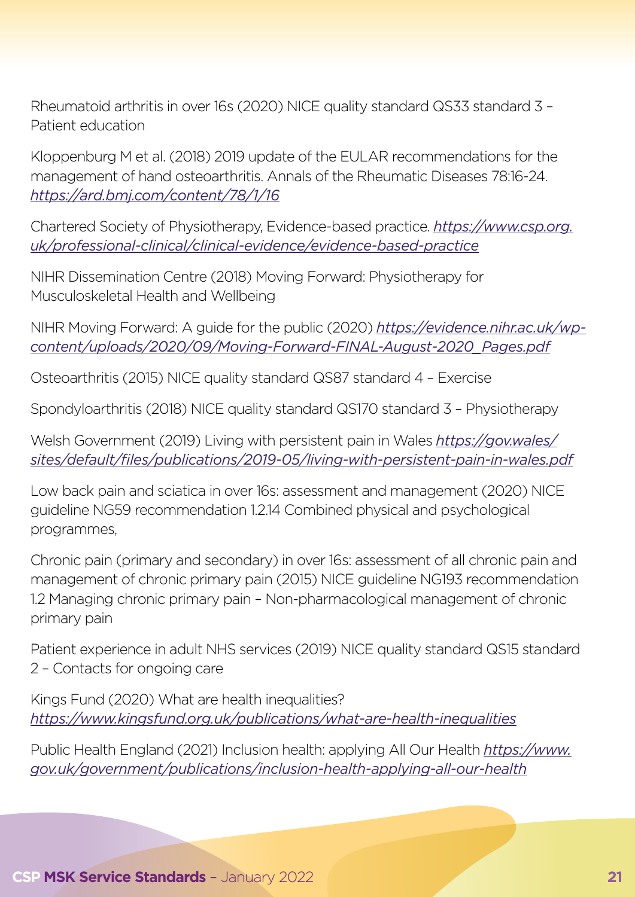Rheumatoid arthritis in over 16s (2020) NICE quality standard QS33 standard 3 – Patient education

Kloppenburg M et al. (2018) 2019 update of the EULAR recommendations for the management of hand osteoarthritis. Annals of the Rheumatic Diseases 78:16-24. *https://ard.bmj.com/content/78/1/16*

Chartered Society of Physiotherapy, Evidence-based practice. *https://www.csp.org.uk/professional-clinical/clinical-evidence/evidence-based-practice*

NIHR Dissemination Centre (2018) Moving Forward: Physiotherapy for Musculoskeletal Health and Wellbeing

NIHR Moving Forward: A guide for the public (2020) *https://evidence.nihr.ac.uk/wp-content/uploads/2020/09/Moving-Forward-FINAL-August-2020_Pages.pdf*

Osteoarthritis (2015) NICE quality standard QS87 standard 4 – Exercise

Spondyloarthritis (2018) NICE quality standard QS170 standard 3 – Physiotherapy

Welsh Government (2019) Living with persistent pain in Wales *https://gov.wales/sites/default/files/publications/2019-05/living-with-persistent-pain-in-wales.pdf*

Low back pain and sciatica in over 16s: assessment and management (2020) NICE guideline NG59 recommendation 1.2.14 Combined physical and psychological programmes,

Chronic pain (primary and secondary) in over 16s: assessment of all chronic pain and management of chronic primary pain (2015) NICE guideline NG193 recommendation 1.2 Managing chronic primary pain – Non-pharmacological management of chronic primary pain

Patient experience in adult NHS services (2019) NICE quality standard QS15 standard 2 – Contacts for ongoing care

Kings Fund (2020) What are health inequalities? *https://www.kingsfund.org.uk/publications/what-are-health-inequalities*

Public Health England (2021) Inclusion health: applying All Our Health *https://www.gov.uk/government/publications/inclusion-health-applying-all-our-health*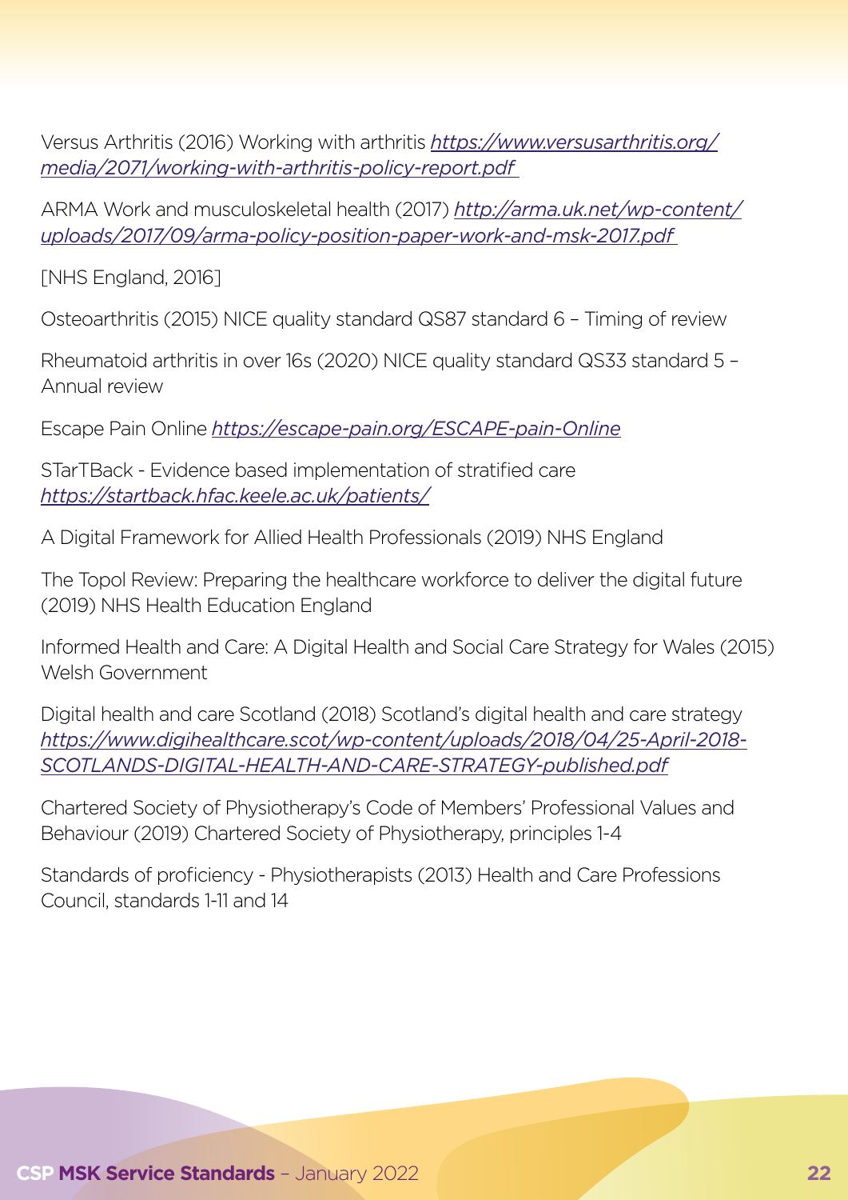Versus Arthritis (2016) Working with arthritis *https://www.versusarthritis.org/media/2071/working-with-arthritis-policy-report.pdf*

ARMA Work and musculoskeletal health (2017) *http://arma.uk.net/wp-content/uploads/2017/09/arma-policy-position-paper-work-and-msk-2017.pdf*

[NHS England, 2016]

Osteoarthritis (2015) NICE quality standard QS87 standard 6 – Timing of review

Rheumatoid arthritis in over 16s (2020) NICE quality standard QS33 standard 5 – Annual review

Escape Pain Online *https://escape-pain.org/ESCAPE-pain-Online*

STarTBack - Evidence based implementation of stratified care *https://startback.hfac.keele.ac.uk/patients/*

A Digital Framework for Allied Health Professionals (2019) NHS England

The Topol Review: Preparing the healthcare workforce to deliver the digital future (2019) NHS Health Education England

Informed Health and Care: A Digital Health and Social Care Strategy for Wales (2015) Welsh Government

Digital health and care Scotland (2018) Scotland's digital health and care strategy *https://www.digihealthcare.scot/wp-content/uploads/2018/04/25-April-2018-SCOTLANDS-DIGITAL-HEALTH-AND-CARE-STRATEGY-published.pdf*

Chartered Society of Physiotherapy's Code of Members' Professional Values and Behaviour (2019) Chartered Society of Physiotherapy, principles 1-4

Standards of proficiency - Physiotherapists (2013) Health and Care Professions Council, standards 1-11 and 14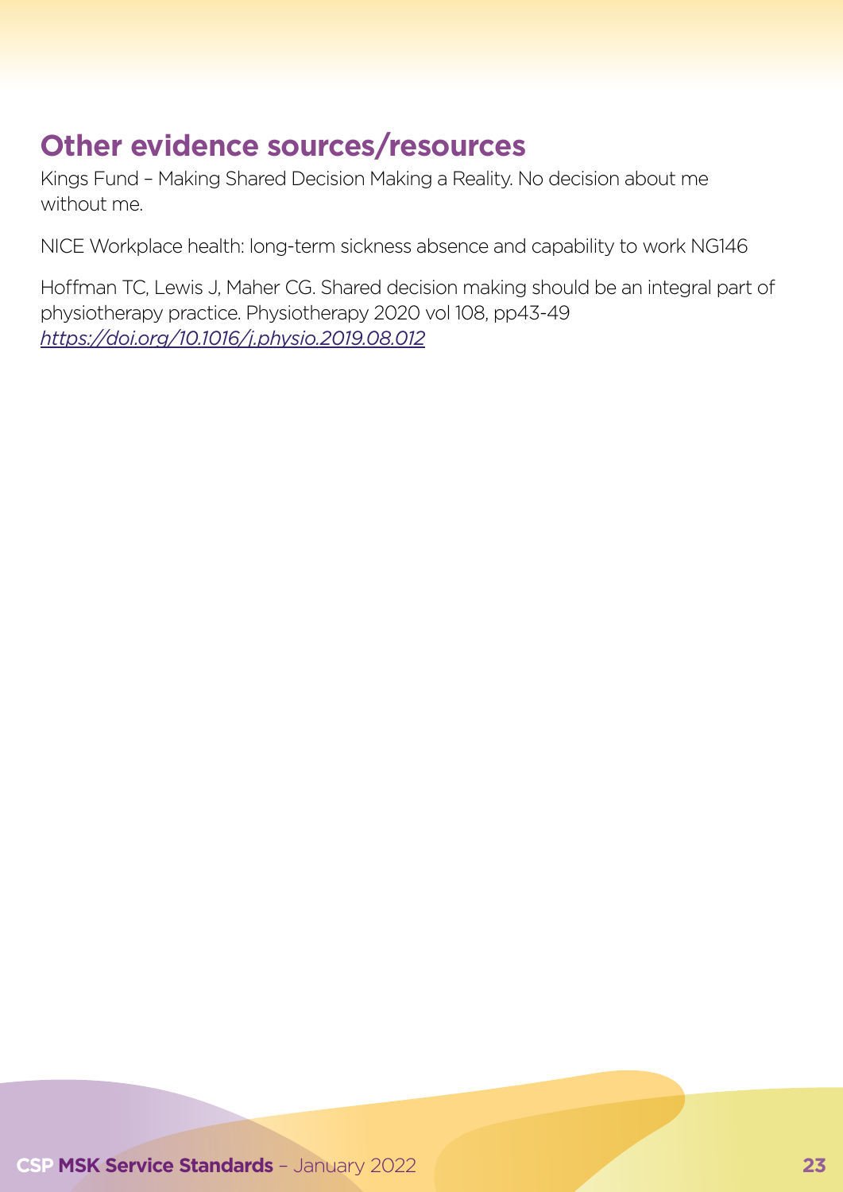## Other evidence sources/resources

Kings Fund – Making Shared Decision Making a Reality. No decision about me without me.

NICE Workplace health: long-term sickness absence and capability to work NG146

Hoffman TC, Lewis J, Maher CG. Shared decision making should be an integral part of physiotherapy practice. Physiotherapy 2020 vol 108, pp43-49 *https://doi.org/10.1016/j.physio.2019.08.012*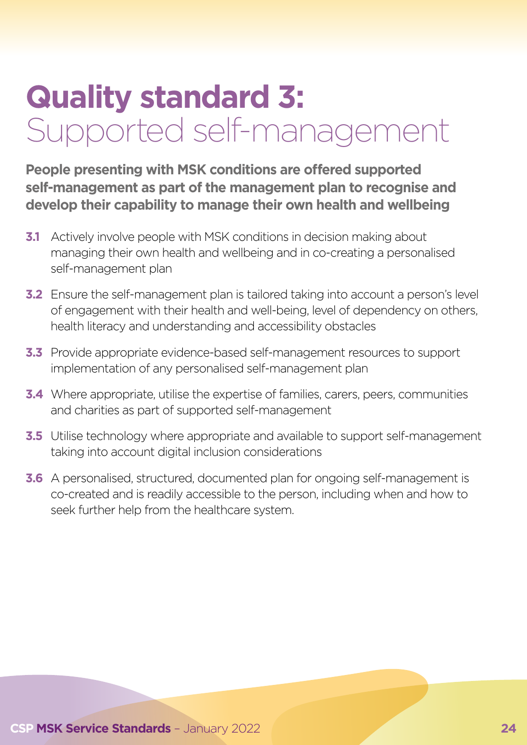# Quality standard 3: Supported self-management

**People presenting with MSK conditions are offered supported self-management as part of the management plan to recognise and develop their capability to manage their own health and wellbeing**

**3.1** Actively involve people with MSK conditions in decision making about managing their own health and wellbeing and in co-creating a personalised self-management plan

**3.2** Ensure the self-management plan is tailored taking into account a person's level of engagement with their health and well-being, level of dependency on others, health literacy and understanding and accessibility obstacles

**3.3** Provide appropriate evidence-based self-management resources to support implementation of any personalised self-management plan

**3.4** Where appropriate, utilise the expertise of families, carers, peers, communities and charities as part of supported self-management

**3.5** Utilise technology where appropriate and available to support self-management taking into account digital inclusion considerations

**3.6** A personalised, structured, documented plan for ongoing self-management is co-created and is readily accessible to the person, including when and how to seek further help from the healthcare system.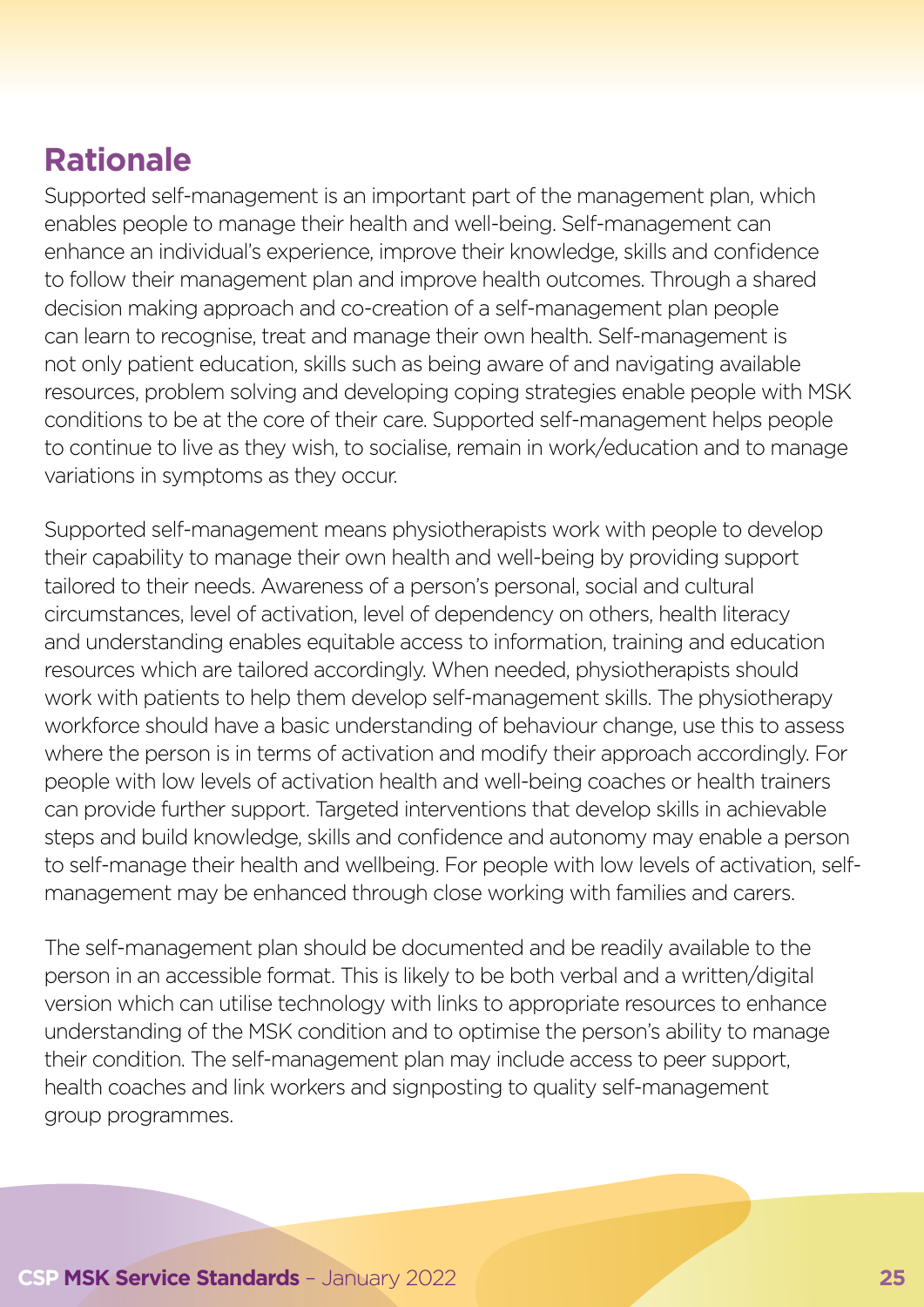## Rationale

Supported self-management is an important part of the management plan, which enables people to manage their health and well-being. Self-management can enhance an individual's experience, improve their knowledge, skills and confidence to follow their management plan and improve health outcomes. Through a shared decision making approach and co-creation of a self-management plan people can learn to recognise, treat and manage their own health. Self-management is not only patient education, skills such as being aware of and navigating available resources, problem solving and developing coping strategies enable people with MSK conditions to be at the core of their care. Supported self-management helps people to continue to live as they wish, to socialise, remain in work/education and to manage variations in symptoms as they occur.

Supported self-management means physiotherapists work with people to develop their capability to manage their own health and well-being by providing support tailored to their needs. Awareness of a person's personal, social and cultural circumstances, level of activation, level of dependency on others, health literacy and understanding enables equitable access to information, training and education resources which are tailored accordingly. When needed, physiotherapists should work with patients to help them develop self-management skills. The physiotherapy workforce should have a basic understanding of behaviour change, use this to assess where the person is in terms of activation and modify their approach accordingly. For people with low levels of activation health and well-being coaches or health trainers can provide further support. Targeted interventions that develop skills in achievable steps and build knowledge, skills and confidence and autonomy may enable a person to self-manage their health and wellbeing. For people with low levels of activation, self-management may be enhanced through close working with families and carers.

The self-management plan should be documented and be readily available to the person in an accessible format. This is likely to be both verbal and a written/digital version which can utilise technology with links to appropriate resources to enhance understanding of the MSK condition and to optimise the person's ability to manage their condition. The self-management plan may include access to peer support, health coaches and link workers and signposting to quality self-management group programmes.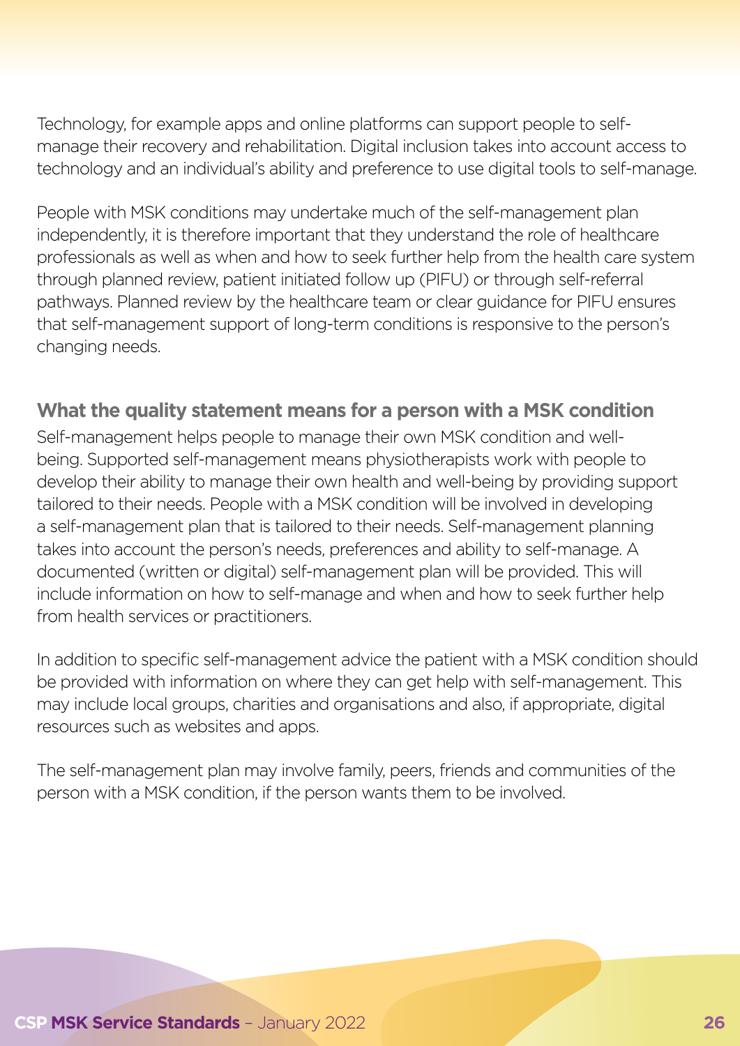Technology, for example apps and online platforms can support people to self-manage their recovery and rehabilitation. Digital inclusion takes into account access to technology and an individual's ability and preference to use digital tools to self-manage.

People with MSK conditions may undertake much of the self-management plan independently, it is therefore important that they understand the role of healthcare professionals as well as when and how to seek further help from the health care system through planned review, patient initiated follow up (PIFU) or through self-referral pathways. Planned review by the healthcare team or clear guidance for PIFU ensures that self-management support of long-term conditions is responsive to the person's changing needs.

### What the quality statement means for a person with a MSK condition

Self-management helps people to manage their own MSK condition and well-being. Supported self-management means physiotherapists work with people to develop their ability to manage their own health and well-being by providing support tailored to their needs. People with a MSK condition will be involved in developing a self-management plan that is tailored to their needs. Self-management planning takes into account the person's needs, preferences and ability to self-manage. A documented (written or digital) self-management plan will be provided. This will include information on how to self-manage and when and how to seek further help from health services or practitioners.

In addition to specific self-management advice the patient with a MSK condition should be provided with information on where they can get help with self-management. This may include local groups, charities and organisations and also, if appropriate, digital resources such as websites and apps.

The self-management plan may involve family, peers, friends and communities of the person with a MSK condition, if the person wants them to be involved.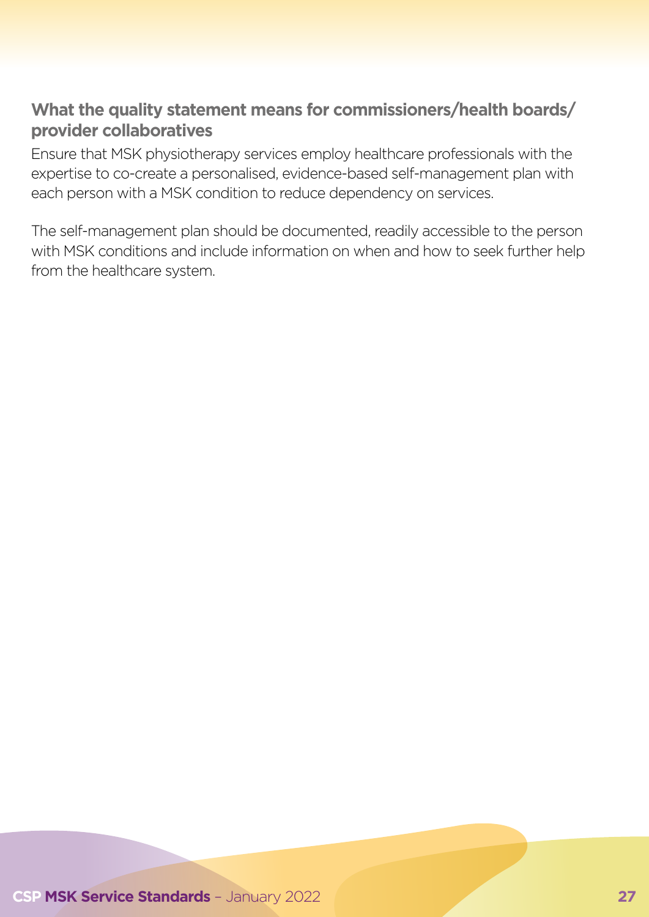### What the quality statement means for commissioners/health boards/provider collaboratives

Ensure that MSK physiotherapy services employ healthcare professionals with the expertise to co-create a personalised, evidence-based self-management plan with each person with a MSK condition to reduce dependency on services.

The self-management plan should be documented, readily accessible to the person with MSK conditions and include information on when and how to seek further help from the healthcare system.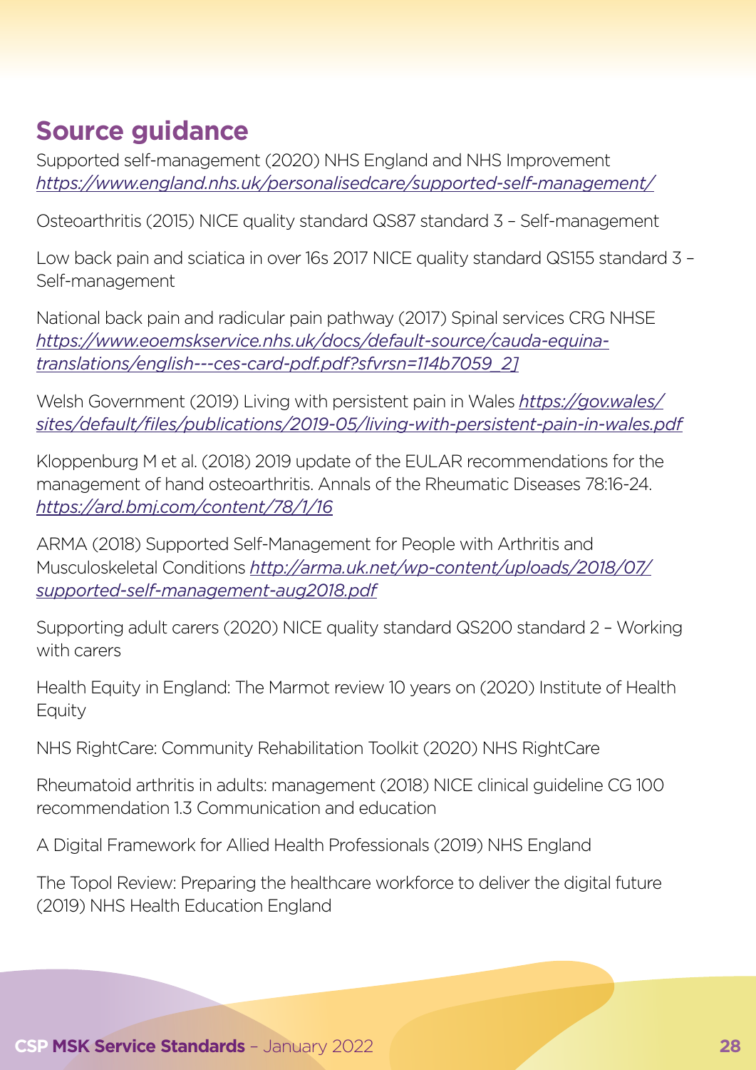## Source guidance

Supported self-management (2020) NHS England and NHS Improvement *https://www.england.nhs.uk/personalisedcare/supported-self-management/*

Osteoarthritis (2015) NICE quality standard QS87 standard 3 – Self-management

Low back pain and sciatica in over 16s 2017 NICE quality standard QS155 standard 3 – Self-management

National back pain and radicular pain pathway (2017) Spinal services CRG NHSE *https://www.eoemskservice.nhs.uk/docs/default-source/cauda-equina-translations/english---ces-card-pdf.pdf?sfvrsn=114b7059_2]*

Welsh Government (2019) Living with persistent pain in Wales *https://gov.wales/sites/default/files/publications/2019-05/living-with-persistent-pain-in-wales.pdf*

Kloppenburg M et al. (2018) 2019 update of the EULAR recommendations for the management of hand osteoarthritis. Annals of the Rheumatic Diseases 78:16-24. *https://ard.bmj.com/content/78/1/16*

ARMA (2018) Supported Self-Management for People with Arthritis and Musculoskeletal Conditions *http://arma.uk.net/wp-content/uploads/2018/07/supported-self-management-aug2018.pdf*

Supporting adult carers (2020) NICE quality standard QS200 standard 2 – Working with carers

Health Equity in England: The Marmot review 10 years on (2020) Institute of Health Equity

NHS RightCare: Community Rehabilitation Toolkit (2020) NHS RightCare

Rheumatoid arthritis in adults: management (2018) NICE clinical guideline CG 100 recommendation 1.3 Communication and education

A Digital Framework for Allied Health Professionals (2019) NHS England

The Topol Review: Preparing the healthcare workforce to deliver the digital future (2019) NHS Health Education England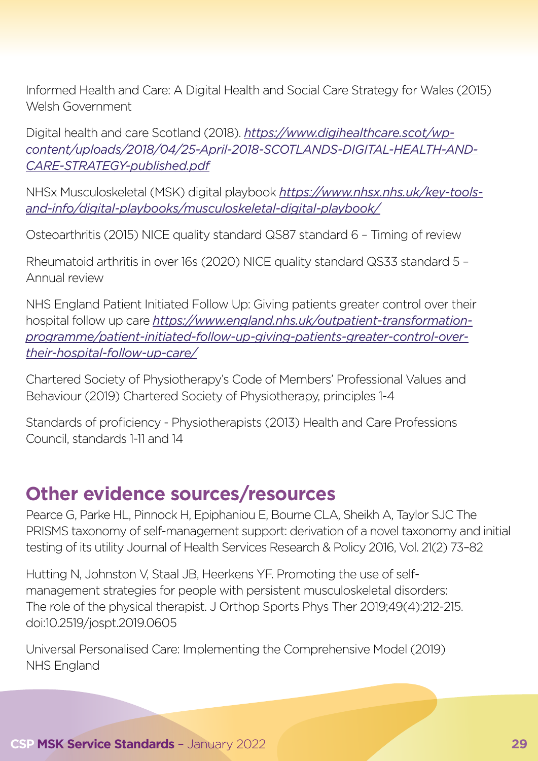Informed Health and Care: A Digital Health and Social Care Strategy for Wales (2015) Welsh Government

Digital health and care Scotland (2018). *https://www.digihealthcare.scot/wp-content/uploads/2018/04/25-April-2018-SCOTLANDS-DIGITAL-HEALTH-AND-CARE-STRATEGY-published.pdf*

NHSx Musculoskeletal (MSK) digital playbook *https://www.nhsx.nhs.uk/key-tools-and-info/digital-playbooks/musculoskeletal-digital-playbook/*

Osteoarthritis (2015) NICE quality standard QS87 standard 6 – Timing of review

Rheumatoid arthritis in over 16s (2020) NICE quality standard QS33 standard 5 – Annual review

NHS England Patient Initiated Follow Up: Giving patients greater control over their hospital follow up care *https://www.england.nhs.uk/outpatient-transformation-programme/patient-initiated-follow-up-giving-patients-greater-control-over-their-hospital-follow-up-care/*

Chartered Society of Physiotherapy's Code of Members' Professional Values and Behaviour (2019) Chartered Society of Physiotherapy, principles 1-4

Standards of proficiency - Physiotherapists (2013) Health and Care Professions Council, standards 1-11 and 14

## Other evidence sources/resources

Pearce G, Parke HL, Pinnock H, Epiphaniou E, Bourne CLA, Sheikh A, Taylor SJC The PRISMS taxonomy of self-management support: derivation of a novel taxonomy and initial testing of its utility Journal of Health Services Research & Policy 2016, Vol. 21(2) 73–82

Hutting N, Johnston V, Staal JB, Heerkens YF. Promoting the use of self-management strategies for people with persistent musculoskeletal disorders: The role of the physical therapist. J Orthop Sports Phys Ther 2019;49(4):212-215. doi:10.2519/jospt.2019.0605

Universal Personalised Care: Implementing the Comprehensive Model (2019) NHS England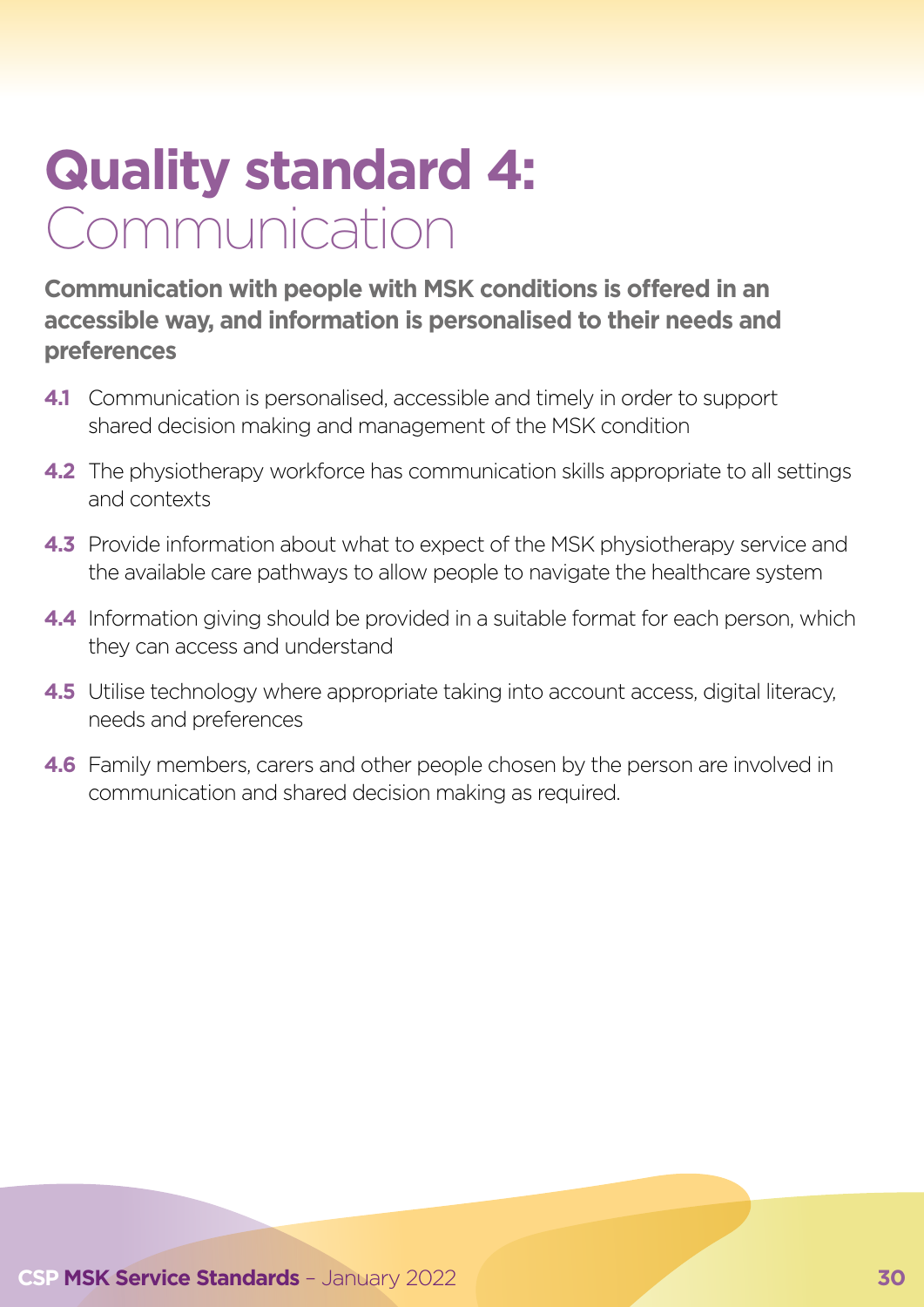# Quality standard 4: Communication

**Communication with people with MSK conditions is offered in an accessible way, and information is personalised to their needs and preferences**

**4.1** Communication is personalised, accessible and timely in order to support shared decision making and management of the MSK condition

**4.2** The physiotherapy workforce has communication skills appropriate to all settings and contexts

**4.3** Provide information about what to expect of the MSK physiotherapy service and the available care pathways to allow people to navigate the healthcare system

**4.4** Information giving should be provided in a suitable format for each person, which they can access and understand

**4.5** Utilise technology where appropriate taking into account access, digital literacy, needs and preferences

**4.6** Family members, carers and other people chosen by the person are involved in communication and shared decision making as required.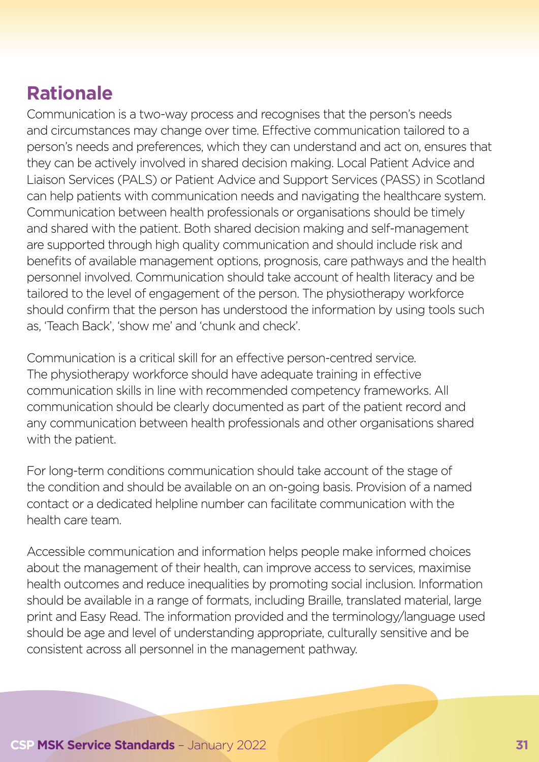## Rationale

Communication is a two-way process and recognises that the person's needs and circumstances may change over time. Effective communication tailored to a person's needs and preferences, which they can understand and act on, ensures that they can be actively involved in shared decision making. Local Patient Advice and Liaison Services (PALS) or Patient Advice and Support Services (PASS) in Scotland can help patients with communication needs and navigating the healthcare system. Communication between health professionals or organisations should be timely and shared with the patient. Both shared decision making and self-management are supported through high quality communication and should include risk and benefits of available management options, prognosis, care pathways and the health personnel involved. Communication should take account of health literacy and be tailored to the level of engagement of the person. The physiotherapy workforce should confirm that the person has understood the information by using tools such as, 'Teach Back', 'show me' and 'chunk and check'.

Communication is a critical skill for an effective person-centred service. The physiotherapy workforce should have adequate training in effective communication skills in line with recommended competency frameworks. All communication should be clearly documented as part of the patient record and any communication between health professionals and other organisations shared with the patient.

For long-term conditions communication should take account of the stage of the condition and should be available on an on-going basis. Provision of a named contact or a dedicated helpline number can facilitate communication with the health care team.

Accessible communication and information helps people make informed choices about the management of their health, can improve access to services, maximise health outcomes and reduce inequalities by promoting social inclusion. Information should be available in a range of formats, including Braille, translated material, large print and Easy Read. The information provided and the terminology/language used should be age and level of understanding appropriate, culturally sensitive and be consistent across all personnel in the management pathway.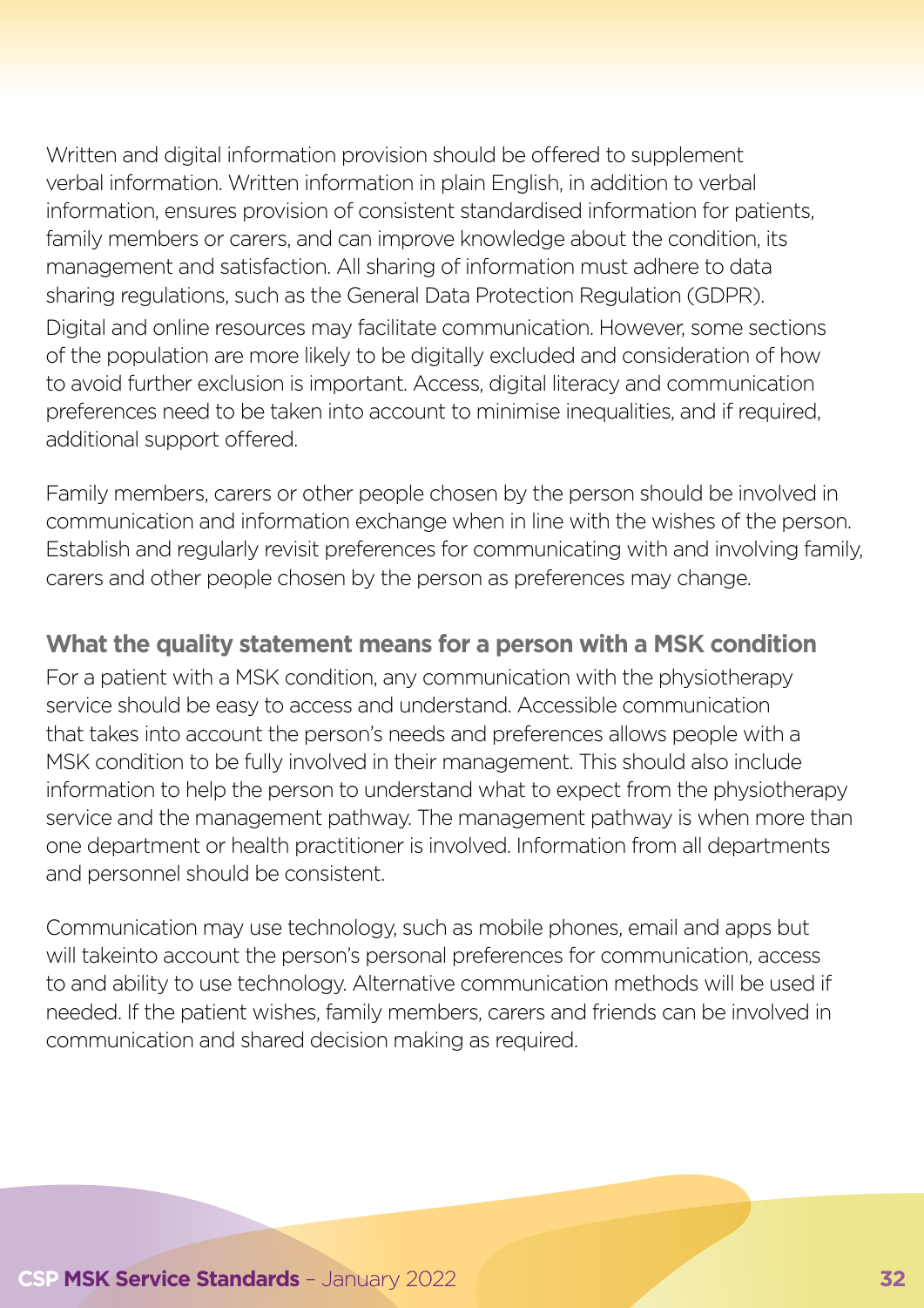Written and digital information provision should be offered to supplement verbal information. Written information in plain English, in addition to verbal information, ensures provision of consistent standardised information for patients, family members or carers, and can improve knowledge about the condition, its management and satisfaction. All sharing of information must adhere to data sharing regulations, such as the General Data Protection Regulation (GDPR).

Digital and online resources may facilitate communication. However, some sections of the population are more likely to be digitally excluded and consideration of how to avoid further exclusion is important. Access, digital literacy and communication preferences need to be taken into account to minimise inequalities, and if required, additional support offered.

Family members, carers or other people chosen by the person should be involved in communication and information exchange when in line with the wishes of the person. Establish and regularly revisit preferences for communicating with and involving family, carers and other people chosen by the person as preferences may change.

### What the quality statement means for a person with a MSK condition

For a patient with a MSK condition, any communication with the physiotherapy service should be easy to access and understand. Accessible communication that takes into account the person's needs and preferences allows people with a MSK condition to be fully involved in their management. This should also include information to help the person to understand what to expect from the physiotherapy service and the management pathway. The management pathway is when more than one department or health practitioner is involved. Information from all departments and personnel should be consistent.

Communication may use technology, such as mobile phones, email and apps but will takeinto account the person's personal preferences for communication, access to and ability to use technology. Alternative communication methods will be used if needed. If the patient wishes, family members, carers and friends can be involved in communication and shared decision making as required.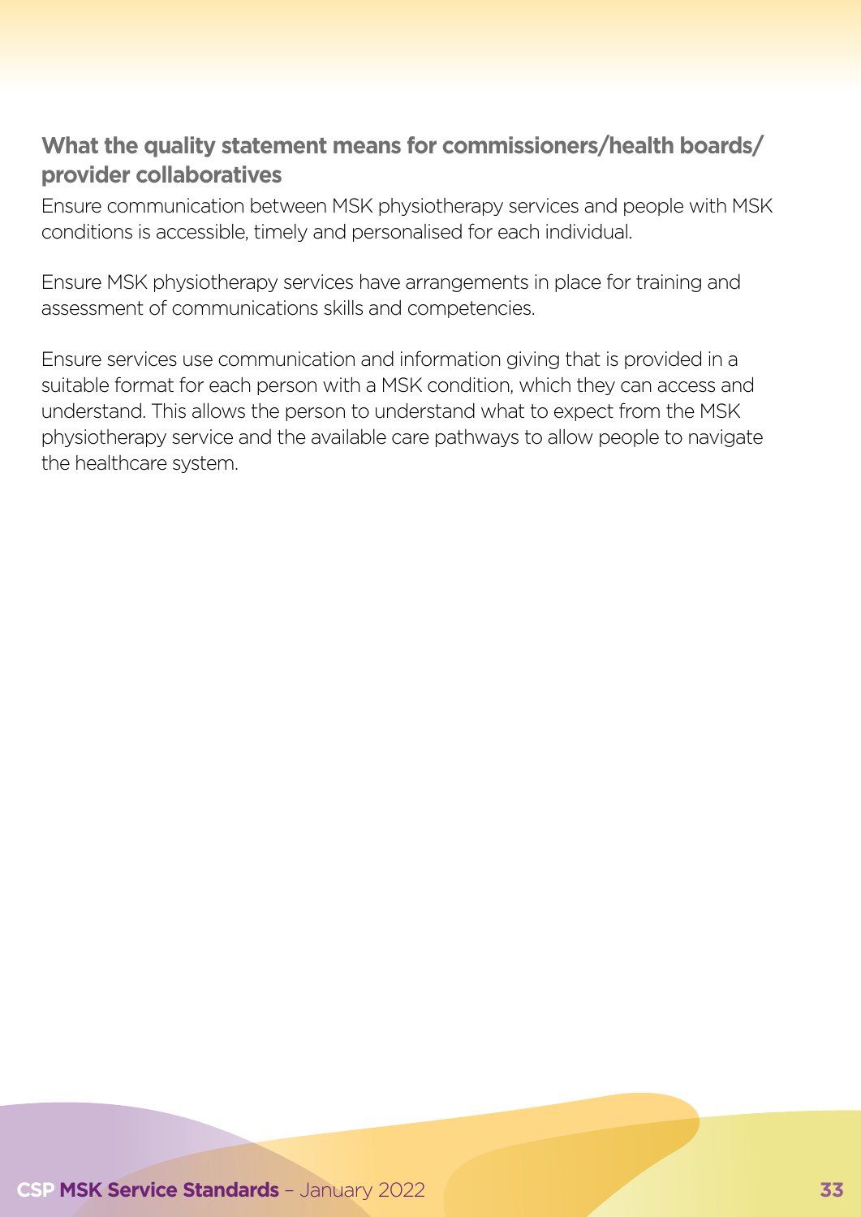### What the quality statement means for commissioners/health boards/ provider collaboratives

Ensure communication between MSK physiotherapy services and people with MSK conditions is accessible, timely and personalised for each individual.

Ensure MSK physiotherapy services have arrangements in place for training and assessment of communications skills and competencies.

Ensure services use communication and information giving that is provided in a suitable format for each person with a MSK condition, which they can access and understand. This allows the person to understand what to expect from the MSK physiotherapy service and the available care pathways to allow people to navigate the healthcare system.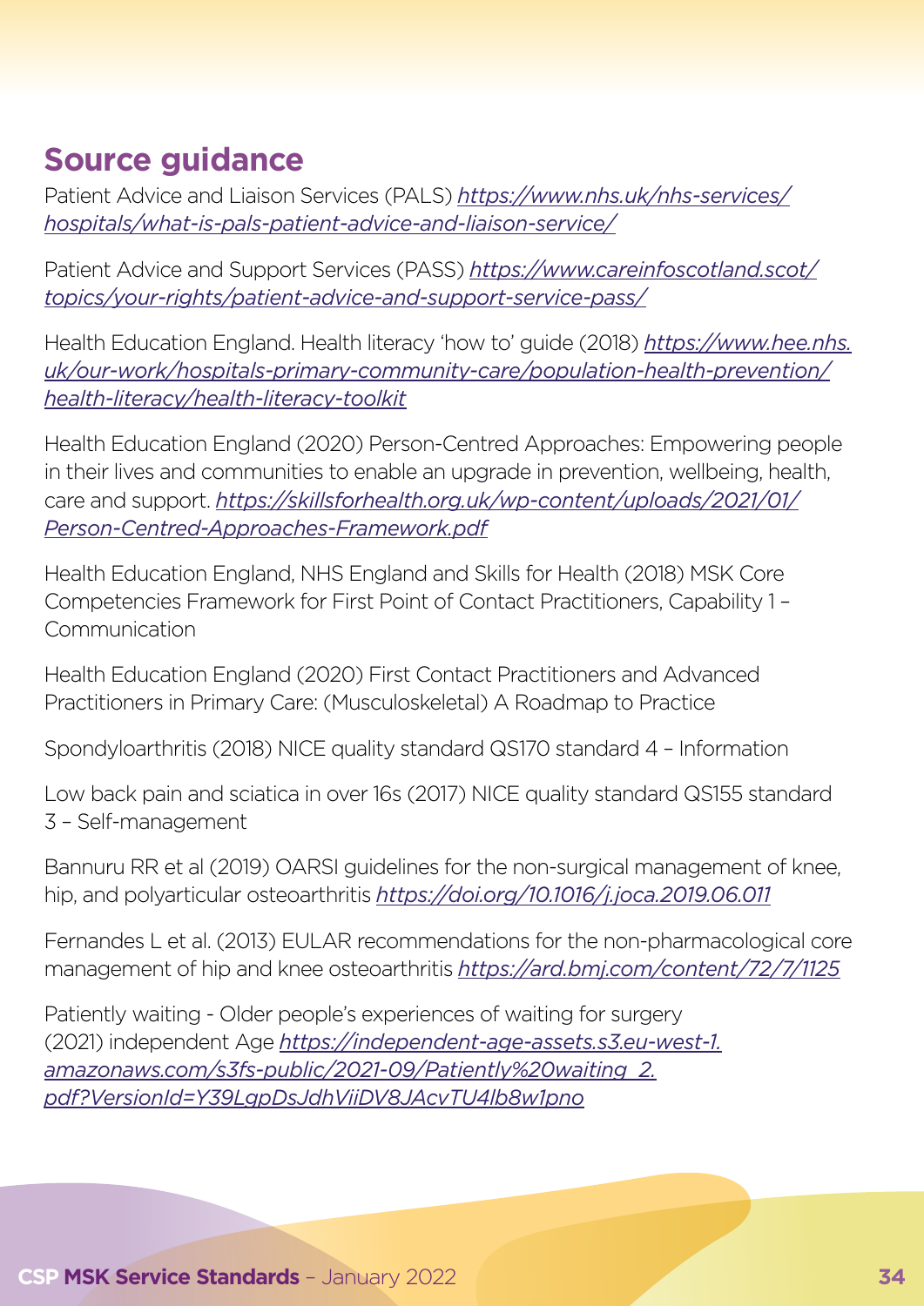## Source guidance

Patient Advice and Liaison Services (PALS) *https://www.nhs.uk/nhs-services/hospitals/what-is-pals-patient-advice-and-liaison-service/*

Patient Advice and Support Services (PASS) *https://www.careinfoscotland.scot/topics/your-rights/patient-advice-and-support-service-pass/*

Health Education England. Health literacy 'how to' guide (2018) *https://www.hee.nhs.uk/our-work/hospitals-primary-community-care/population-health-prevention/health-literacy/health-literacy-toolkit*

Health Education England (2020) Person-Centred Approaches: Empowering people in their lives and communities to enable an upgrade in prevention, wellbeing, health, care and support. *https://skillsforhealth.org.uk/wp-content/uploads/2021/01/Person-Centred-Approaches-Framework.pdf*

Health Education England, NHS England and Skills for Health (2018) MSK Core Competencies Framework for First Point of Contact Practitioners, Capability 1 – Communication

Health Education England (2020) First Contact Practitioners and Advanced Practitioners in Primary Care: (Musculoskeletal) A Roadmap to Practice

Spondyloarthritis (2018) NICE quality standard QS170 standard 4 – Information

Low back pain and sciatica in over 16s (2017) NICE quality standard QS155 standard 3 – Self-management

Bannuru RR et al (2019) OARSI guidelines for the non-surgical management of knee, hip, and polyarticular osteoarthritis *https://doi.org/10.1016/j.joca.2019.06.011*

Fernandes L et al. (2013) EULAR recommendations for the non-pharmacological core management of hip and knee osteoarthritis *https://ard.bmj.com/content/72/7/1125*

Patiently waiting - Older people's experiences of waiting for surgery (2021) independent Age *https://independent-age-assets.s3.eu-west-1.amazonaws.com/s3fs-public/2021-09/Patiently%20waiting_2.pdf?VersionId=Y39LgpDsJdhViiDV8JAcvTU4lb8w1pno*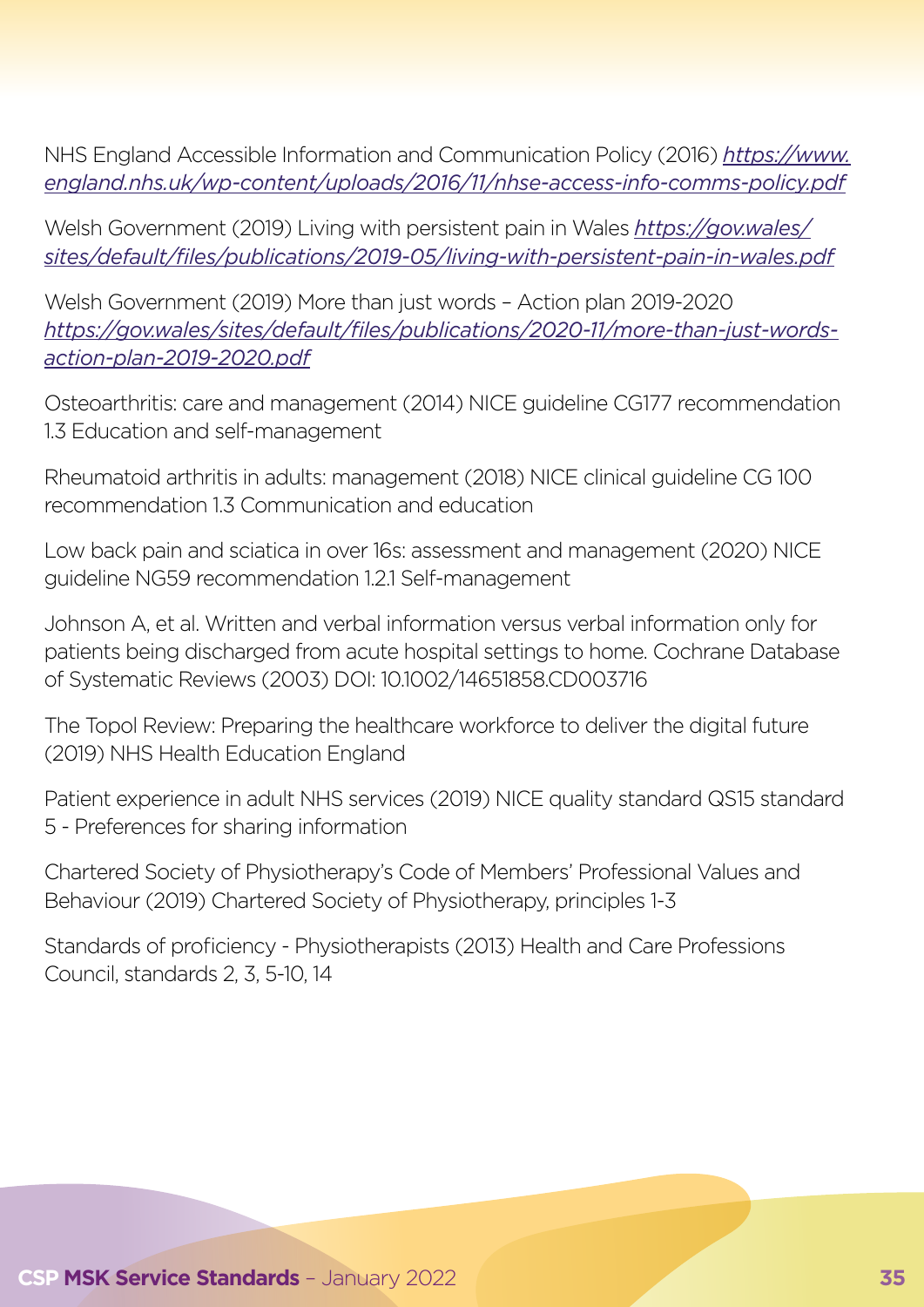NHS England Accessible Information and Communication Policy (2016) *https://www.england.nhs.uk/wp-content/uploads/2016/11/nhse-access-info-comms-policy.pdf*

Welsh Government (2019) Living with persistent pain in Wales *https://gov.wales/sites/default/files/publications/2019-05/living-with-persistent-pain-in-wales.pdf*

Welsh Government (2019) More than just words – Action plan 2019-2020 *https://gov.wales/sites/default/files/publications/2020-11/more-than-just-words-action-plan-2019-2020.pdf*

Osteoarthritis: care and management (2014) NICE guideline CG177 recommendation 1.3 Education and self-management

Rheumatoid arthritis in adults: management (2018) NICE clinical guideline CG 100 recommendation 1.3 Communication and education

Low back pain and sciatica in over 16s: assessment and management (2020) NICE guideline NG59 recommendation 1.2.1 Self-management

Johnson A, et al. Written and verbal information versus verbal information only for patients being discharged from acute hospital settings to home. Cochrane Database of Systematic Reviews (2003) DOI: 10.1002/14651858.CD003716

The Topol Review: Preparing the healthcare workforce to deliver the digital future (2019) NHS Health Education England

Patient experience in adult NHS services (2019) NICE quality standard QS15 standard 5 - Preferences for sharing information

Chartered Society of Physiotherapy's Code of Members' Professional Values and Behaviour (2019) Chartered Society of Physiotherapy, principles 1-3

Standards of proficiency - Physiotherapists (2013) Health and Care Professions Council, standards 2, 3, 5-10, 14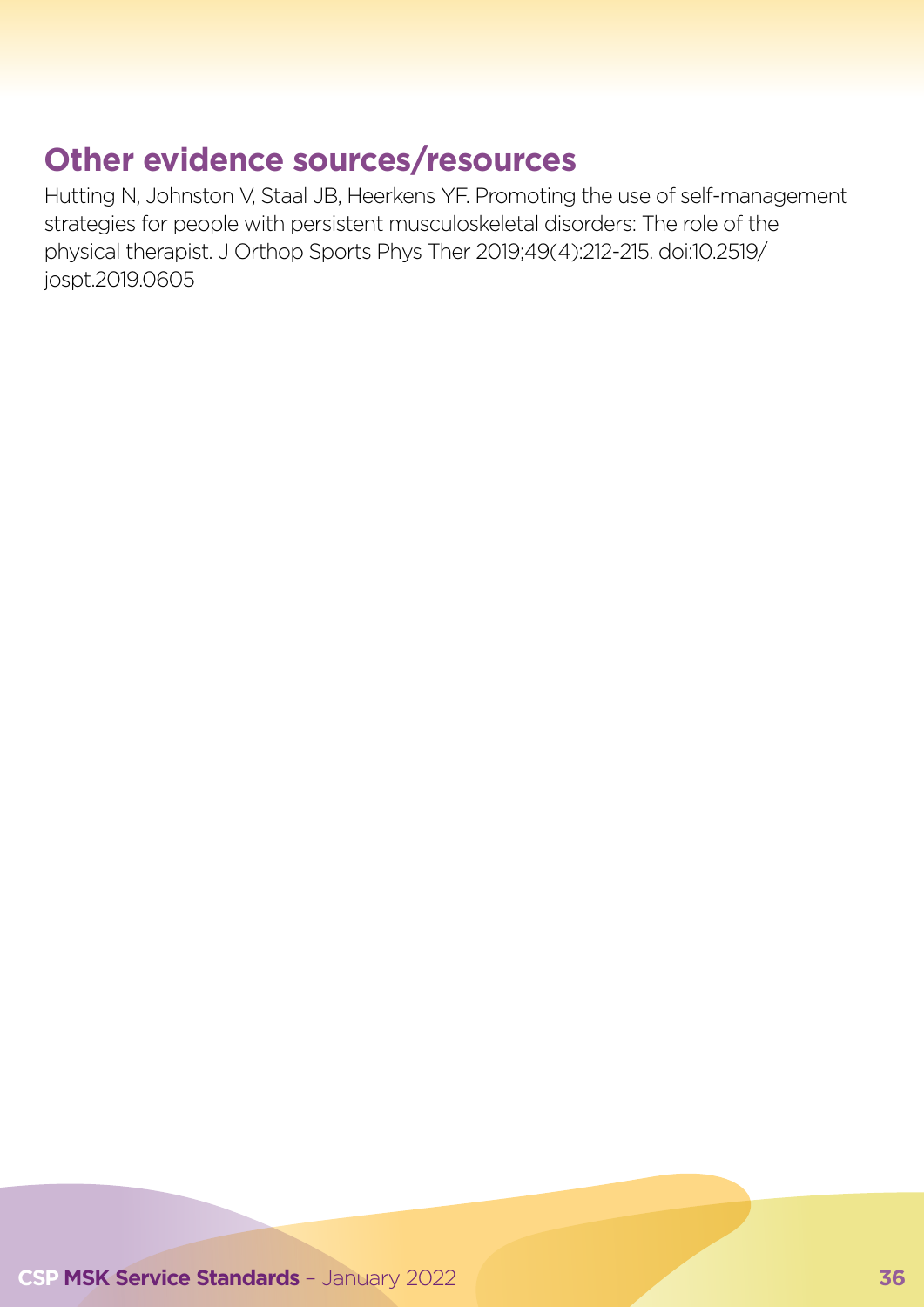## Other evidence sources/resources

Hutting N, Johnston V, Staal JB, Heerkens YF. Promoting the use of self-management strategies for people with persistent musculoskeletal disorders: The role of the physical therapist. J Orthop Sports Phys Ther 2019;49(4):212-215. doi:10.2519/jospt.2019.0605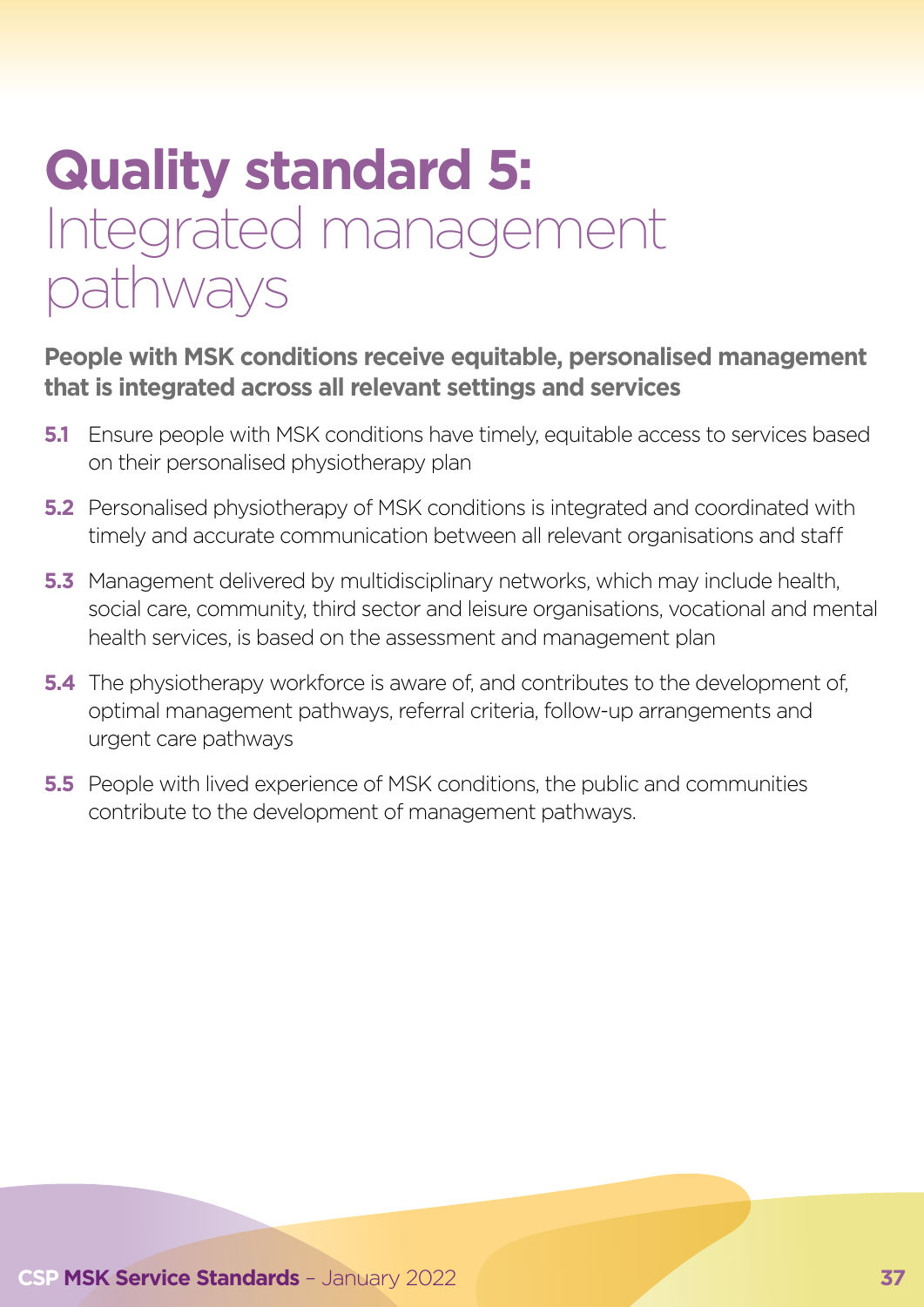# Quality standard 5: Integrated management pathways

**People with MSK conditions receive equitable, personalised management that is integrated across all relevant settings and services**

**5.1** Ensure people with MSK conditions have timely, equitable access to services based on their personalised physiotherapy plan

**5.2** Personalised physiotherapy of MSK conditions is integrated and coordinated with timely and accurate communication between all relevant organisations and staff

**5.3** Management delivered by multidisciplinary networks, which may include health, social care, community, third sector and leisure organisations, vocational and mental health services, is based on the assessment and management plan

**5.4** The physiotherapy workforce is aware of, and contributes to the development of, optimal management pathways, referral criteria, follow-up arrangements and urgent care pathways

**5.5** People with lived experience of MSK conditions, the public and communities contribute to the development of management pathways.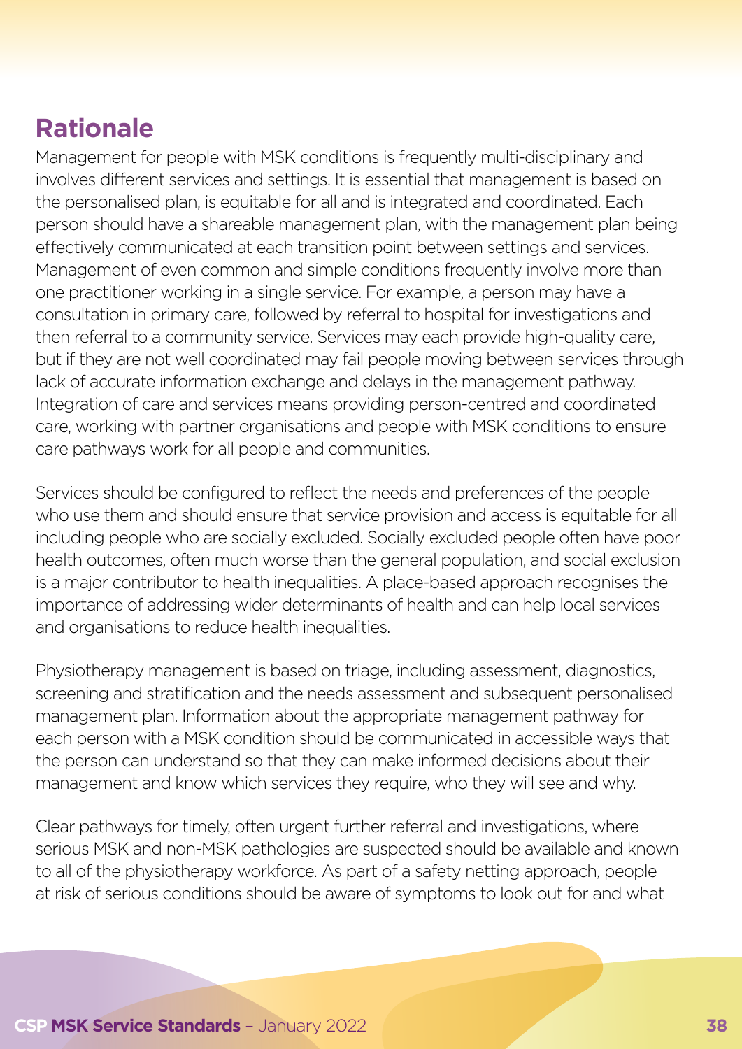## Rationale

Management for people with MSK conditions is frequently multi-disciplinary and involves different services and settings. It is essential that management is based on the personalised plan, is equitable for all and is integrated and coordinated. Each person should have a shareable management plan, with the management plan being effectively communicated at each transition point between settings and services. Management of even common and simple conditions frequently involve more than one practitioner working in a single service. For example, a person may have a consultation in primary care, followed by referral to hospital for investigations and then referral to a community service. Services may each provide high-quality care, but if they are not well coordinated may fail people moving between services through lack of accurate information exchange and delays in the management pathway. Integration of care and services means providing person-centred and coordinated care, working with partner organisations and people with MSK conditions to ensure care pathways work for all people and communities.

Services should be configured to reflect the needs and preferences of the people who use them and should ensure that service provision and access is equitable for all including people who are socially excluded. Socially excluded people often have poor health outcomes, often much worse than the general population, and social exclusion is a major contributor to health inequalities. A place-based approach recognises the importance of addressing wider determinants of health and can help local services and organisations to reduce health inequalities.

Physiotherapy management is based on triage, including assessment, diagnostics, screening and stratification and the needs assessment and subsequent personalised management plan. Information about the appropriate management pathway for each person with a MSK condition should be communicated in accessible ways that the person can understand so that they can make informed decisions about their management and know which services they require, who they will see and why.

Clear pathways for timely, often urgent further referral and investigations, where serious MSK and non-MSK pathologies are suspected should be available and known to all of the physiotherapy workforce. As part of a safety netting approach, people at risk of serious conditions should be aware of symptoms to look out for and what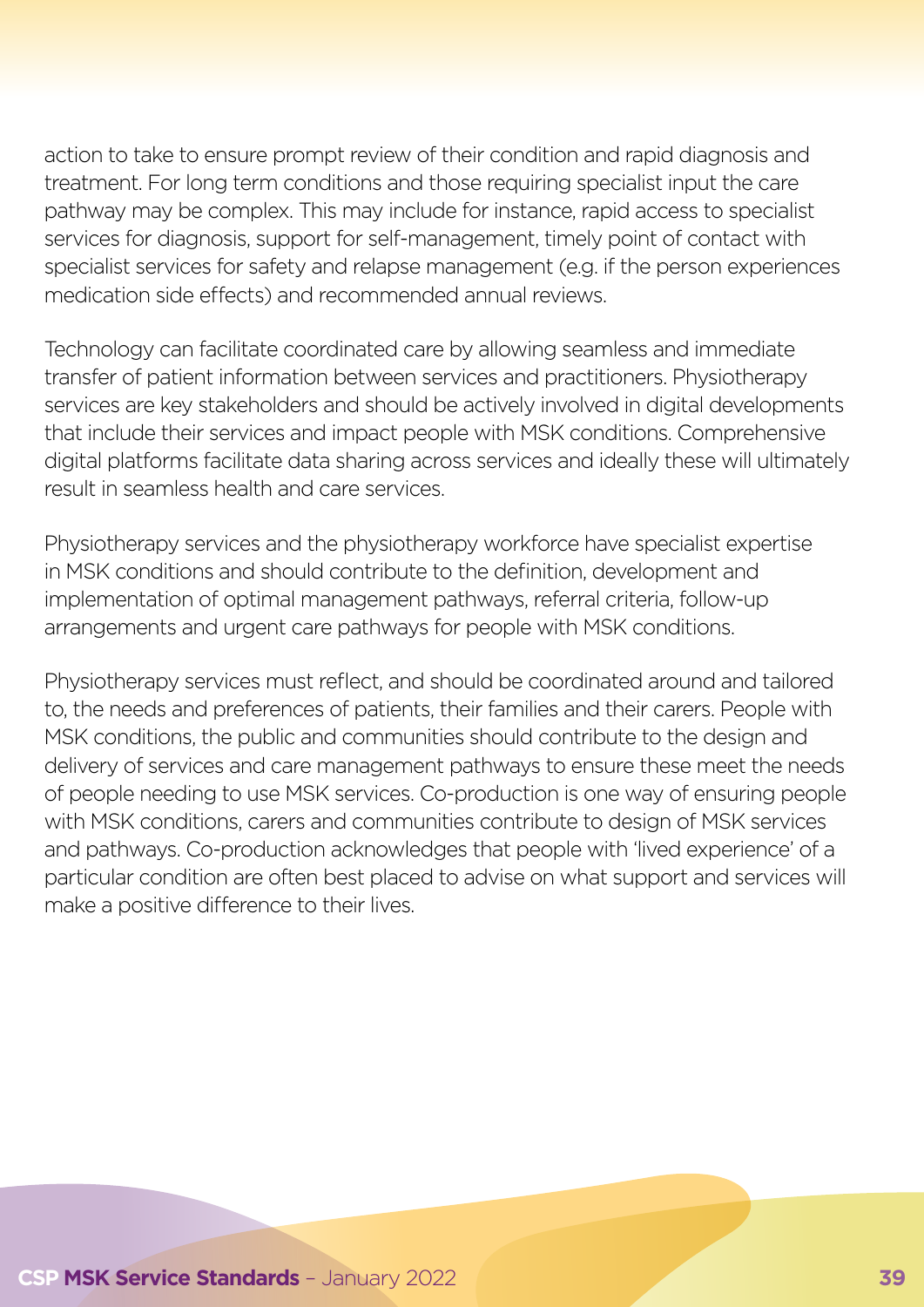action to take to ensure prompt review of their condition and rapid diagnosis and treatment. For long term conditions and those requiring specialist input the care pathway may be complex. This may include for instance, rapid access to specialist services for diagnosis, support for self-management, timely point of contact with specialist services for safety and relapse management (e.g. if the person experiences medication side effects) and recommended annual reviews.

Technology can facilitate coordinated care by allowing seamless and immediate transfer of patient information between services and practitioners. Physiotherapy services are key stakeholders and should be actively involved in digital developments that include their services and impact people with MSK conditions. Comprehensive digital platforms facilitate data sharing across services and ideally these will ultimately result in seamless health and care services.

Physiotherapy services and the physiotherapy workforce have specialist expertise in MSK conditions and should contribute to the definition, development and implementation of optimal management pathways, referral criteria, follow-up arrangements and urgent care pathways for people with MSK conditions.

Physiotherapy services must reflect, and should be coordinated around and tailored to, the needs and preferences of patients, their families and their carers. People with MSK conditions, the public and communities should contribute to the design and delivery of services and care management pathways to ensure these meet the needs of people needing to use MSK services. Co-production is one way of ensuring people with MSK conditions, carers and communities contribute to design of MSK services and pathways. Co-production acknowledges that people with 'lived experience' of a particular condition are often best placed to advise on what support and services will make a positive difference to their lives.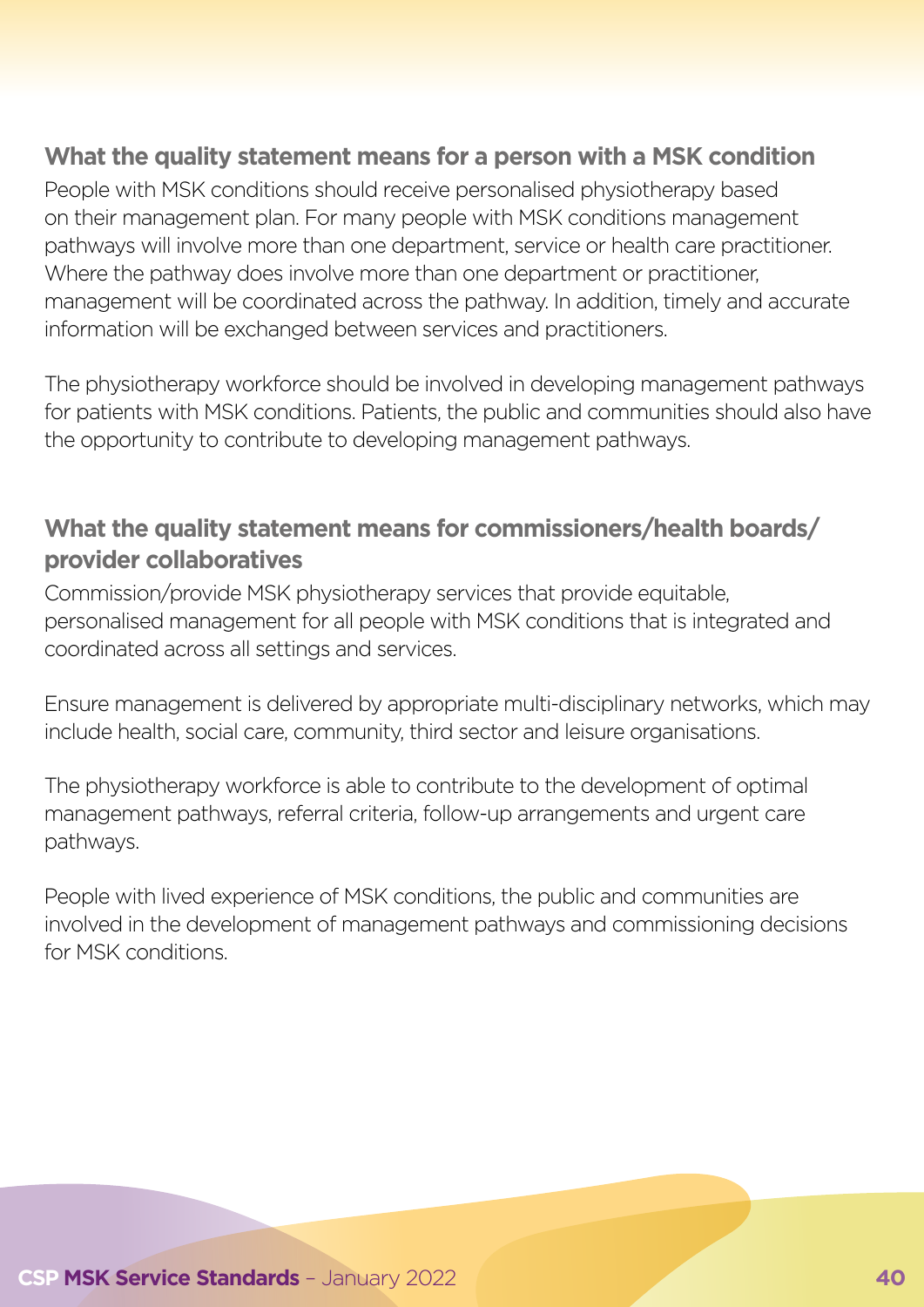### What the quality statement means for a person with a MSK condition

People with MSK conditions should receive personalised physiotherapy based on their management plan. For many people with MSK conditions management pathways will involve more than one department, service or health care practitioner. Where the pathway does involve more than one department or practitioner, management will be coordinated across the pathway. In addition, timely and accurate information will be exchanged between services and practitioners.

The physiotherapy workforce should be involved in developing management pathways for patients with MSK conditions. Patients, the public and communities should also have the opportunity to contribute to developing management pathways.

### What the quality statement means for commissioners/health boards/provider collaboratives

Commission/provide MSK physiotherapy services that provide equitable, personalised management for all people with MSK conditions that is integrated and coordinated across all settings and services.

Ensure management is delivered by appropriate multi-disciplinary networks, which may include health, social care, community, third sector and leisure organisations.

The physiotherapy workforce is able to contribute to the development of optimal management pathways, referral criteria, follow-up arrangements and urgent care pathways.

People with lived experience of MSK conditions, the public and communities are involved in the development of management pathways and commissioning decisions for MSK conditions.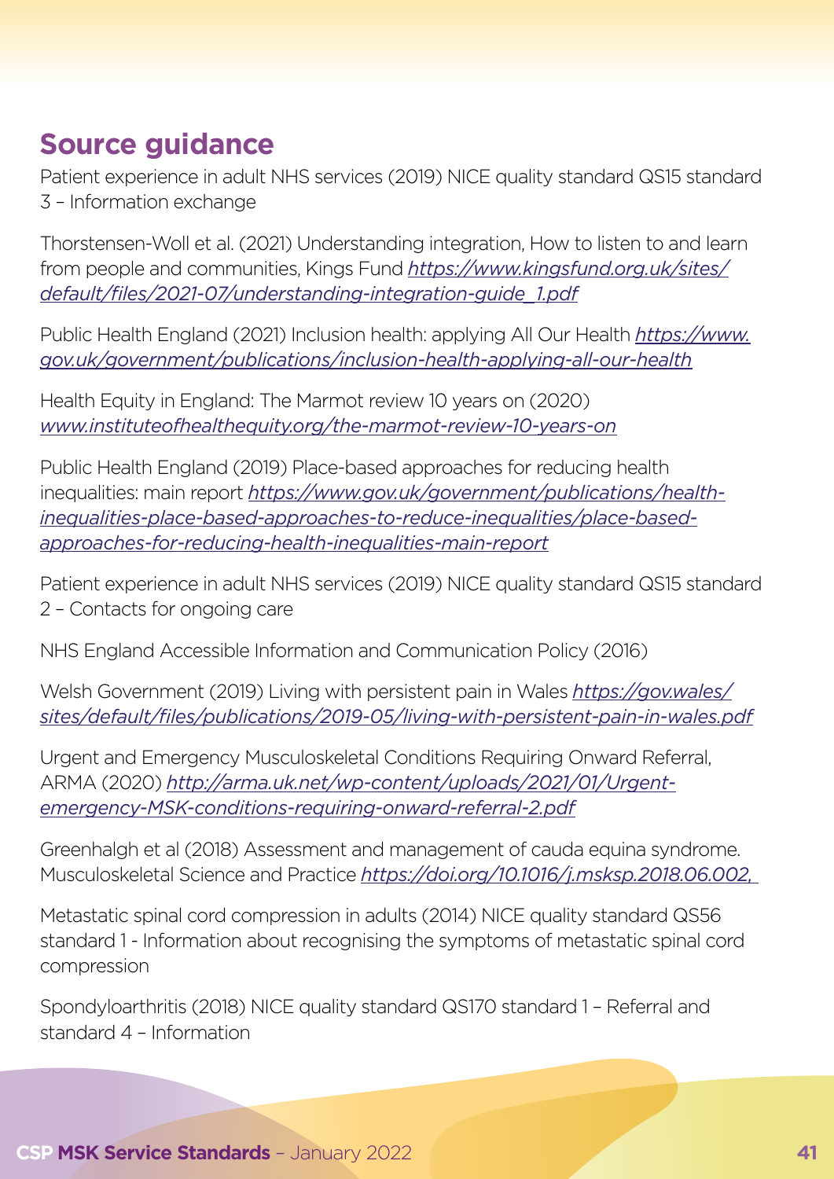## Source guidance

Patient experience in adult NHS services (2019) NICE quality standard QS15 standard 3 – Information exchange

Thorstensen-Woll et al. (2021) Understanding integration, How to listen to and learn from people and communities, Kings Fund *https://www.kingsfund.org.uk/sites/default/files/2021-07/understanding-integration-guide_1.pdf*

Public Health England (2021) Inclusion health: applying All Our Health *https://www.gov.uk/government/publications/inclusion-health-applying-all-our-health*

Health Equity in England: The Marmot review 10 years on (2020) *www.instituteofhealthequity.org/the-marmot-review-10-years-on*

Public Health England (2019) Place-based approaches for reducing health inequalities: main report *https://www.gov.uk/government/publications/health-inequalities-place-based-approaches-to-reduce-inequalities/place-based-approaches-for-reducing-health-inequalities-main-report*

Patient experience in adult NHS services (2019) NICE quality standard QS15 standard 2 – Contacts for ongoing care

NHS England Accessible Information and Communication Policy (2016)

Welsh Government (2019) Living with persistent pain in Wales *https://gov.wales/sites/default/files/publications/2019-05/living-with-persistent-pain-in-wales.pdf*

Urgent and Emergency Musculoskeletal Conditions Requiring Onward Referral, ARMA (2020) *http://arma.uk.net/wp-content/uploads/2021/01/Urgent-emergency-MSK-conditions-requiring-onward-referral-2.pdf*

Greenhalgh et al (2018) Assessment and management of cauda equina syndrome. Musculoskeletal Science and Practice *https://doi.org/10.1016/j.msksp.2018.06.002,*

Metastatic spinal cord compression in adults (2014) NICE quality standard QS56 standard 1 - Information about recognising the symptoms of metastatic spinal cord compression

Spondyloarthritis (2018) NICE quality standard QS170 standard 1 – Referral and standard 4 – Information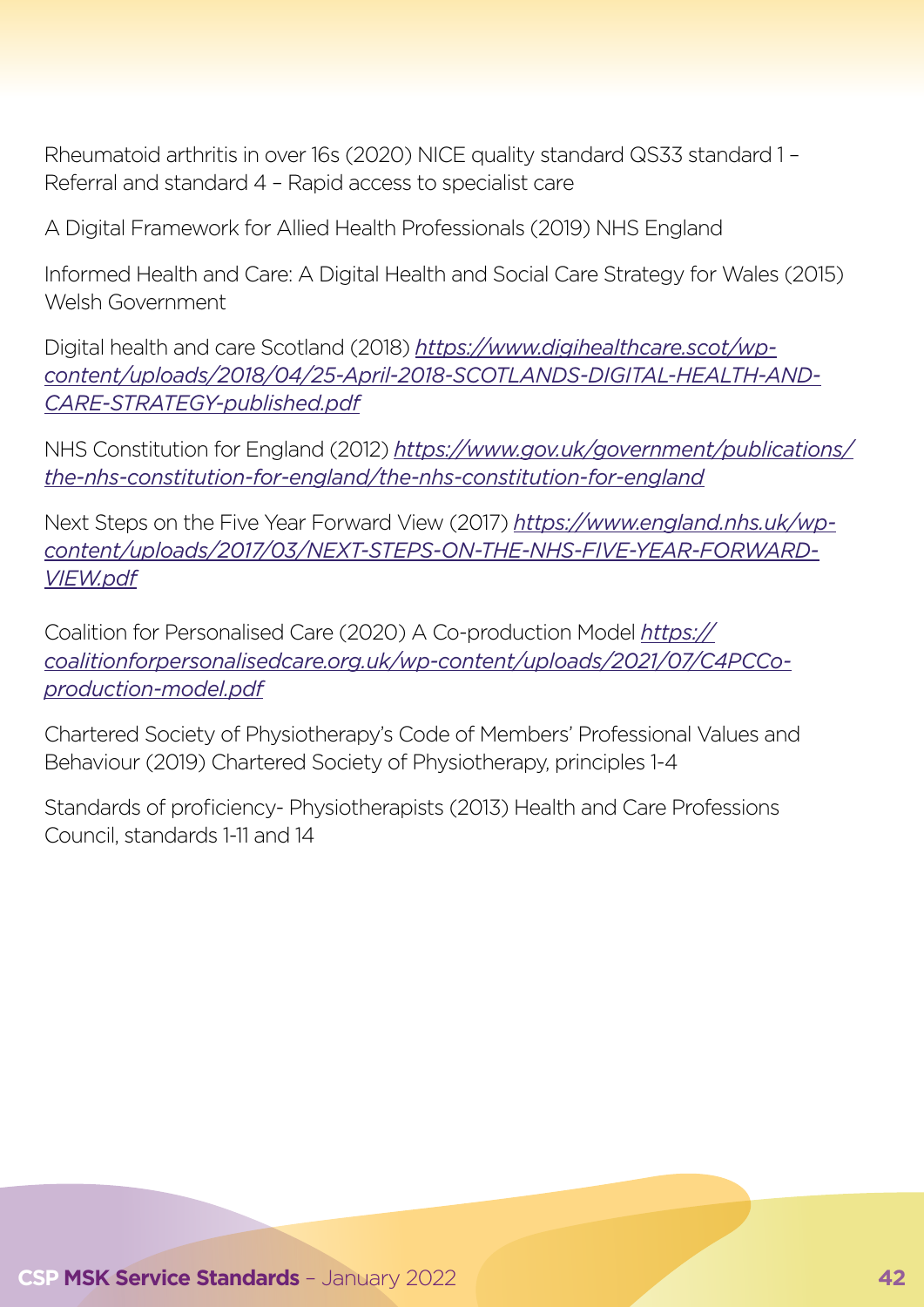Rheumatoid arthritis in over 16s (2020) NICE quality standard QS33 standard 1 – Referral and standard 4 – Rapid access to specialist care

A Digital Framework for Allied Health Professionals (2019) NHS England

Informed Health and Care: A Digital Health and Social Care Strategy for Wales (2015) Welsh Government

Digital health and care Scotland (2018) *https://www.digihealthcare.scot/wp-content/uploads/2018/04/25-April-2018-SCOTLANDS-DIGITAL-HEALTH-AND-CARE-STRATEGY-published.pdf*

NHS Constitution for England (2012) *https://www.gov.uk/government/publications/the-nhs-constitution-for-england/the-nhs-constitution-for-england*

Next Steps on the Five Year Forward View (2017) *https://www.england.nhs.uk/wp-content/uploads/2017/03/NEXT-STEPS-ON-THE-NHS-FIVE-YEAR-FORWARD-VIEW.pdf*

Coalition for Personalised Care (2020) A Co-production Model *https://coalitionforpersonalisedcare.org.uk/wp-content/uploads/2021/07/C4PCCo-production-model.pdf*

Chartered Society of Physiotherapy's Code of Members' Professional Values and Behaviour (2019) Chartered Society of Physiotherapy, principles 1-4

Standards of proficiency- Physiotherapists (2013) Health and Care Professions Council, standards 1-11 and 14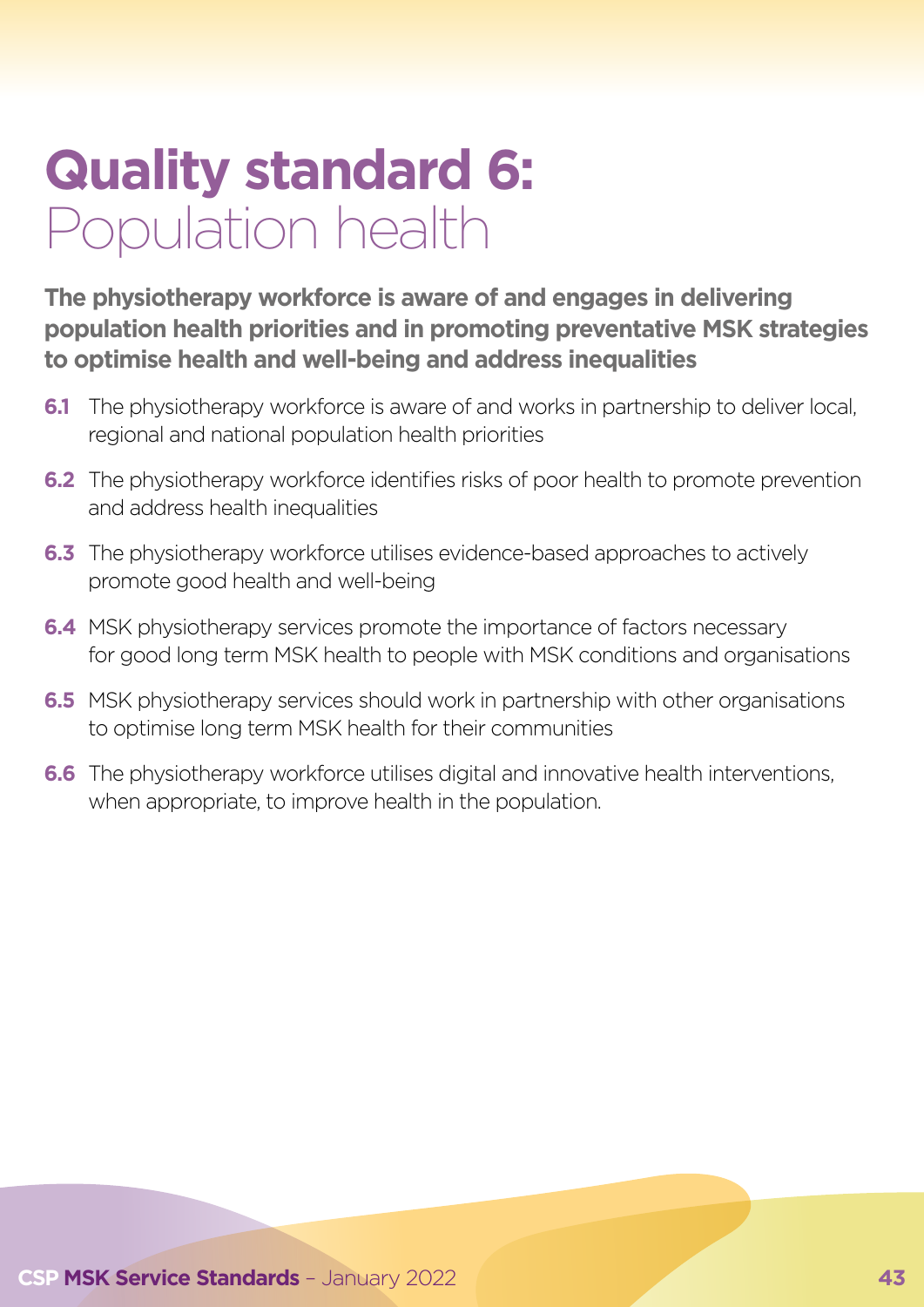# Quality standard 6: Population health

**The physiotherapy workforce is aware of and engages in delivering population health priorities and in promoting preventative MSK strategies to optimise health and well-being and address inequalities**

**6.1** The physiotherapy workforce is aware of and works in partnership to deliver local, regional and national population health priorities

**6.2** The physiotherapy workforce identifies risks of poor health to promote prevention and address health inequalities

**6.3** The physiotherapy workforce utilises evidence-based approaches to actively promote good health and well-being

**6.4** MSK physiotherapy services promote the importance of factors necessary for good long term MSK health to people with MSK conditions and organisations

**6.5** MSK physiotherapy services should work in partnership with other organisations to optimise long term MSK health for their communities

**6.6** The physiotherapy workforce utilises digital and innovative health interventions, when appropriate, to improve health in the population.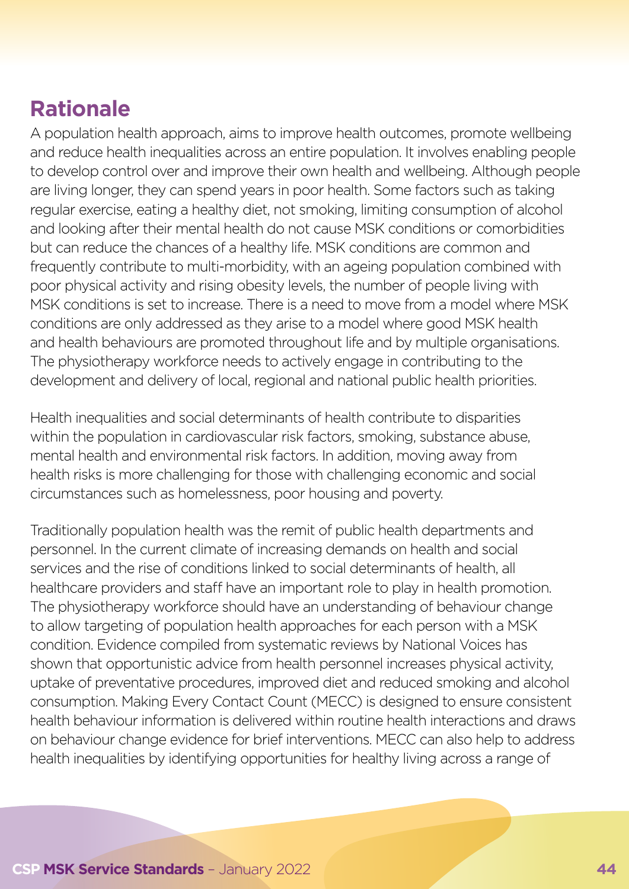## Rationale

A population health approach, aims to improve health outcomes, promote wellbeing and reduce health inequalities across an entire population. It involves enabling people to develop control over and improve their own health and wellbeing. Although people are living longer, they can spend years in poor health. Some factors such as taking regular exercise, eating a healthy diet, not smoking, limiting consumption of alcohol and looking after their mental health do not cause MSK conditions or comorbidities but can reduce the chances of a healthy life. MSK conditions are common and frequently contribute to multi-morbidity, with an ageing population combined with poor physical activity and rising obesity levels, the number of people living with MSK conditions is set to increase. There is a need to move from a model where MSK conditions are only addressed as they arise to a model where good MSK health and health behaviours are promoted throughout life and by multiple organisations. The physiotherapy workforce needs to actively engage in contributing to the development and delivery of local, regional and national public health priorities.

Health inequalities and social determinants of health contribute to disparities within the population in cardiovascular risk factors, smoking, substance abuse, mental health and environmental risk factors. In addition, moving away from health risks is more challenging for those with challenging economic and social circumstances such as homelessness, poor housing and poverty.

Traditionally population health was the remit of public health departments and personnel. In the current climate of increasing demands on health and social services and the rise of conditions linked to social determinants of health, all healthcare providers and staff have an important role to play in health promotion. The physiotherapy workforce should have an understanding of behaviour change to allow targeting of population health approaches for each person with a MSK condition. Evidence compiled from systematic reviews by National Voices has shown that opportunistic advice from health personnel increases physical activity, uptake of preventative procedures, improved diet and reduced smoking and alcohol consumption. Making Every Contact Count (MECC) is designed to ensure consistent health behaviour information is delivered within routine health interactions and draws on behaviour change evidence for brief interventions. MECC can also help to address health inequalities by identifying opportunities for healthy living across a range of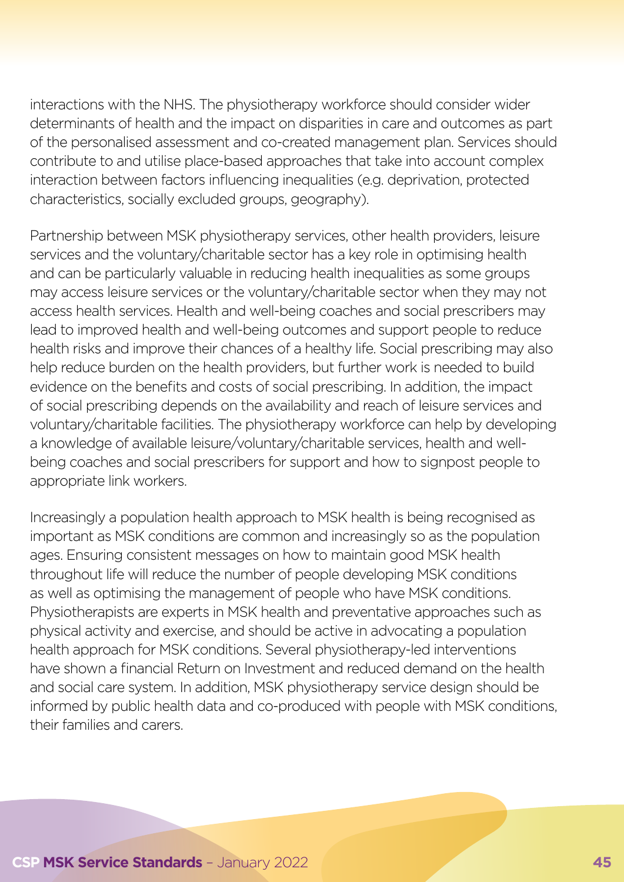interactions with the NHS. The physiotherapy workforce should consider wider determinants of health and the impact on disparities in care and outcomes as part of the personalised assessment and co-created management plan. Services should contribute to and utilise place-based approaches that take into account complex interaction between factors influencing inequalities (e.g. deprivation, protected characteristics, socially excluded groups, geography).

Partnership between MSK physiotherapy services, other health providers, leisure services and the voluntary/charitable sector has a key role in optimising health and can be particularly valuable in reducing health inequalities as some groups may access leisure services or the voluntary/charitable sector when they may not access health services. Health and well-being coaches and social prescribers may lead to improved health and well-being outcomes and support people to reduce health risks and improve their chances of a healthy life. Social prescribing may also help reduce burden on the health providers, but further work is needed to build evidence on the benefits and costs of social prescribing. In addition, the impact of social prescribing depends on the availability and reach of leisure services and voluntary/charitable facilities. The physiotherapy workforce can help by developing a knowledge of available leisure/voluntary/charitable services, health and well-being coaches and social prescribers for support and how to signpost people to appropriate link workers.

Increasingly a population health approach to MSK health is being recognised as important as MSK conditions are common and increasingly so as the population ages. Ensuring consistent messages on how to maintain good MSK health throughout life will reduce the number of people developing MSK conditions as well as optimising the management of people who have MSK conditions. Physiotherapists are experts in MSK health and preventative approaches such as physical activity and exercise, and should be active in advocating a population health approach for MSK conditions. Several physiotherapy-led interventions have shown a financial Return on Investment and reduced demand on the health and social care system. In addition, MSK physiotherapy service design should be informed by public health data and co-produced with people with MSK conditions, their families and carers.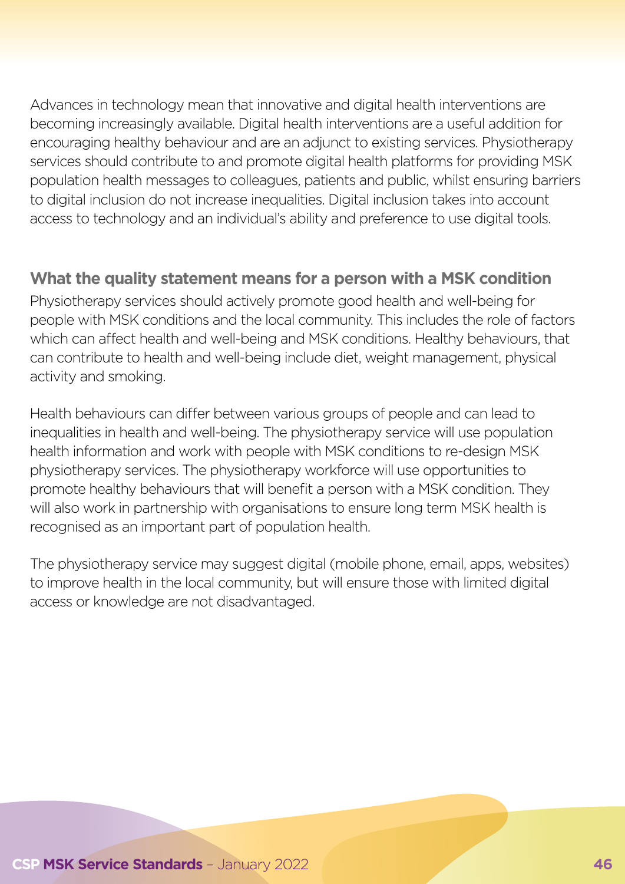Advances in technology mean that innovative and digital health interventions are becoming increasingly available. Digital health interventions are a useful addition for encouraging healthy behaviour and are an adjunct to existing services. Physiotherapy services should contribute to and promote digital health platforms for providing MSK population health messages to colleagues, patients and public, whilst ensuring barriers to digital inclusion do not increase inequalities. Digital inclusion takes into account access to technology and an individual's ability and preference to use digital tools.

### What the quality statement means for a person with a MSK condition

Physiotherapy services should actively promote good health and well-being for people with MSK conditions and the local community. This includes the role of factors which can affect health and well-being and MSK conditions. Healthy behaviours, that can contribute to health and well-being include diet, weight management, physical activity and smoking.

Health behaviours can differ between various groups of people and can lead to inequalities in health and well-being. The physiotherapy service will use population health information and work with people with MSK conditions to re-design MSK physiotherapy services. The physiotherapy workforce will use opportunities to promote healthy behaviours that will benefit a person with a MSK condition. They will also work in partnership with organisations to ensure long term MSK health is recognised as an important part of population health.

The physiotherapy service may suggest digital (mobile phone, email, apps, websites) to improve health in the local community, but will ensure those with limited digital access or knowledge are not disadvantaged.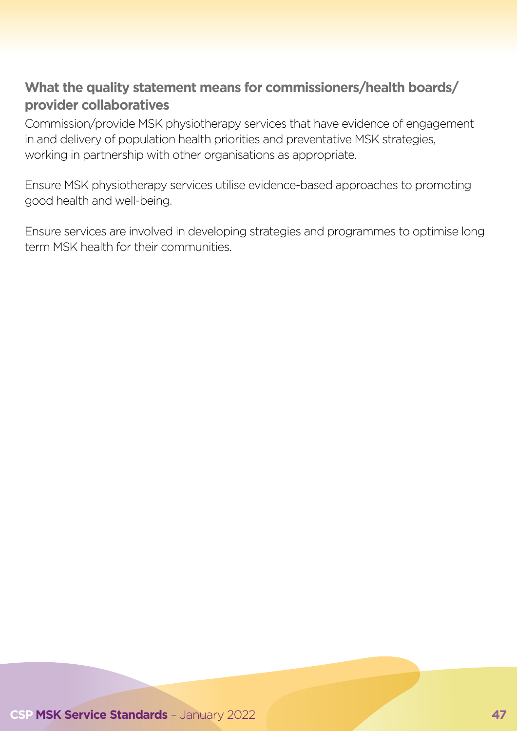### What the quality statement means for commissioners/health boards/ provider collaboratives

Commission/provide MSK physiotherapy services that have evidence of engagement in and delivery of population health priorities and preventative MSK strategies, working in partnership with other organisations as appropriate.

Ensure MSK physiotherapy services utilise evidence-based approaches to promoting good health and well-being.

Ensure services are involved in developing strategies and programmes to optimise long term MSK health for their communities.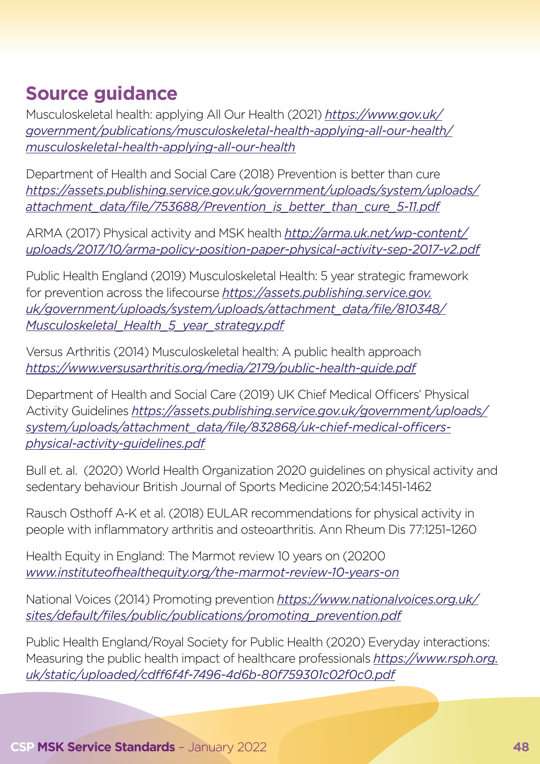## Source guidance

Musculoskeletal health: applying All Our Health (2021) *https://www.gov.uk/government/publications/musculoskeletal-health-applying-all-our-health/musculoskeletal-health-applying-all-our-health*

Department of Health and Social Care (2018) Prevention is better than cure *https://assets.publishing.service.gov.uk/government/uploads/system/uploads/attachment_data/file/753688/Prevention_is_better_than_cure_5-11.pdf*

ARMA (2017) Physical activity and MSK health *http://arma.uk.net/wp-content/uploads/2017/10/arma-policy-position-paper-physical-activity-sep-2017-v2.pdf*

Public Health England (2019) Musculoskeletal Health: 5 year strategic framework for prevention across the lifecourse *https://assets.publishing.service.gov.uk/government/uploads/system/uploads/attachment_data/file/810348/Musculoskeletal_Health_5_year_strategy.pdf*

Versus Arthritis (2014) Musculoskeletal health: A public health approach *https://www.versusarthritis.org/media/2179/public-health-guide.pdf*

Department of Health and Social Care (2019) UK Chief Medical Officers' Physical Activity Guidelines *https://assets.publishing.service.gov.uk/government/uploads/system/uploads/attachment_data/file/832868/uk-chief-medical-officers-physical-activity-guidelines.pdf*

Bull et. al. (2020) World Health Organization 2020 guidelines on physical activity and sedentary behaviour British Journal of Sports Medicine 2020;54:1451-1462

Rausch Osthoff A-K et al. (2018) EULAR recommendations for physical activity in people with inflammatory arthritis and osteoarthritis. Ann Rheum Dis 77:1251–1260

Health Equity in England: The Marmot review 10 years on (20200 *www.instituteofhealthequity.org/the-marmot-review-10-years-on*

National Voices (2014) Promoting prevention *https://www.nationalvoices.org.uk/sites/default/files/public/publications/promoting_prevention.pdf*

Public Health England/Royal Society for Public Health (2020) Everyday interactions: Measuring the public health impact of healthcare professionals *https://www.rsph.org.uk/static/uploaded/cdff6f4f-7496-4d6b-80f759301c02f0c0.pdf*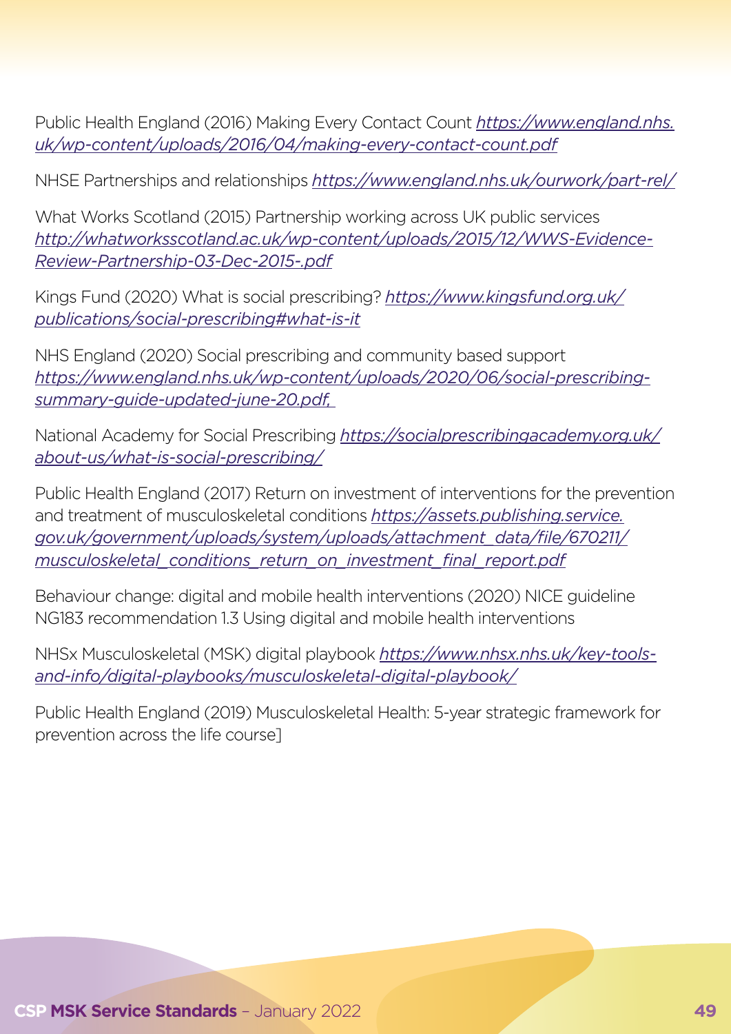Public Health England (2016) Making Every Contact Count *https://www.england.nhs.uk/wp-content/uploads/2016/04/making-every-contact-count.pdf*

NHSE Partnerships and relationships *https://www.england.nhs.uk/ourwork/part-rel/*

What Works Scotland (2015) Partnership working across UK public services *http://whatworksscotland.ac.uk/wp-content/uploads/2015/12/WWS-Evidence-Review-Partnership-03-Dec-2015-.pdf*

Kings Fund (2020) What is social prescribing? *https://www.kingsfund.org.uk/publications/social-prescribing#what-is-it*

NHS England (2020) Social prescribing and community based support *https://www.england.nhs.uk/wp-content/uploads/2020/06/social-prescribing-summary-guide-updated-june-20.pdf,*

National Academy for Social Prescribing *https://socialprescribingacademy.org.uk/about-us/what-is-social-prescribing/*

Public Health England (2017) Return on investment of interventions for the prevention and treatment of musculoskeletal conditions *https://assets.publishing.service.gov.uk/government/uploads/system/uploads/attachment_data/file/670211/musculoskeletal_conditions_return_on_investment_final_report.pdf*

Behaviour change: digital and mobile health interventions (2020) NICE guideline NG183 recommendation 1.3 Using digital and mobile health interventions

NHSx Musculoskeletal (MSK) digital playbook *https://www.nhsx.nhs.uk/key-tools-and-info/digital-playbooks/musculoskeletal-digital-playbook/*

Public Health England (2019) Musculoskeletal Health: 5-year strategic framework for prevention across the life course]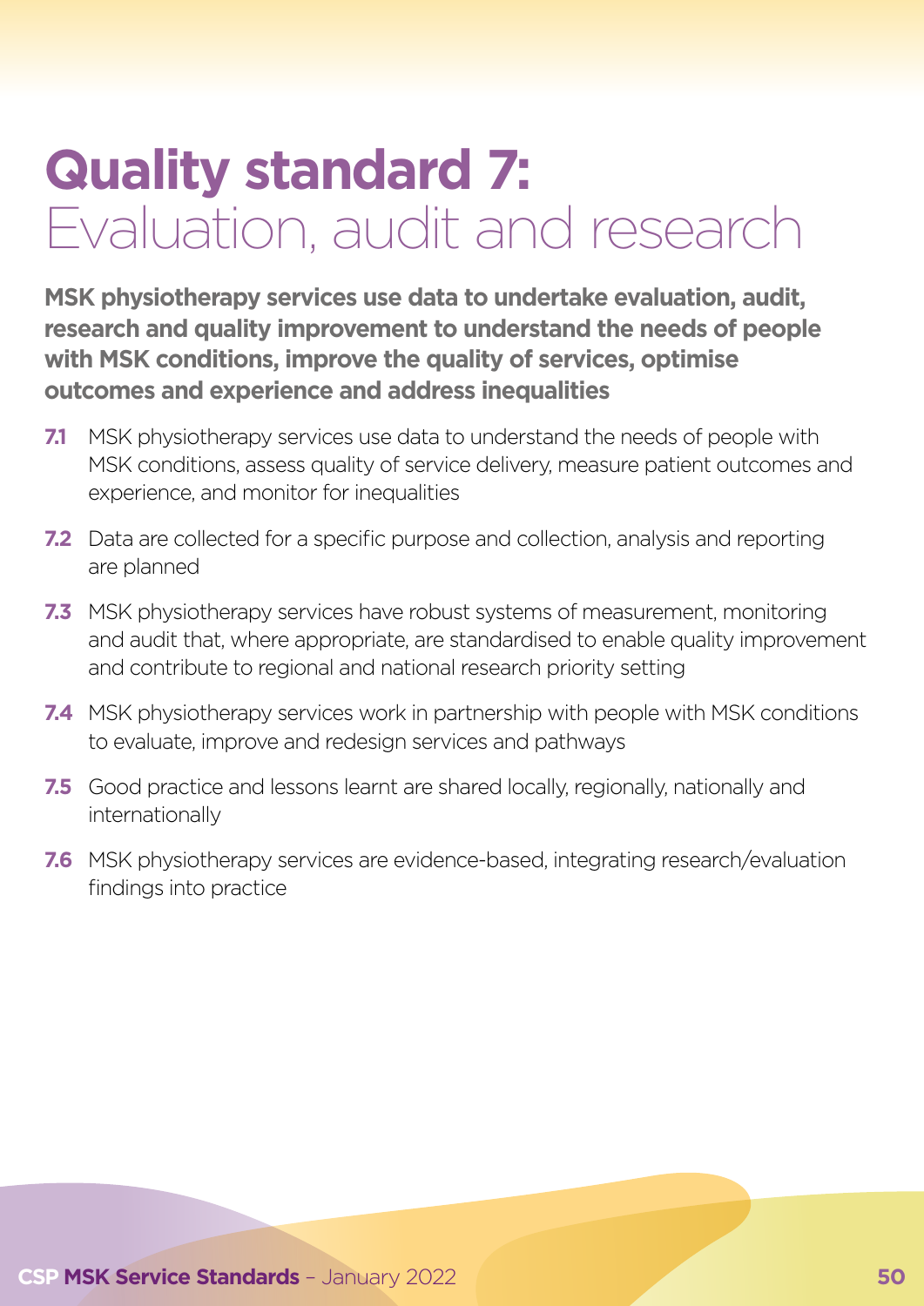# Quality standard 7: Evaluation, audit and research

**MSK physiotherapy services use data to undertake evaluation, audit, research and quality improvement to understand the needs of people with MSK conditions, improve the quality of services, optimise outcomes and experience and address inequalities**

**7.1** MSK physiotherapy services use data to understand the needs of people with MSK conditions, assess quality of service delivery, measure patient outcomes and experience, and monitor for inequalities

**7.2** Data are collected for a specific purpose and collection, analysis and reporting are planned

**7.3** MSK physiotherapy services have robust systems of measurement, monitoring and audit that, where appropriate, are standardised to enable quality improvement and contribute to regional and national research priority setting

**7.4** MSK physiotherapy services work in partnership with people with MSK conditions to evaluate, improve and redesign services and pathways

**7.5** Good practice and lessons learnt are shared locally, regionally, nationally and internationally

**7.6** MSK physiotherapy services are evidence-based, integrating research/evaluation findings into practice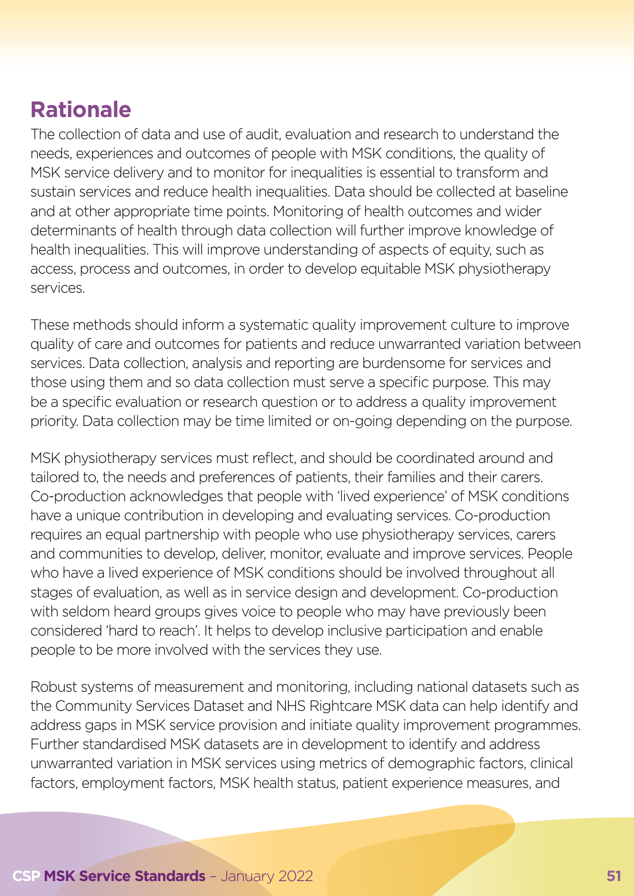## Rationale

The collection of data and use of audit, evaluation and research to understand the needs, experiences and outcomes of people with MSK conditions, the quality of MSK service delivery and to monitor for inequalities is essential to transform and sustain services and reduce health inequalities. Data should be collected at baseline and at other appropriate time points. Monitoring of health outcomes and wider determinants of health through data collection will further improve knowledge of health inequalities. This will improve understanding of aspects of equity, such as access, process and outcomes, in order to develop equitable MSK physiotherapy services.

These methods should inform a systematic quality improvement culture to improve quality of care and outcomes for patients and reduce unwarranted variation between services. Data collection, analysis and reporting are burdensome for services and those using them and so data collection must serve a specific purpose. This may be a specific evaluation or research question or to address a quality improvement priority. Data collection may be time limited or on-going depending on the purpose.

MSK physiotherapy services must reflect, and should be coordinated around and tailored to, the needs and preferences of patients, their families and their carers. Co-production acknowledges that people with 'lived experience' of MSK conditions have a unique contribution in developing and evaluating services. Co-production requires an equal partnership with people who use physiotherapy services, carers and communities to develop, deliver, monitor, evaluate and improve services. People who have a lived experience of MSK conditions should be involved throughout all stages of evaluation, as well as in service design and development. Co-production with seldom heard groups gives voice to people who may have previously been considered 'hard to reach'. It helps to develop inclusive participation and enable people to be more involved with the services they use.

Robust systems of measurement and monitoring, including national datasets such as the Community Services Dataset and NHS Rightcare MSK data can help identify and address gaps in MSK service provision and initiate quality improvement programmes. Further standardised MSK datasets are in development to identify and address unwarranted variation in MSK services using metrics of demographic factors, clinical factors, employment factors, MSK health status, patient experience measures, and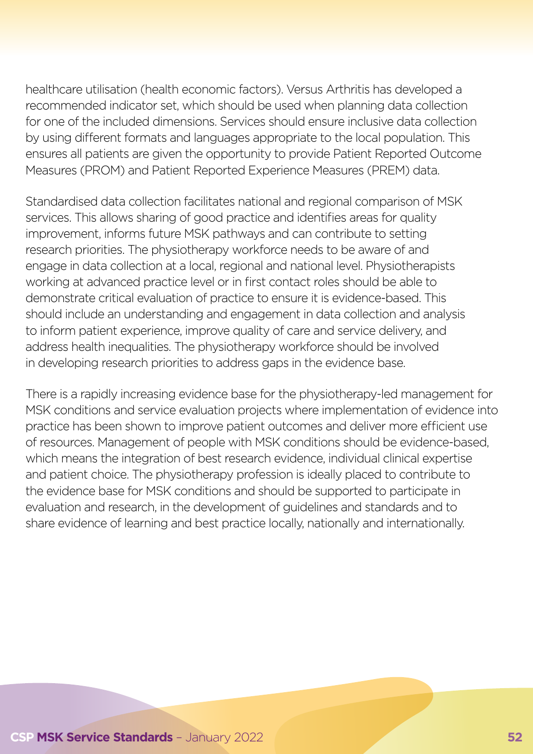healthcare utilisation (health economic factors). Versus Arthritis has developed a recommended indicator set, which should be used when planning data collection for one of the included dimensions. Services should ensure inclusive data collection by using different formats and languages appropriate to the local population. This ensures all patients are given the opportunity to provide Patient Reported Outcome Measures (PROM) and Patient Reported Experience Measures (PREM) data.

Standardised data collection facilitates national and regional comparison of MSK services. This allows sharing of good practice and identifies areas for quality improvement, informs future MSK pathways and can contribute to setting research priorities. The physiotherapy workforce needs to be aware of and engage in data collection at a local, regional and national level. Physiotherapists working at advanced practice level or in first contact roles should be able to demonstrate critical evaluation of practice to ensure it is evidence-based. This should include an understanding and engagement in data collection and analysis to inform patient experience, improve quality of care and service delivery, and address health inequalities. The physiotherapy workforce should be involved in developing research priorities to address gaps in the evidence base.

There is a rapidly increasing evidence base for the physiotherapy-led management for MSK conditions and service evaluation projects where implementation of evidence into practice has been shown to improve patient outcomes and deliver more efficient use of resources. Management of people with MSK conditions should be evidence-based, which means the integration of best research evidence, individual clinical expertise and patient choice. The physiotherapy profession is ideally placed to contribute to the evidence base for MSK conditions and should be supported to participate in evaluation and research, in the development of guidelines and standards and to share evidence of learning and best practice locally, nationally and internationally.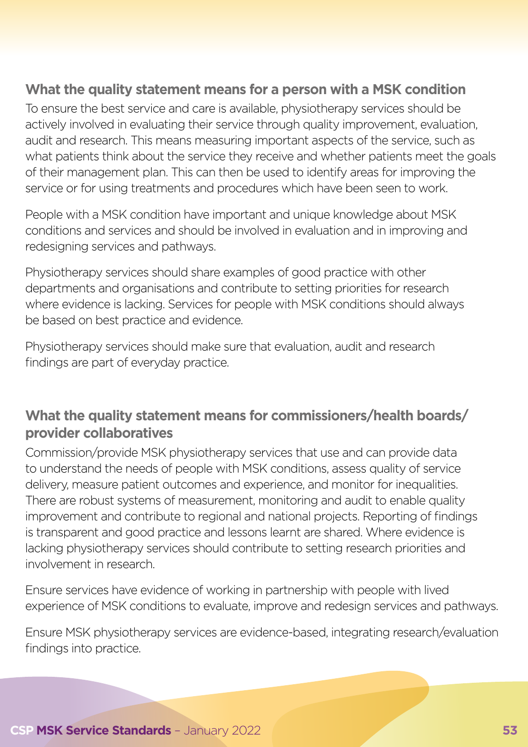### What the quality statement means for a person with a MSK condition

To ensure the best service and care is available, physiotherapy services should be actively involved in evaluating their service through quality improvement, evaluation, audit and research. This means measuring important aspects of the service, such as what patients think about the service they receive and whether patients meet the goals of their management plan. This can then be used to identify areas for improving the service or for using treatments and procedures which have been seen to work.

People with a MSK condition have important and unique knowledge about MSK conditions and services and should be involved in evaluation and in improving and redesigning services and pathways.

Physiotherapy services should share examples of good practice with other departments and organisations and contribute to setting priorities for research where evidence is lacking. Services for people with MSK conditions should always be based on best practice and evidence.

Physiotherapy services should make sure that evaluation, audit and research findings are part of everyday practice.

### What the quality statement means for commissioners/health boards/provider collaboratives

Commission/provide MSK physiotherapy services that use and can provide data to understand the needs of people with MSK conditions, assess quality of service delivery, measure patient outcomes and experience, and monitor for inequalities. There are robust systems of measurement, monitoring and audit to enable quality improvement and contribute to regional and national projects. Reporting of findings is transparent and good practice and lessons learnt are shared. Where evidence is lacking physiotherapy services should contribute to setting research priorities and involvement in research.

Ensure services have evidence of working in partnership with people with lived experience of MSK conditions to evaluate, improve and redesign services and pathways.

Ensure MSK physiotherapy services are evidence-based, integrating research/evaluation findings into practice.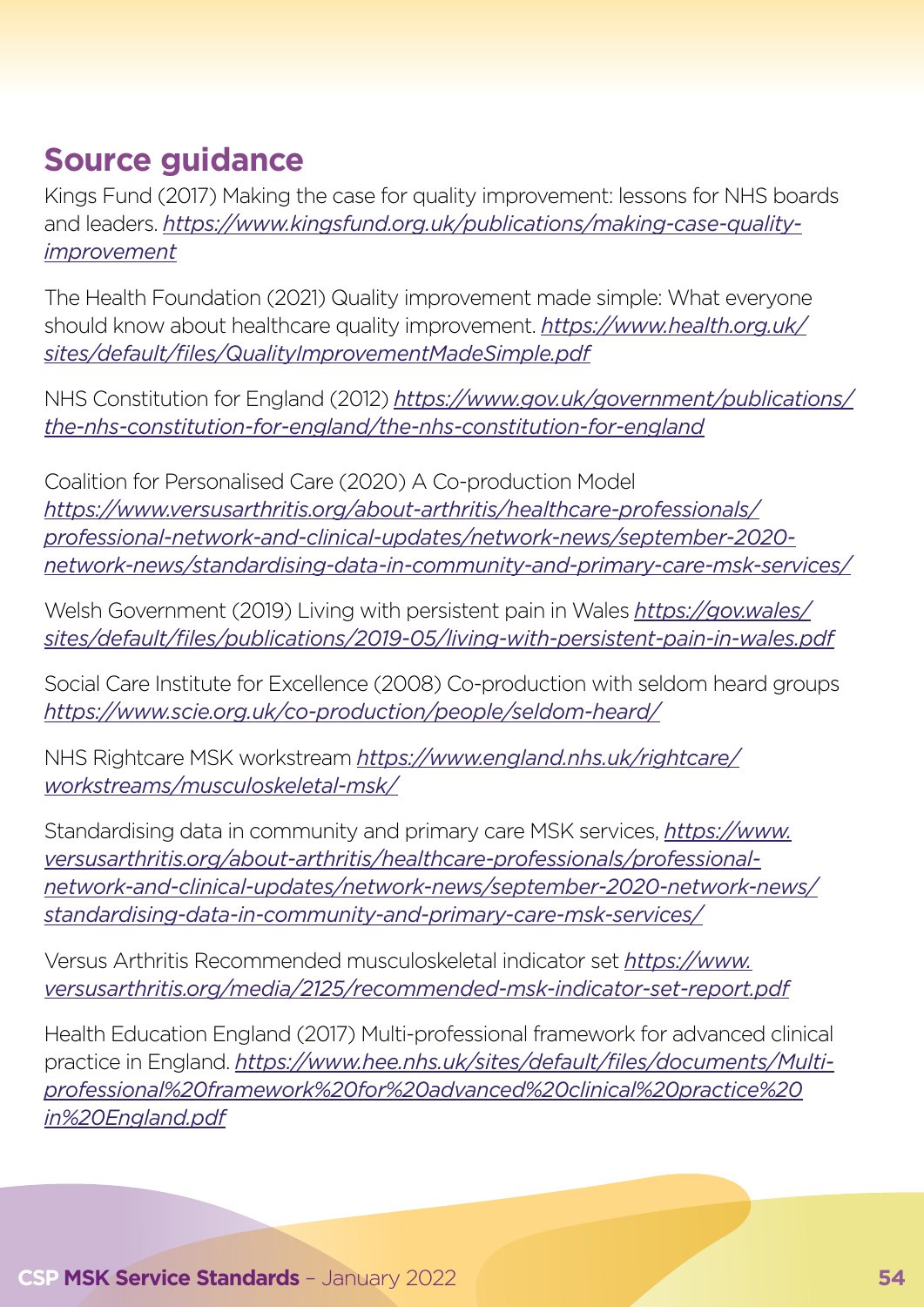## Source guidance

Kings Fund (2017) Making the case for quality improvement: lessons for NHS boards and leaders. *https://www.kingsfund.org.uk/publications/making-case-quality-improvement*

The Health Foundation (2021) Quality improvement made simple: What everyone should know about healthcare quality improvement. *https://www.health.org.uk/sites/default/files/QualityImprovementMadeSimple.pdf*

NHS Constitution for England (2012) *https://www.gov.uk/government/publications/the-nhs-constitution-for-england/the-nhs-constitution-for-england*

Coalition for Personalised Care (2020) A Co-production Model *https://www.versusarthritis.org/about-arthritis/healthcare-professionals/professional-network-and-clinical-updates/network-news/september-2020-network-news/standardising-data-in-community-and-primary-care-msk-services/*

Welsh Government (2019) Living with persistent pain in Wales *https://gov.wales/sites/default/files/publications/2019-05/living-with-persistent-pain-in-wales.pdf*

Social Care Institute for Excellence (2008) Co-production with seldom heard groups *https://www.scie.org.uk/co-production/people/seldom-heard/*

NHS Rightcare MSK workstream *https://www.england.nhs.uk/rightcare/workstreams/musculoskeletal-msk/*

Standardising data in community and primary care MSK services, *https://www.versusarthritis.org/about-arthritis/healthcare-professionals/professional-network-and-clinical-updates/network-news/september-2020-network-news/standardising-data-in-community-and-primary-care-msk-services/*

Versus Arthritis Recommended musculoskeletal indicator set *https://www.versusarthritis.org/media/2125/recommended-msk-indicator-set-report.pdf*

Health Education England (2017) Multi-professional framework for advanced clinical practice in England. *https://www.hee.nhs.uk/sites/default/files/documents/Multi-professional%20framework%20for%20advanced%20clinical%20practice%20in%20England.pdf*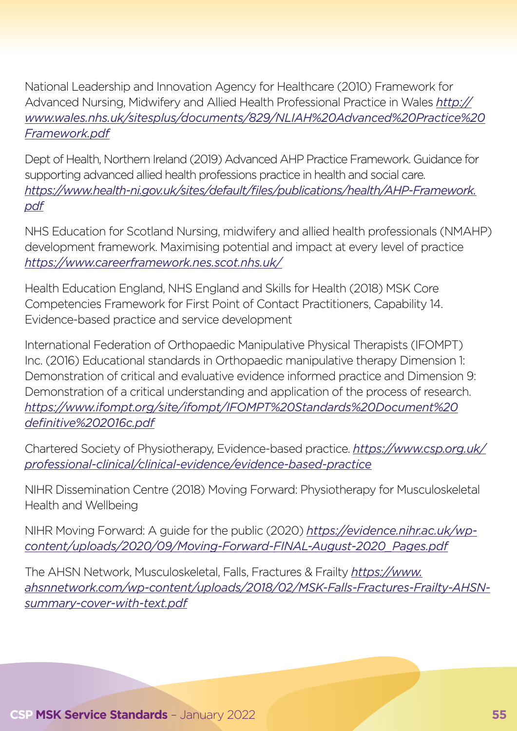National Leadership and Innovation Agency for Healthcare (2010) Framework for Advanced Nursing, Midwifery and Allied Health Professional Practice in Wales *http://www.wales.nhs.uk/sitesplus/documents/829/NLIAH%20Advanced%20Practice%20Framework.pdf*

Dept of Health, Northern Ireland (2019) Advanced AHP Practice Framework. Guidance for supporting advanced allied health professions practice in health and social care. *https://www.health-ni.gov.uk/sites/default/files/publications/health/AHP-Framework.pdf*

NHS Education for Scotland Nursing, midwifery and allied health professionals (NMAHP) development framework. Maximising potential and impact at every level of practice *https://www.careerframework.nes.scot.nhs.uk/*

Health Education England, NHS England and Skills for Health (2018) MSK Core Competencies Framework for First Point of Contact Practitioners, Capability 14. Evidence-based practice and service development

International Federation of Orthopaedic Manipulative Physical Therapists (IFOMPT) Inc. (2016) Educational standards in Orthopaedic manipulative therapy Dimension 1: Demonstration of critical and evaluative evidence informed practice and Dimension 9: Demonstration of a critical understanding and application of the process of research. *https://www.ifompt.org/site/ifompt/IFOMPT%20Standards%20Document%20definitive%202016c.pdf*

Chartered Society of Physiotherapy, Evidence-based practice. *https://www.csp.org.uk/professional-clinical/clinical-evidence/evidence-based-practice*

NIHR Dissemination Centre (2018) Moving Forward: Physiotherapy for Musculoskeletal Health and Wellbeing

NIHR Moving Forward: A guide for the public (2020) *https://evidence.nihr.ac.uk/wp-content/uploads/2020/09/Moving-Forward-FINAL-August-2020_Pages.pdf*

The AHSN Network, Musculoskeletal, Falls, Fractures & Frailty *https://www.ahsnnetwork.com/wp-content/uploads/2018/02/MSK-Falls-Fractures-Frailty-AHSN-summary-cover-with-text.pdf*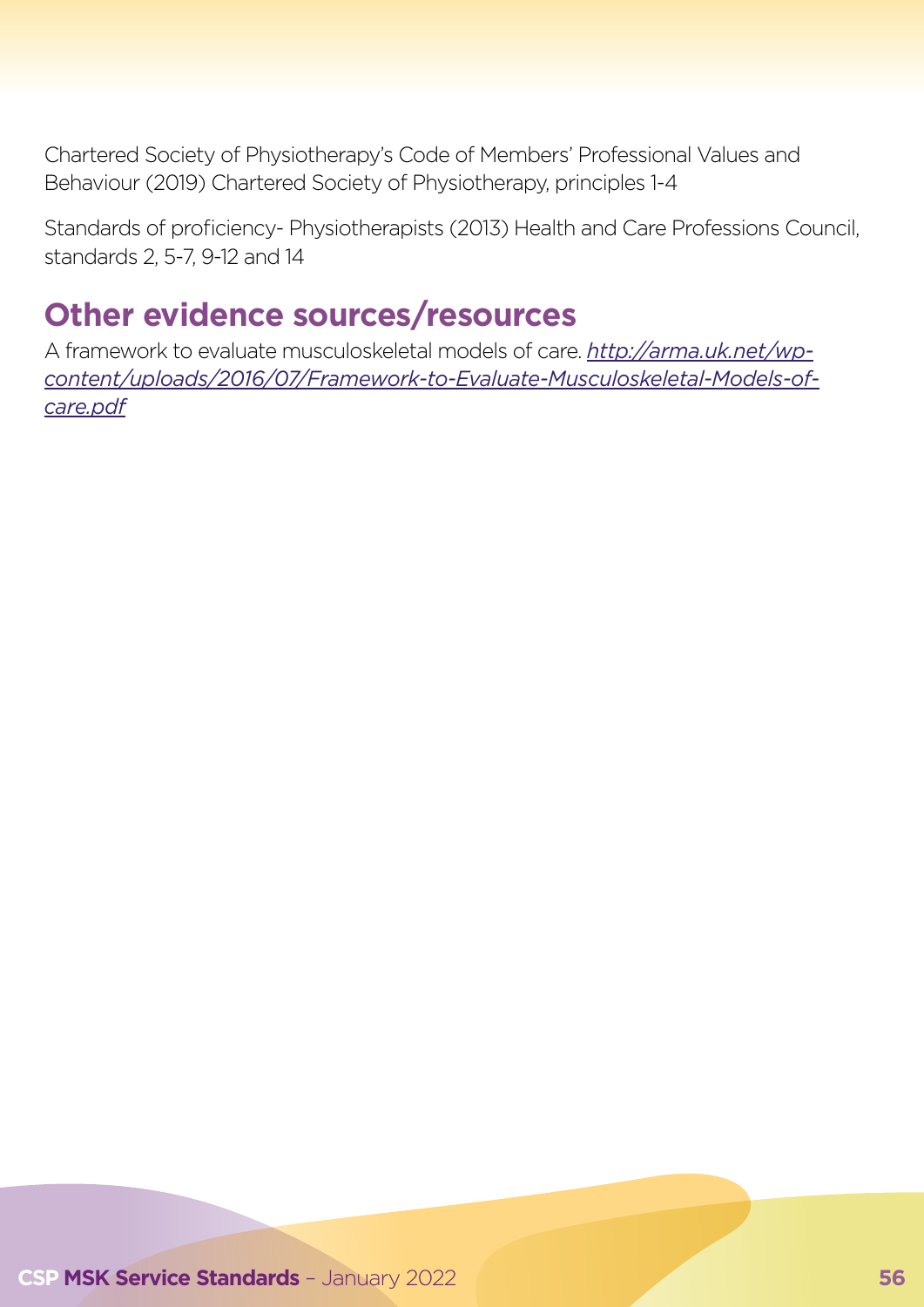Chartered Society of Physiotherapy's Code of Members' Professional Values and Behaviour (2019) Chartered Society of Physiotherapy, principles 1-4

Standards of proficiency- Physiotherapists (2013) Health and Care Professions Council, standards 2, 5-7, 9-12 and 14

## Other evidence sources/resources

A framework to evaluate musculoskeletal models of care. *http://arma.uk.net/wp-content/uploads/2016/07/Framework-to-Evaluate-Musculoskeletal-Models-of-care.pdf*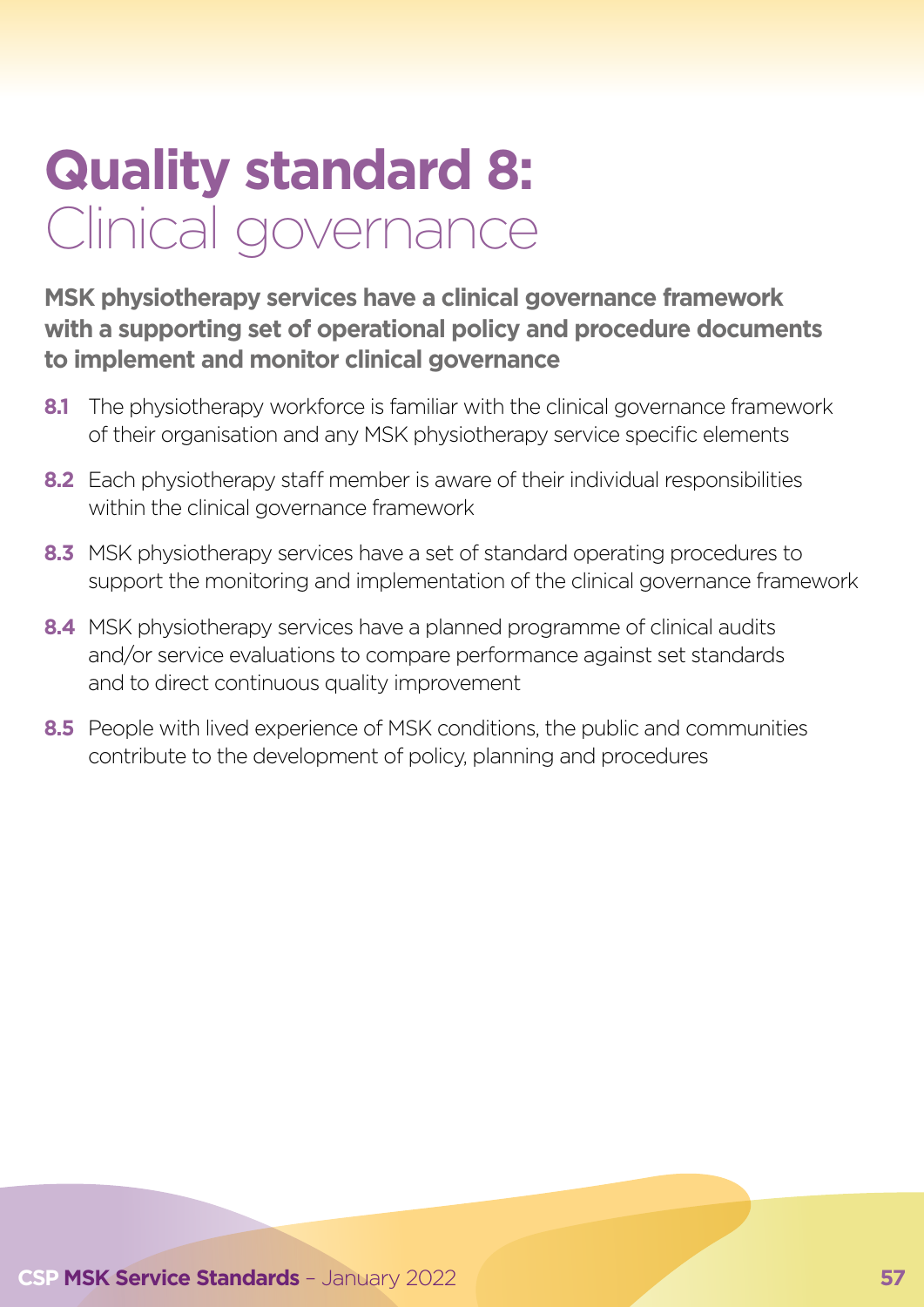# Quality standard 8: Clinical governance

**MSK physiotherapy services have a clinical governance framework with a supporting set of operational policy and procedure documents to implement and monitor clinical governance**

**8.1** The physiotherapy workforce is familiar with the clinical governance framework of their organisation and any MSK physiotherapy service specific elements

**8.2** Each physiotherapy staff member is aware of their individual responsibilities within the clinical governance framework

**8.3** MSK physiotherapy services have a set of standard operating procedures to support the monitoring and implementation of the clinical governance framework

**8.4** MSK physiotherapy services have a planned programme of clinical audits and/or service evaluations to compare performance against set standards and to direct continuous quality improvement

**8.5** People with lived experience of MSK conditions, the public and communities contribute to the development of policy, planning and procedures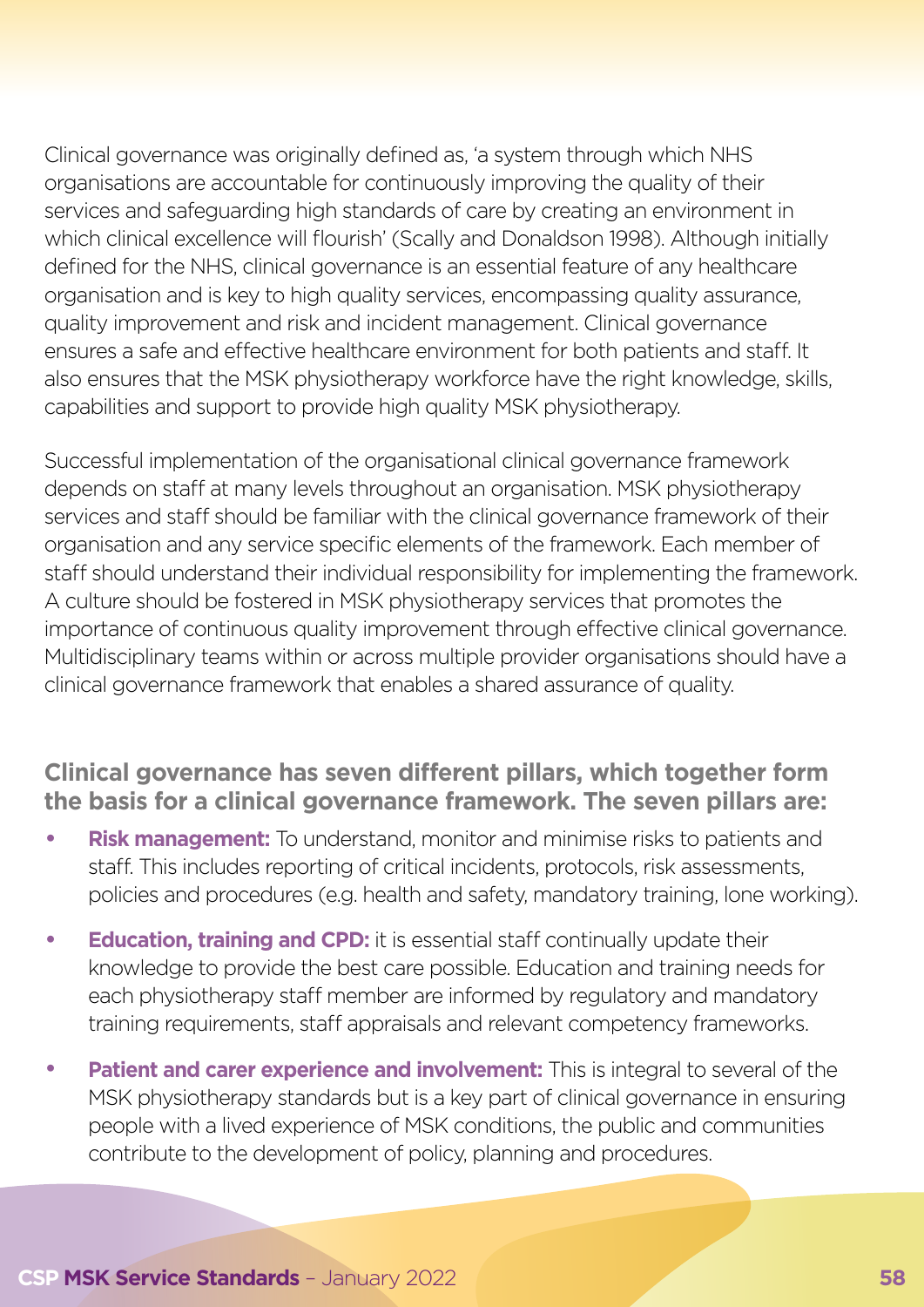Clinical governance was originally defined as, 'a system through which NHS organisations are accountable for continuously improving the quality of their services and safeguarding high standards of care by creating an environment in which clinical excellence will flourish' (Scally and Donaldson 1998). Although initially defined for the NHS, clinical governance is an essential feature of any healthcare organisation and is key to high quality services, encompassing quality assurance, quality improvement and risk and incident management. Clinical governance ensures a safe and effective healthcare environment for both patients and staff. It also ensures that the MSK physiotherapy workforce have the right knowledge, skills, capabilities and support to provide high quality MSK physiotherapy.

Successful implementation of the organisational clinical governance framework depends on staff at many levels throughout an organisation. MSK physiotherapy services and staff should be familiar with the clinical governance framework of their organisation and any service specific elements of the framework. Each member of staff should understand their individual responsibility for implementing the framework. A culture should be fostered in MSK physiotherapy services that promotes the importance of continuous quality improvement through effective clinical governance. Multidisciplinary teams within or across multiple provider organisations should have a clinical governance framework that enables a shared assurance of quality.

**Clinical governance has seven different pillars, which together form the basis for a clinical governance framework. The seven pillars are:**

- **Risk management:** To understand, monitor and minimise risks to patients and staff. This includes reporting of critical incidents, protocols, risk assessments, policies and procedures (e.g. health and safety, mandatory training, lone working).
- **Education, training and CPD:** it is essential staff continually update their knowledge to provide the best care possible. Education and training needs for each physiotherapy staff member are informed by regulatory and mandatory training requirements, staff appraisals and relevant competency frameworks.
- **Patient and carer experience and involvement:** This is integral to several of the MSK physiotherapy standards but is a key part of clinical governance in ensuring people with a lived experience of MSK conditions, the public and communities contribute to the development of policy, planning and procedures.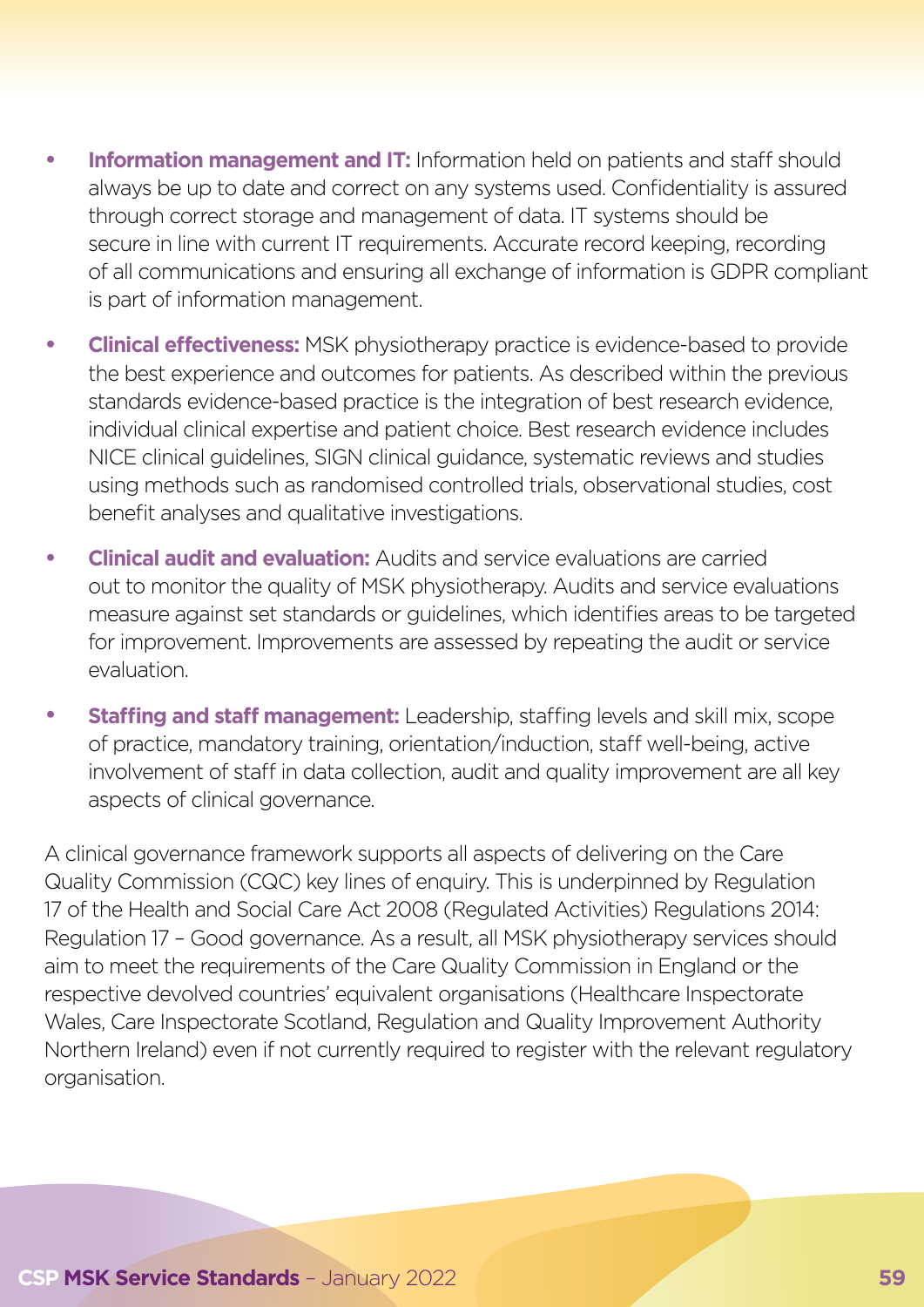- **Information management and IT:** Information held on patients and staff should always be up to date and correct on any systems used. Confidentiality is assured through correct storage and management of data. IT systems should be secure in line with current IT requirements. Accurate record keeping, recording of all communications and ensuring all exchange of information is GDPR compliant is part of information management.
- **Clinical effectiveness:** MSK physiotherapy practice is evidence-based to provide the best experience and outcomes for patients. As described within the previous standards evidence-based practice is the integration of best research evidence, individual clinical expertise and patient choice. Best research evidence includes NICE clinical guidelines, SIGN clinical guidance, systematic reviews and studies using methods such as randomised controlled trials, observational studies, cost benefit analyses and qualitative investigations.
- **Clinical audit and evaluation:** Audits and service evaluations are carried out to monitor the quality of MSK physiotherapy. Audits and service evaluations measure against set standards or guidelines, which identifies areas to be targeted for improvement. Improvements are assessed by repeating the audit or service evaluation.
- **Staffing and staff management:** Leadership, staffing levels and skill mix, scope of practice, mandatory training, orientation/induction, staff well-being, active involvement of staff in data collection, audit and quality improvement are all key aspects of clinical governance.

A clinical governance framework supports all aspects of delivering on the Care Quality Commission (CQC) key lines of enquiry. This is underpinned by Regulation 17 of the Health and Social Care Act 2008 (Regulated Activities) Regulations 2014: Regulation 17 – Good governance. As a result, all MSK physiotherapy services should aim to meet the requirements of the Care Quality Commission in England or the respective devolved countries' equivalent organisations (Healthcare Inspectorate Wales, Care Inspectorate Scotland, Regulation and Quality Improvement Authority Northern Ireland) even if not currently required to register with the relevant regulatory organisation.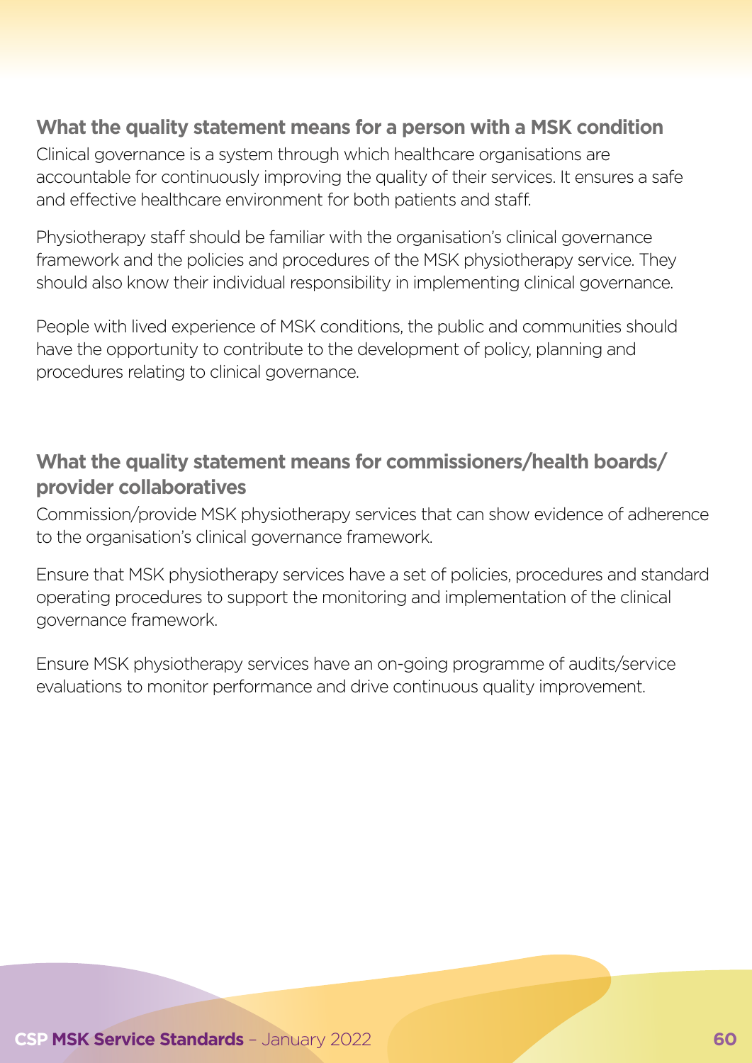### What the quality statement means for a person with a MSK condition

Clinical governance is a system through which healthcare organisations are accountable for continuously improving the quality of their services. It ensures a safe and effective healthcare environment for both patients and staff.

Physiotherapy staff should be familiar with the organisation's clinical governance framework and the policies and procedures of the MSK physiotherapy service. They should also know their individual responsibility in implementing clinical governance.

People with lived experience of MSK conditions, the public and communities should have the opportunity to contribute to the development of policy, planning and procedures relating to clinical governance.

### What the quality statement means for commissioners/health boards/provider collaboratives

Commission/provide MSK physiotherapy services that can show evidence of adherence to the organisation's clinical governance framework.

Ensure that MSK physiotherapy services have a set of policies, procedures and standard operating procedures to support the monitoring and implementation of the clinical governance framework.

Ensure MSK physiotherapy services have an on-going programme of audits/service evaluations to monitor performance and drive continuous quality improvement.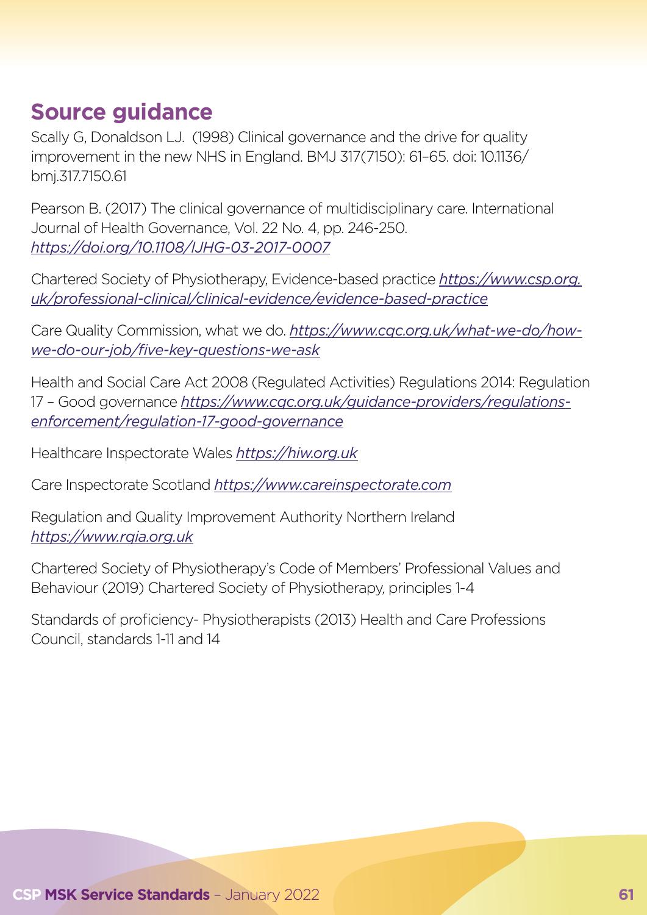## Source guidance

Scally G, Donaldson LJ. (1998) Clinical governance and the drive for quality improvement in the new NHS in England. BMJ 317(7150): 61–65. doi: 10.1136/bmj.317.7150.61

Pearson B. (2017) The clinical governance of multidisciplinary care. International Journal of Health Governance, Vol. 22 No. 4, pp. 246-250. *https://doi.org/10.1108/IJHG-03-2017-0007*

Chartered Society of Physiotherapy, Evidence-based practice *https://www.csp.org.uk/professional-clinical/clinical-evidence/evidence-based-practice*

Care Quality Commission, what we do. *https://www.cqc.org.uk/what-we-do/how-we-do-our-job/five-key-questions-we-ask*

Health and Social Care Act 2008 (Regulated Activities) Regulations 2014: Regulation 17 – Good governance *https://www.cqc.org.uk/guidance-providers/regulations-enforcement/regulation-17-good-governance*

Healthcare Inspectorate Wales *https://hiw.org.uk*

Care Inspectorate Scotland *https://www.careinspectorate.com*

Regulation and Quality Improvement Authority Northern Ireland *https://www.rqia.org.uk*

Chartered Society of Physiotherapy's Code of Members' Professional Values and Behaviour (2019) Chartered Society of Physiotherapy, principles 1-4

Standards of proficiency- Physiotherapists (2013) Health and Care Professions Council, standards 1-11 and 14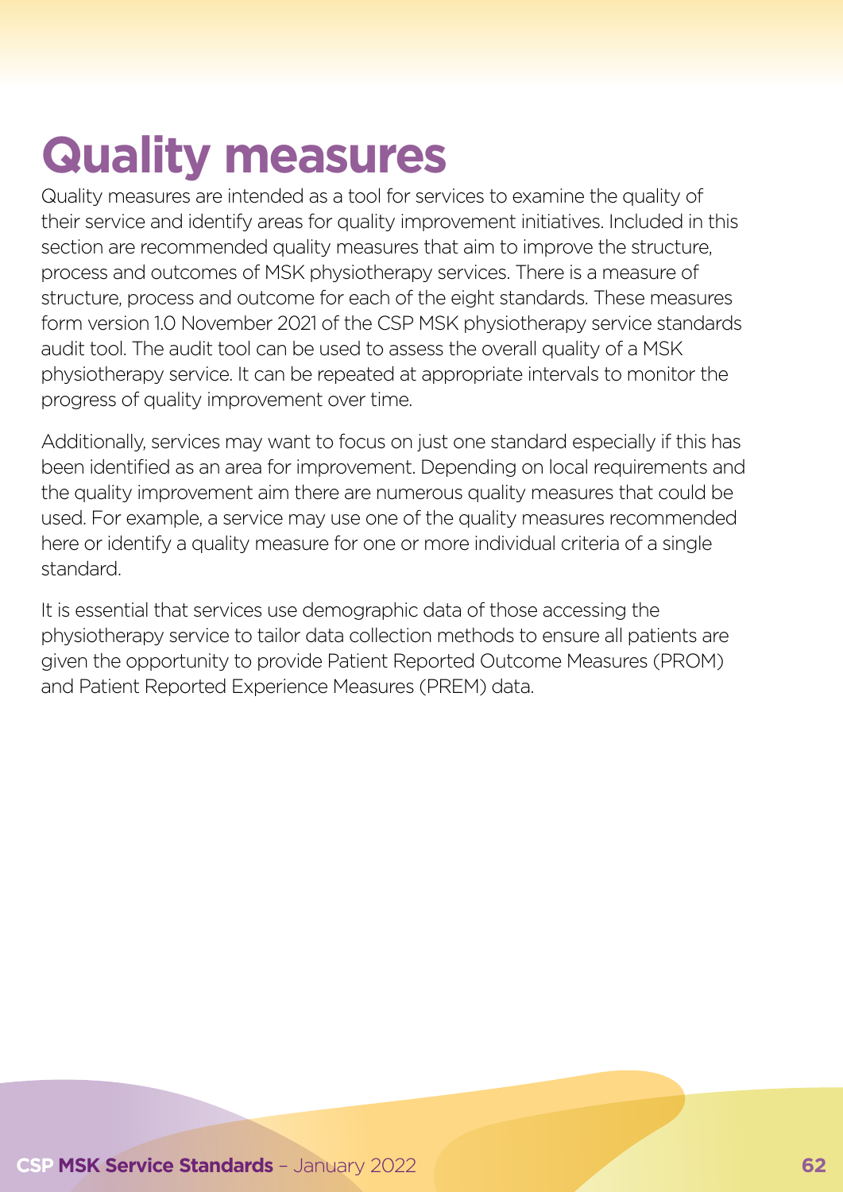# Quality measures

Quality measures are intended as a tool for services to examine the quality of their service and identify areas for quality improvement initiatives. Included in this section are recommended quality measures that aim to improve the structure, process and outcomes of MSK physiotherapy services. There is a measure of structure, process and outcome for each of the eight standards. These measures form version 1.0 November 2021 of the CSP MSK physiotherapy service standards audit tool. The audit tool can be used to assess the overall quality of a MSK physiotherapy service. It can be repeated at appropriate intervals to monitor the progress of quality improvement over time.

Additionally, services may want to focus on just one standard especially if this has been identified as an area for improvement. Depending on local requirements and the quality improvement aim there are numerous quality measures that could be used. For example, a service may use one of the quality measures recommended here or identify a quality measure for one or more individual criteria of a single standard.

It is essential that services use demographic data of those accessing the physiotherapy service to tailor data collection methods to ensure all patients are given the opportunity to provide Patient Reported Outcome Measures (PROM) and Patient Reported Experience Measures (PREM) data.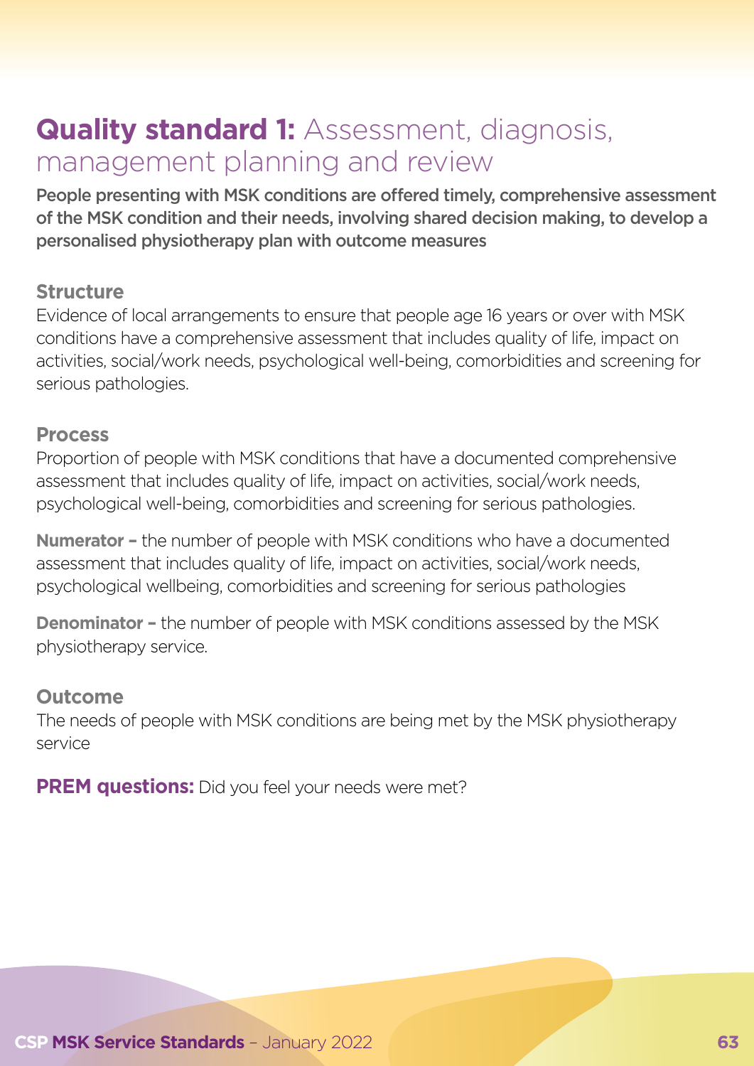# **Quality standard 1:** Assessment, diagnosis, management planning and review

**People presenting with MSK conditions are offered timely, comprehensive assessment of the MSK condition and their needs, involving shared decision making, to develop a personalised physiotherapy plan with outcome measures**

### Structure

Evidence of local arrangements to ensure that people age 16 years or over with MSK conditions have a comprehensive assessment that includes quality of life, impact on activities, social/work needs, psychological well-being, comorbidities and screening for serious pathologies.

### Process

Proportion of people with MSK conditions that have a documented comprehensive assessment that includes quality of life, impact on activities, social/work needs, psychological well-being, comorbidities and screening for serious pathologies.

**Numerator –** the number of people with MSK conditions who have a documented assessment that includes quality of life, impact on activities, social/work needs, psychological wellbeing, comorbidities and screening for serious pathologies

**Denominator –** the number of people with MSK conditions assessed by the MSK physiotherapy service.

### Outcome

The needs of people with MSK conditions are being met by the MSK physiotherapy service

**PREM questions:** Did you feel your needs were met?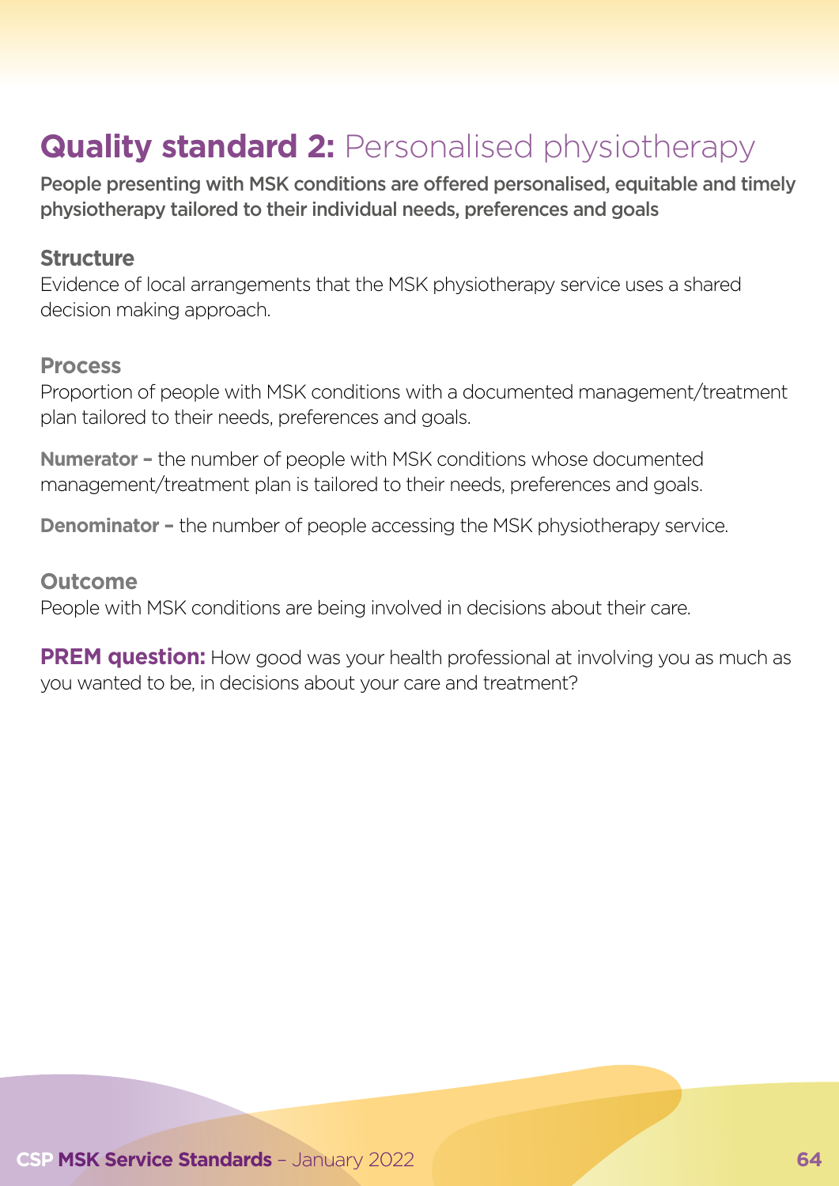# **Quality standard 2:** Personalised physiotherapy

**People presenting with MSK conditions are offered personalised, equitable and timely physiotherapy tailored to their individual needs, preferences and goals**

### Structure

Evidence of local arrangements that the MSK physiotherapy service uses a shared decision making approach.

### Process

Proportion of people with MSK conditions with a documented management/treatment plan tailored to their needs, preferences and goals.

**Numerator –** the number of people with MSK conditions whose documented management/treatment plan is tailored to their needs, preferences and goals.

**Denominator –** the number of people accessing the MSK physiotherapy service.

### Outcome

People with MSK conditions are being involved in decisions about their care.

**PREM question:** How good was your health professional at involving you as much as you wanted to be, in decisions about your care and treatment?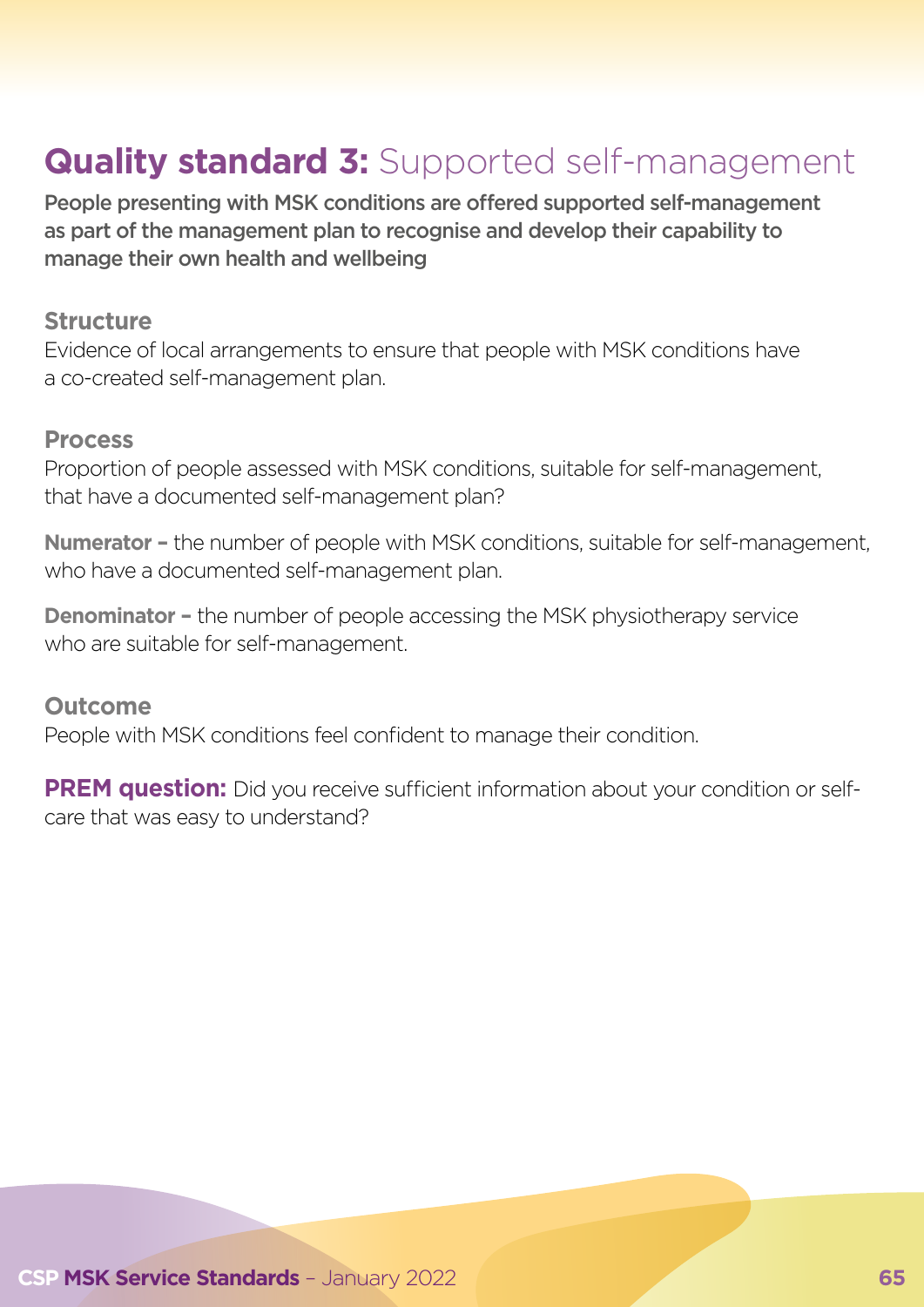# **Quality standard 3:** Supported self-management

**People presenting with MSK conditions are offered supported self-management as part of the management plan to recognise and develop their capability to manage their own health and wellbeing**

### Structure

Evidence of local arrangements to ensure that people with MSK conditions have a co-created self-management plan.

### Process

Proportion of people assessed with MSK conditions, suitable for self-management, that have a documented self-management plan?

**Numerator –** the number of people with MSK conditions, suitable for self-management, who have a documented self-management plan.

**Denominator –** the number of people accessing the MSK physiotherapy service who are suitable for self-management.

### Outcome

People with MSK conditions feel confident to manage their condition.

**PREM question:** Did you receive sufficient information about your condition or self-care that was easy to understand?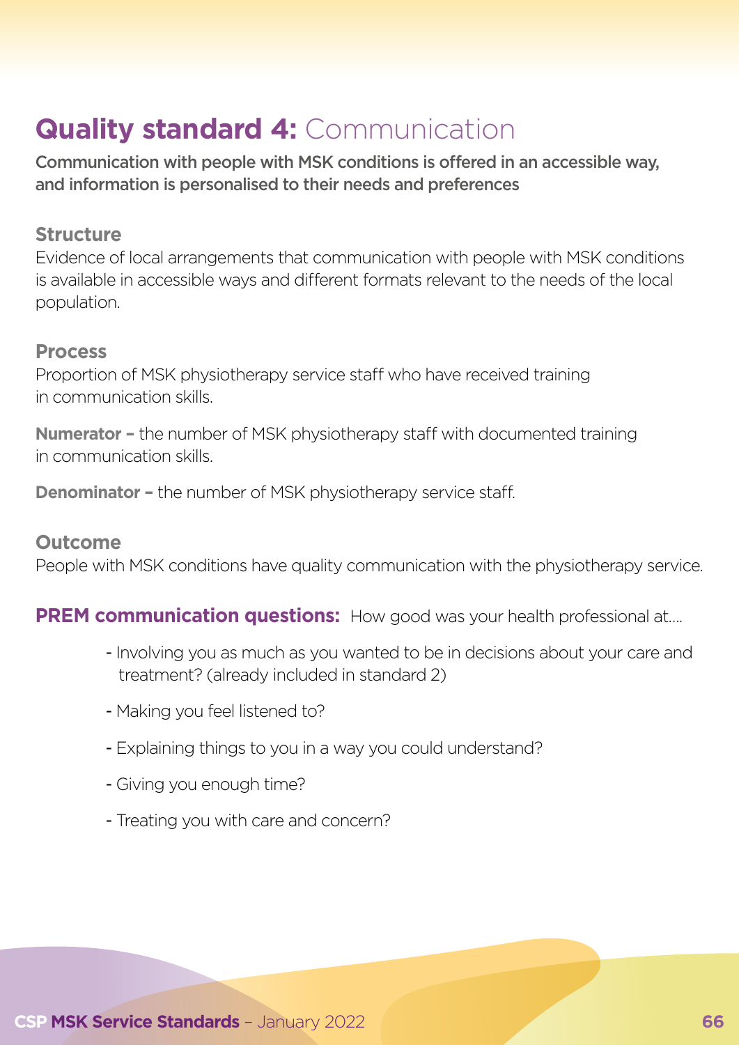# **Quality standard 4:** Communication

**Communication with people with MSK conditions is offered in an accessible way, and information is personalised to their needs and preferences**

### Structure

Evidence of local arrangements that communication with people with MSK conditions is available in accessible ways and different formats relevant to the needs of the local population.

### Process

Proportion of MSK physiotherapy service staff who have received training in communication skills.

**Numerator –** the number of MSK physiotherapy staff with documented training in communication skills.

**Denominator –** the number of MSK physiotherapy service staff.

### Outcome

People with MSK conditions have quality communication with the physiotherapy service.

**PREM communication questions:** How good was your health professional at....

- Involving you as much as you wanted to be in decisions about your care and treatment? (already included in standard 2)
- Making you feel listened to?
- Explaining things to you in a way you could understand?
- Giving you enough time?
- Treating you with care and concern?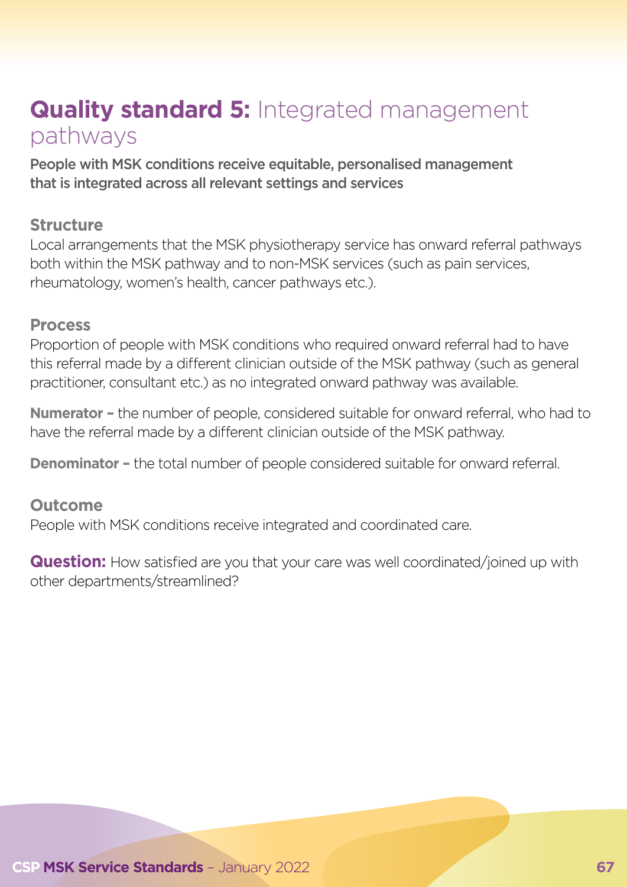# **Quality standard 5:** Integrated management pathways

**People with MSK conditions receive equitable, personalised management that is integrated across all relevant settings and services**

## Structure

Local arrangements that the MSK physiotherapy service has onward referral pathways both within the MSK pathway and to non-MSK services (such as pain services, rheumatology, women's health, cancer pathways etc.).

## Process

Proportion of people with MSK conditions who required onward referral had to have this referral made by a different clinician outside of the MSK pathway (such as general practitioner, consultant etc.) as no integrated onward pathway was available.

**Numerator –** the number of people, considered suitable for onward referral, who had to have the referral made by a different clinician outside of the MSK pathway.

**Denominator –** the total number of people considered suitable for onward referral.

## Outcome

People with MSK conditions receive integrated and coordinated care.

**Question:** How satisfied are you that your care was well coordinated/joined up with other departments/streamlined?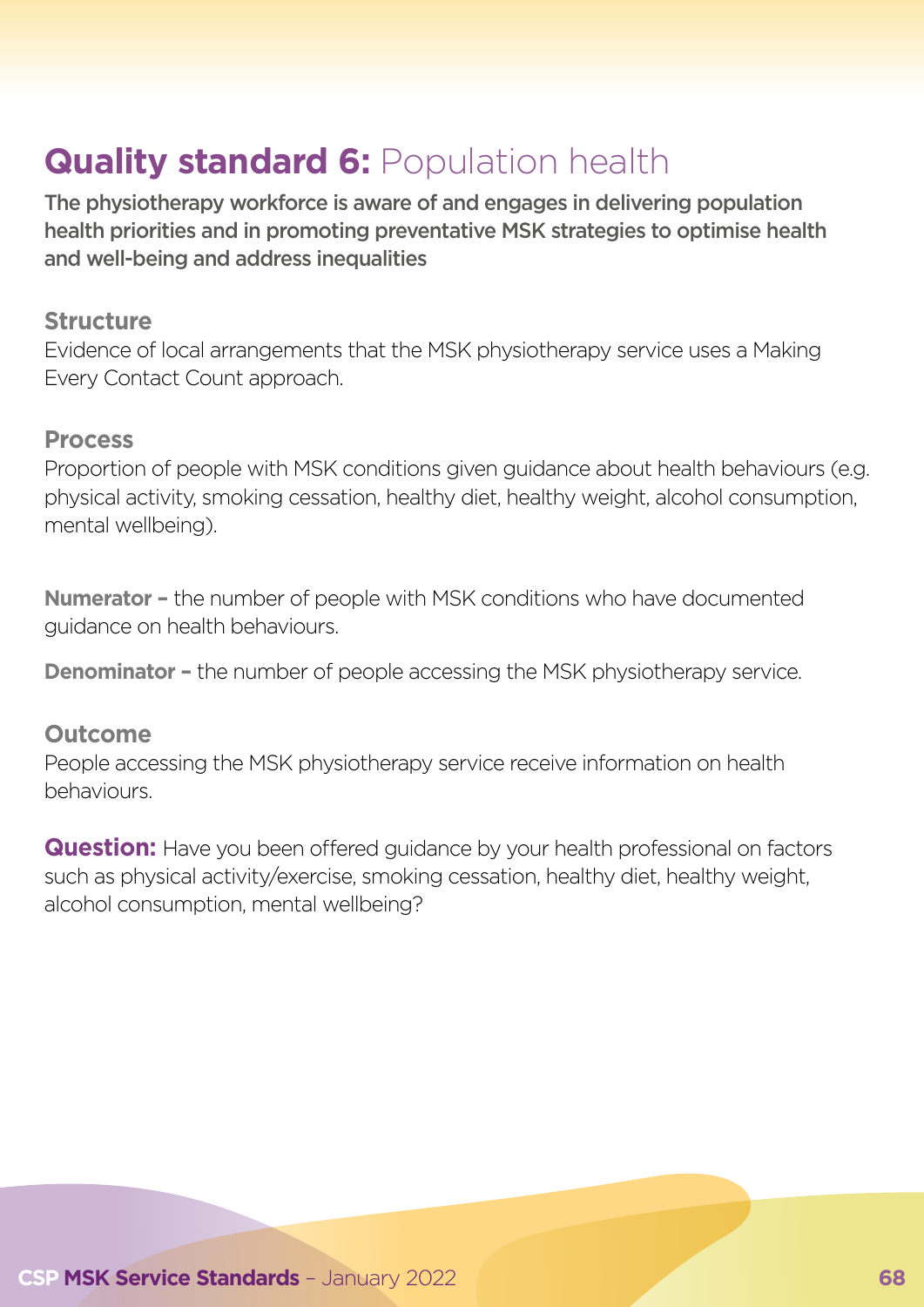# **Quality standard 6:** Population health

**The physiotherapy workforce is aware of and engages in delivering population health priorities and in promoting preventative MSK strategies to optimise health and well-being and address inequalities**

### Structure

Evidence of local arrangements that the MSK physiotherapy service uses a Making Every Contact Count approach.

### Process

Proportion of people with MSK conditions given guidance about health behaviours (e.g. physical activity, smoking cessation, healthy diet, healthy weight, alcohol consumption, mental wellbeing).

**Numerator –** the number of people with MSK conditions who have documented guidance on health behaviours.

**Denominator –** the number of people accessing the MSK physiotherapy service.

### Outcome

People accessing the MSK physiotherapy service receive information on health behaviours.

**Question:** Have you been offered guidance by your health professional on factors such as physical activity/exercise, smoking cessation, healthy diet, healthy weight, alcohol consumption, mental wellbeing?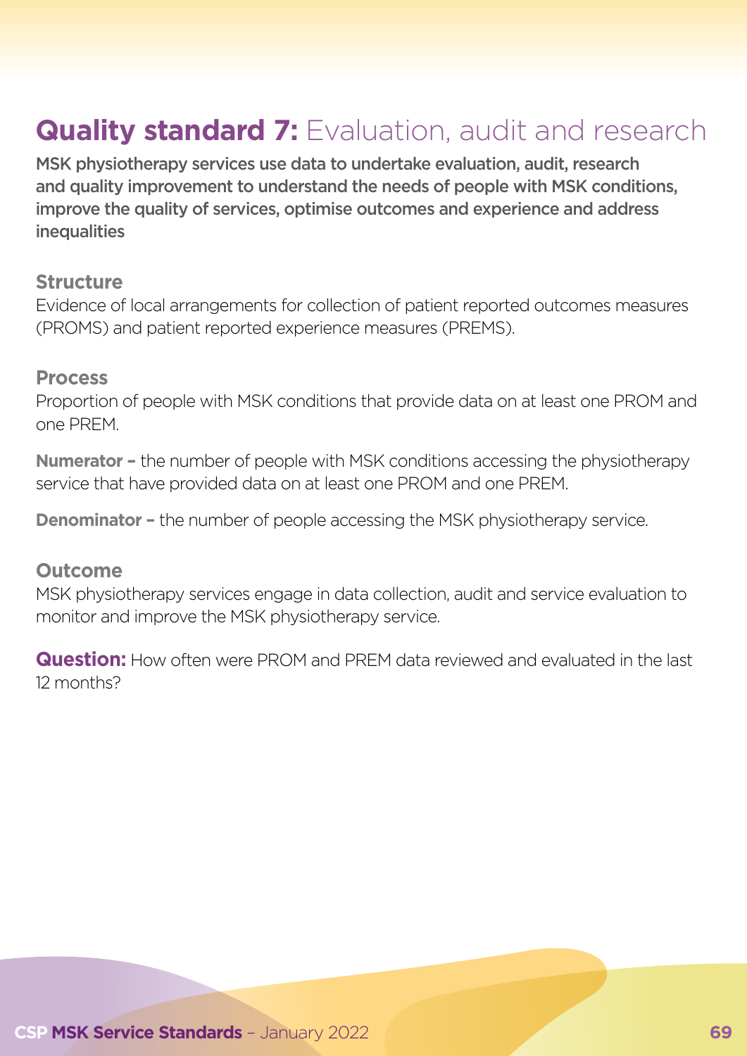# **Quality standard 7:** Evaluation, audit and research

**MSK physiotherapy services use data to undertake evaluation, audit, research and quality improvement to understand the needs of people with MSK conditions, improve the quality of services, optimise outcomes and experience and address inequalities**

### Structure

Evidence of local arrangements for collection of patient reported outcomes measures (PROMS) and patient reported experience measures (PREMS).

### Process

Proportion of people with MSK conditions that provide data on at least one PROM and one PREM.

**Numerator –** the number of people with MSK conditions accessing the physiotherapy service that have provided data on at least one PROM and one PREM.

**Denominator –** the number of people accessing the MSK physiotherapy service.

### Outcome

MSK physiotherapy services engage in data collection, audit and service evaluation to monitor and improve the MSK physiotherapy service.

**Question:** How often were PROM and PREM data reviewed and evaluated in the last 12 months?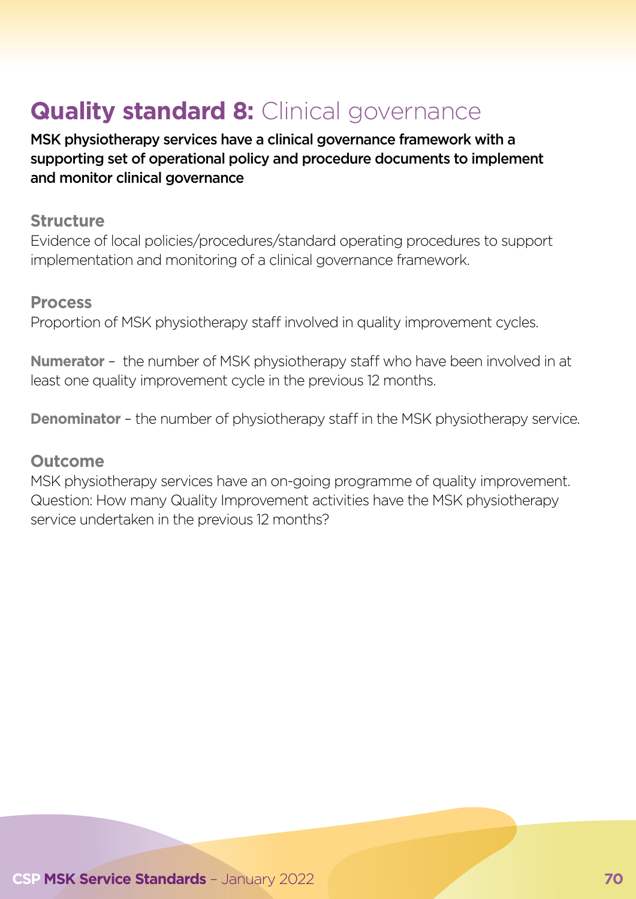# **Quality standard 8:** Clinical governance

**MSK physiotherapy services have a clinical governance framework with a supporting set of operational policy and procedure documents to implement and monitor clinical governance**

### Structure

Evidence of local policies/procedures/standard operating procedures to support implementation and monitoring of a clinical governance framework.

### Process

Proportion of MSK physiotherapy staff involved in quality improvement cycles.

**Numerator** – the number of MSK physiotherapy staff who have been involved in at least one quality improvement cycle in the previous 12 months.

**Denominator** – the number of physiotherapy staff in the MSK physiotherapy service.

### Outcome

MSK physiotherapy services have an on-going programme of quality improvement.
Question: How many Quality Improvement activities have the MSK physiotherapy service undertaken in the previous 12 months?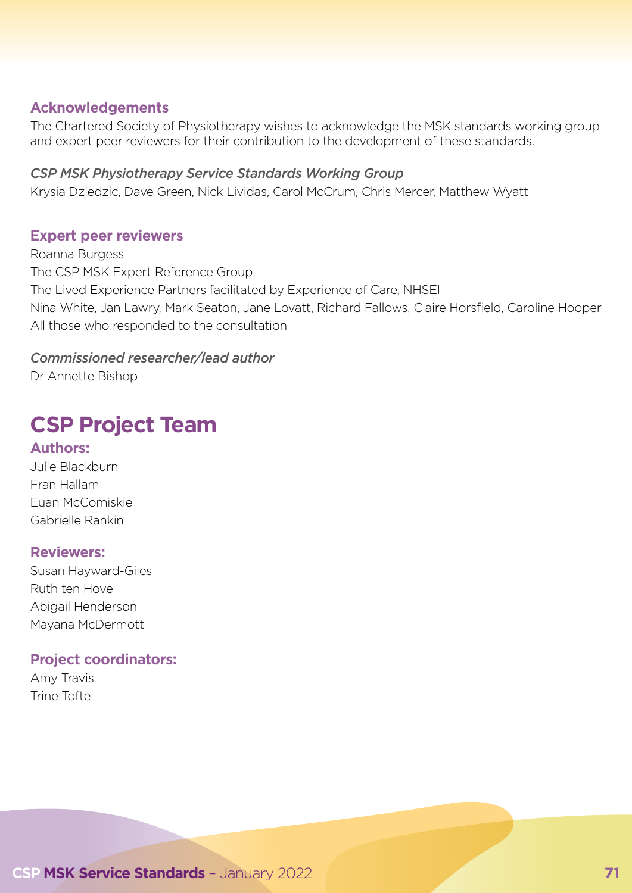## Acknowledgements

The Chartered Society of Physiotherapy wishes to acknowledge the MSK standards working group and expert peer reviewers for their contribution to the development of these standards.

*CSP MSK Physiotherapy Service Standards Working Group*

Krysia Dziedzic, Dave Green, Nick Lividas, Carol McCrum, Chris Mercer, Matthew Wyatt

### Expert peer reviewers

Roanna Burgess
The CSP MSK Expert Reference Group
The Lived Experience Partners facilitated by Experience of Care, NHSEI
Nina White, Jan Lawry, Mark Seaton, Jane Lovatt, Richard Fallows, Claire Horsfield, Caroline Hooper
All those who responded to the consultation

*Commissioned researcher/lead author*

Dr Annette Bishop

# CSP Project Team

### Authors:

Julie Blackburn
Fran Hallam
Euan McComiskie
Gabrielle Rankin

### Reviewers:

Susan Hayward-Giles
Ruth ten Hove
Abigail Henderson
Mayana McDermott

### Project coordinators:

Amy Travis
Trine Tofte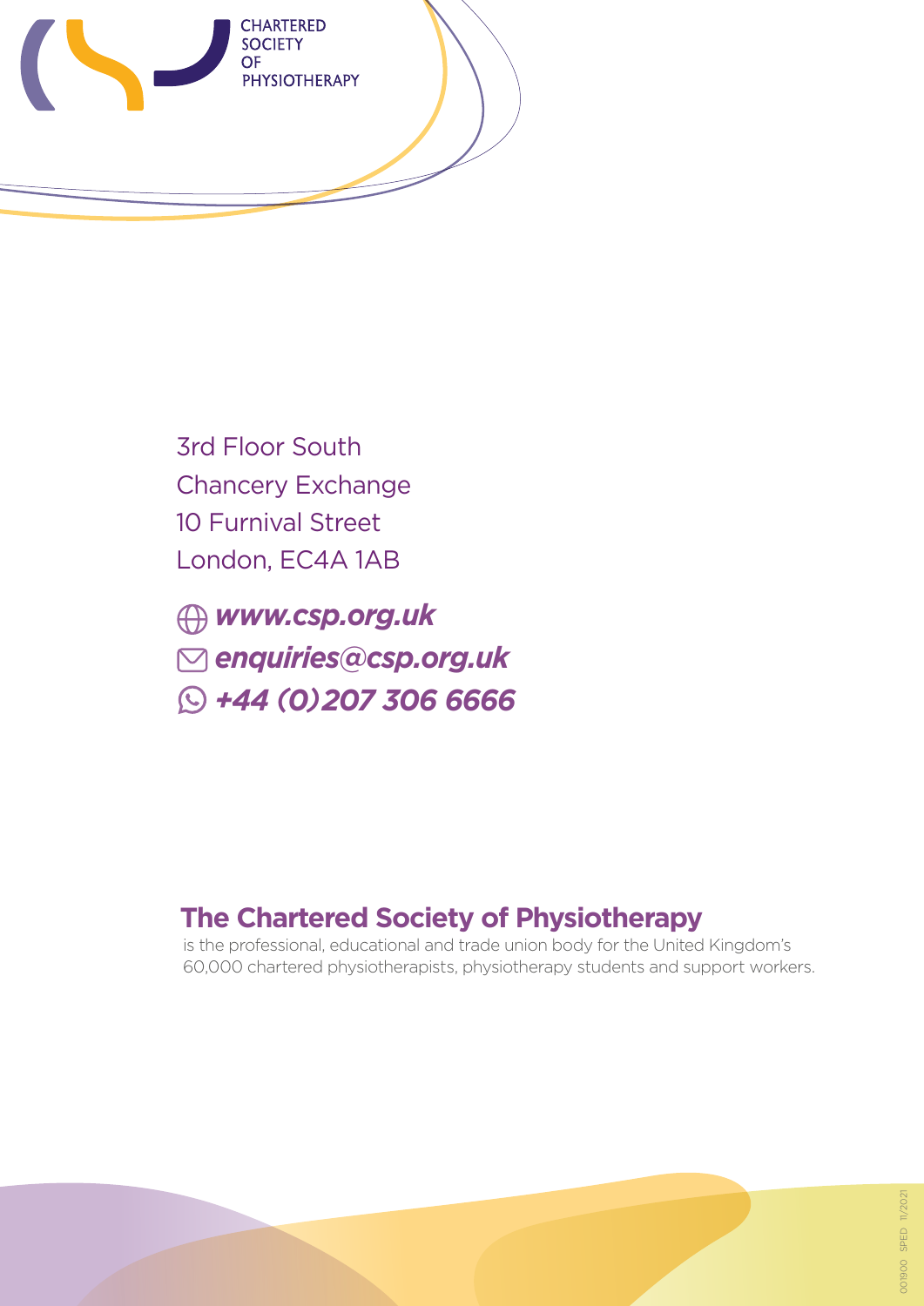CHARTERED SOCIETY OF PHYSIOTHERAPY

3rd Floor South
Chancery Exchange
10 Furnival Street
London, EC4A 1AB

***www.csp.org.uk***
***enquiries@csp.org.uk***
***+44 (0)207 306 6666***

## The Chartered Society of Physiotherapy

is the professional, educational and trade union body for the United Kingdom's 60,000 chartered physiotherapists, physiotherapy students and support workers.

001900 SPED 11/2021